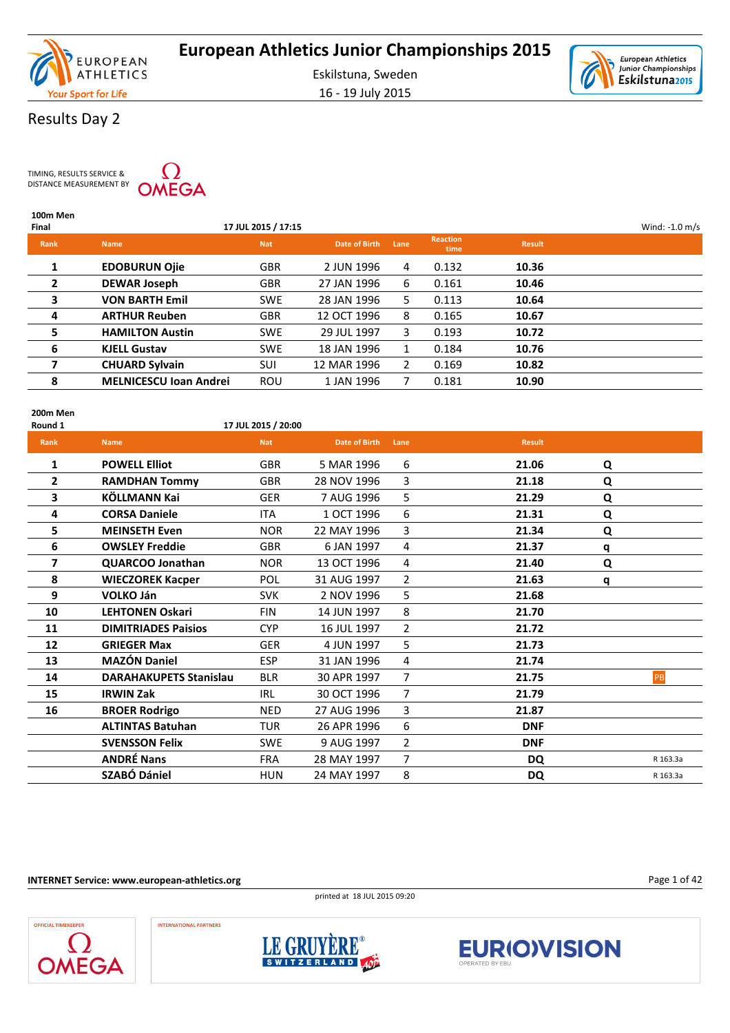# European Athletics Junior Championships 2015

Eskilstuna, Sweden

16 - 19 July 2015

## Results Day 2

TIMING, RESULTS SERVICE & DISTANCE MEASUREMENT BY OMEGA

### 100m Men

**Final** — 17 JUL 2015 / 17:15 — Wind: -1.0 m/s

| Rank | Name | Nat | Date of Birth | Lane | Reaction time | Result |
|---|---|---|---|---|---|---|
| 1 | **EDOBURUN Ojie** | GBR | 2 JUN 1996 | 4 | 0.132 | **10.36** |
| 2 | **DEWAR Joseph** | GBR | 27 JAN 1996 | 6 | 0.161 | **10.46** |
| 3 | **VON BARTH Emil** | SWE | 28 JAN 1996 | 5 | 0.113 | **10.64** |
| 4 | **ARTHUR Reuben** | GBR | 12 OCT 1996 | 8 | 0.165 | **10.67** |
| 5 | **HAMILTON Austin** | SWE | 29 JUL 1997 | 3 | 0.193 | **10.72** |
| 6 | **KJELL Gustav** | SWE | 18 JAN 1996 | 1 | 0.184 | **10.76** |
| 7 | **CHUARD Sylvain** | SUI | 12 MAR 1996 | 2 | 0.169 | **10.82** |
| 8 | **MELNICESCU Ioan Andrei** | ROU | 1 JAN 1996 | 7 | 0.181 | **10.90** |

### 200m Men

**Round 1** — 17 JUL 2015 / 20:00

| Rank | Name | Nat | Date of Birth | Lane | Result | | |
|---|---|---|---|---|---|---|---|
| 1 | **POWELL Elliot** | GBR | 5 MAR 1996 | 6 | **21.06** | Q | |
| 2 | **RAMDHAN Tommy** | GBR | 28 NOV 1996 | 3 | **21.18** | Q | |
| 3 | **KÖLLMANN Kai** | GER | 7 AUG 1996 | 5 | **21.29** | Q | |
| 4 | **CORSA Daniele** | ITA | 1 OCT 1996 | 6 | **21.31** | Q | |
| 5 | **MEINSETH Even** | NOR | 22 MAY 1996 | 3 | **21.34** | Q | |
| 6 | **OWSLEY Freddie** | GBR | 6 JAN 1997 | 4 | **21.37** | q | |
| 7 | **QUARCOO Jonathan** | NOR | 13 OCT 1996 | 4 | **21.40** | Q | |
| 8 | **WIECZOREK Kacper** | POL | 31 AUG 1997 | 2 | **21.63** | q | |
| 9 | **VOLKO Ján** | SVK | 2 NOV 1996 | 5 | **21.68** | | |
| 10 | **LEHTONEN Oskari** | FIN | 14 JUN 1997 | 8 | **21.70** | | |
| 11 | **DIMITRIADES Paisios** | CYP | 16 JUL 1997 | 2 | **21.72** | | |
| 12 | **GRIEGER Max** | GER | 4 JUN 1997 | 5 | **21.73** | | |
| 13 | **MAZÓN Daniel** | ESP | 31 JAN 1996 | 4 | **21.74** | | |
| 14 | **DARAHAKUPETS Stanislau** | BLR | 30 APR 1997 | 7 | **21.75** | | PB |
| 15 | **IRWIN Zak** | IRL | 30 OCT 1996 | 7 | **21.79** | | |
| 16 | **BROER Rodrigo** | NED | 27 AUG 1996 | 3 | **21.87** | | |
| | **ALTINTAS Batuhan** | TUR | 26 APR 1996 | 6 | **DNF** | | |
| | **SVENSSON Felix** | SWE | 9 AUG 1997 | 2 | **DNF** | | |
| | **ANDRÉ Nans** | FRA | 28 MAY 1997 | 7 | **DQ** | | R 163.3a |
| | **SZABÓ Dániel** | HUN | 24 MAY 1997 | 8 | **DQ** | | R 163.3a |

**INTERNET Service: www.european-athletics.org**

printed at 18 JUL 2015 09:20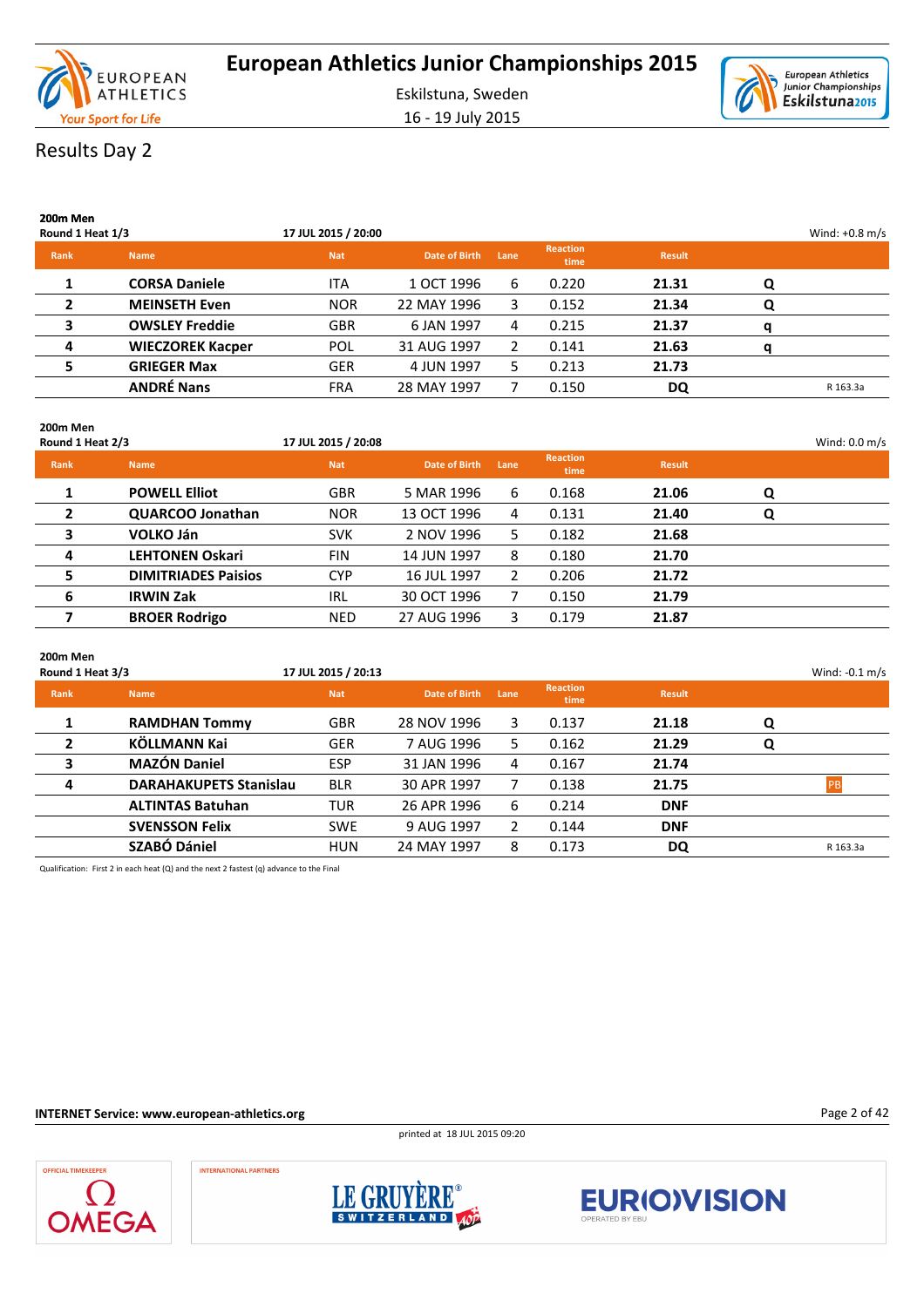# European Athletics Junior Championships 2015

Eskilstuna, Sweden

16 - 19 July 2015

## Results Day 2

### 200m Men

**Round 1 Heat 1/3** — **17 JUL 2015 / 20:00** — Wind: +0.8 m/s

| Rank | Name | Nat | Date of Birth | Lane | Reaction time | Result | | |
|---|---|---|---|---|---|---|---|---|
| 1 | **CORSA Daniele** | ITA | 1 OCT 1996 | 6 | 0.220 | **21.31** | **Q** | |
| 2 | **MEINSETH Even** | NOR | 22 MAY 1996 | 3 | 0.152 | **21.34** | **Q** | |
| 3 | **OWSLEY Freddie** | GBR | 6 JAN 1997 | 4 | 0.215 | **21.37** | **q** | |
| 4 | **WIECZOREK Kacper** | POL | 31 AUG 1997 | 2 | 0.141 | **21.63** | **q** | |
| 5 | **GRIEGER Max** | GER | 4 JUN 1997 | 5 | 0.213 | **21.73** | | |
| | **ANDRÉ Nans** | FRA | 28 MAY 1997 | 7 | 0.150 | **DQ** | | R 163.3a |

### 200m Men

**Round 1 Heat 2/3** — **17 JUL 2015 / 20:08** — Wind: 0.0 m/s

| Rank | Name | Nat | Date of Birth | Lane | Reaction time | Result | | |
|---|---|---|---|---|---|---|---|---|
| 1 | **POWELL Elliot** | GBR | 5 MAR 1996 | 6 | 0.168 | **21.06** | **Q** | |
| 2 | **QUARCOO Jonathan** | NOR | 13 OCT 1996 | 4 | 0.131 | **21.40** | **Q** | |
| 3 | **VOLKO Ján** | SVK | 2 NOV 1996 | 5 | 0.182 | **21.68** | | |
| 4 | **LEHTONEN Oskari** | FIN | 14 JUN 1997 | 8 | 0.180 | **21.70** | | |
| 5 | **DIMITRIADES Paisios** | CYP | 16 JUL 1997 | 2 | 0.206 | **21.72** | | |
| 6 | **IRWIN Zak** | IRL | 30 OCT 1996 | 7 | 0.150 | **21.79** | | |
| 7 | **BROER Rodrigo** | NED | 27 AUG 1996 | 3 | 0.179 | **21.87** | | |

### 200m Men

**Round 1 Heat 3/3** — **17 JUL 2015 / 20:13** — Wind: -0.1 m/s

| Rank | Name | Nat | Date of Birth | Lane | Reaction time | Result | | |
|---|---|---|---|---|---|---|---|---|
| 1 | **RAMDHAN Tommy** | GBR | 28 NOV 1996 | 3 | 0.137 | **21.18** | **Q** | |
| 2 | **KÖLLMANN Kai** | GER | 7 AUG 1996 | 5 | 0.162 | **21.29** | **Q** | |
| 3 | **MAZÓN Daniel** | ESP | 31 JAN 1996 | 4 | 0.167 | **21.74** | | |
| 4 | **DARAHAKUPETS Stanislau** | BLR | 30 APR 1997 | 7 | 0.138 | **21.75** | | PB |
| | **ALTINTAS Batuhan** | TUR | 26 APR 1996 | 6 | 0.214 | **DNF** | | |
| | **SVENSSON Felix** | SWE | 9 AUG 1997 | 2 | 0.144 | **DNF** | | |
| | **SZABÓ Dániel** | HUN | 24 MAY 1997 | 8 | 0.173 | **DQ** | | R 163.3a |

Qualification: First 2 in each heat (Q) and the next 2 fastest (q) advance to the Final

**INTERNET Service: www.european-athletics.org**

printed at 18 JUL 2015 09:20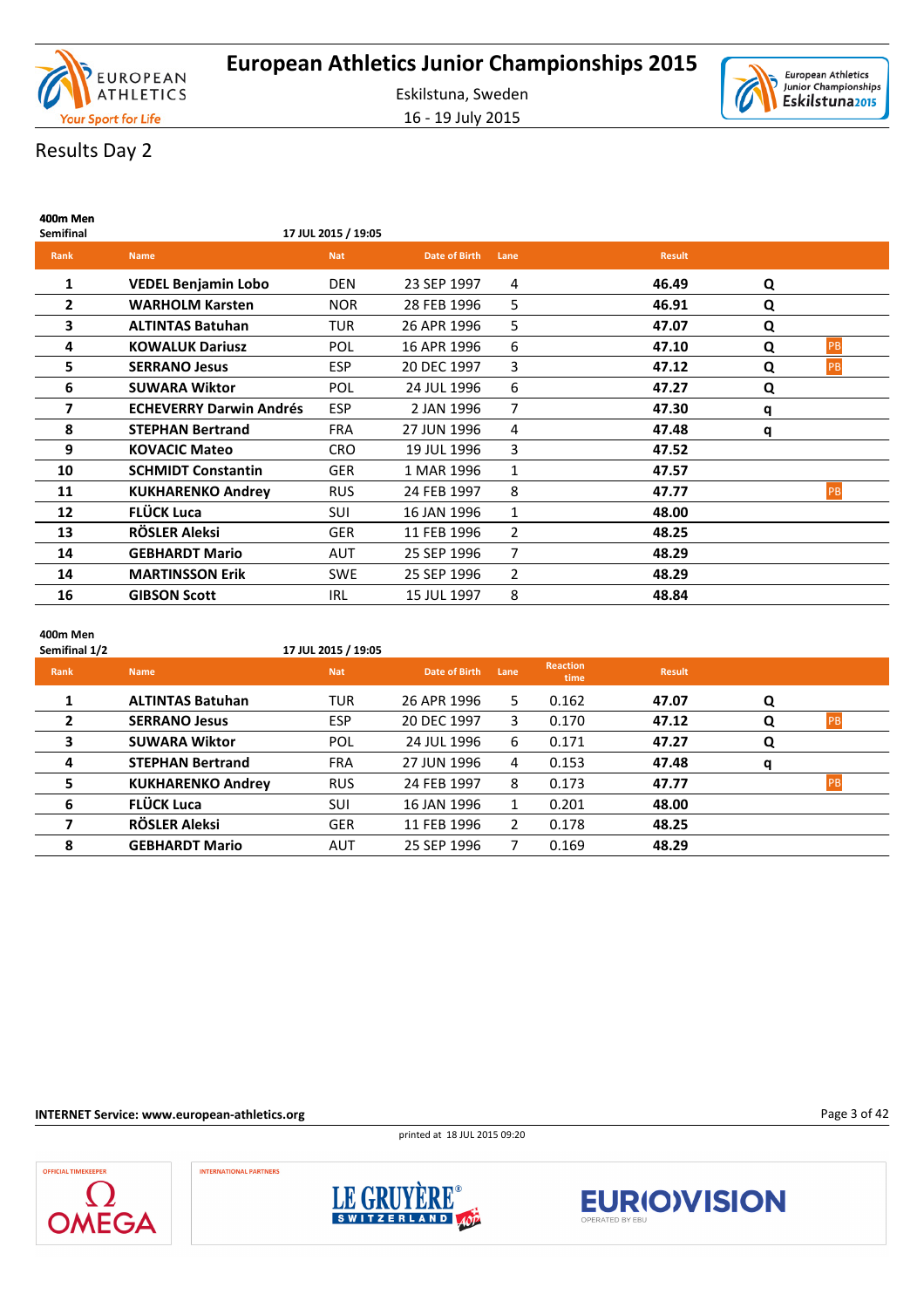# European Athletics Junior Championships 2015

Eskilstuna, Sweden

16 - 19 July 2015

## Results Day 2

**400m Men**
**Semifinal** — 17 JUL 2015 / 19:05

| Rank | Name | Nat | Date of Birth | Lane | Result | | |
|---|---|---|---|---|---|---|---|
| 1 | **VEDEL Benjamin Lobo** | DEN | 23 SEP 1997 | 4 | **46.49** | **Q** | |
| 2 | **WARHOLM Karsten** | NOR | 28 FEB 1996 | 5 | **46.91** | **Q** | |
| 3 | **ALTINTAS Batuhan** | TUR | 26 APR 1996 | 5 | **47.07** | **Q** | |
| 4 | **KOWALUK Dariusz** | POL | 16 APR 1996 | 6 | **47.10** | **Q** | PB |
| 5 | **SERRANO Jesus** | ESP | 20 DEC 1997 | 3 | **47.12** | **Q** | PB |
| 6 | **SUWARA Wiktor** | POL | 24 JUL 1996 | 6 | **47.27** | **Q** | |
| 7 | **ECHEVERRY Darwin Andrés** | ESP | 2 JAN 1996 | 7 | **47.30** | **q** | |
| 8 | **STEPHAN Bertrand** | FRA | 27 JUN 1996 | 4 | **47.48** | **q** | |
| 9 | **KOVACIC Mateo** | CRO | 19 JUL 1996 | 3 | **47.52** | | |
| 10 | **SCHMIDT Constantin** | GER | 1 MAR 1996 | 1 | **47.57** | | |
| 11 | **KUKHARENKO Andrey** | RUS | 24 FEB 1997 | 8 | **47.77** | | PB |
| 12 | **FLÜCK Luca** | SUI | 16 JAN 1996 | 1 | **48.00** | | |
| 13 | **RÖSLER Aleksi** | GER | 11 FEB 1996 | 2 | **48.25** | | |
| 14 | **GEBHARDT Mario** | AUT | 25 SEP 1996 | 7 | **48.29** | | |
| 14 | **MARTINSSON Erik** | SWE | 25 SEP 1996 | 2 | **48.29** | | |
| 16 | **GIBSON Scott** | IRL | 15 JUL 1997 | 8 | **48.84** | | |

**400m Men**
**Semifinal 1/2** — 17 JUL 2015 / 19:05

| Rank | Name | Nat | Date of Birth | Lane | Reaction time | Result | | |
|---|---|---|---|---|---|---|---|---|
| 1 | **ALTINTAS Batuhan** | TUR | 26 APR 1996 | 5 | 0.162 | **47.07** | **Q** | |
| 2 | **SERRANO Jesus** | ESP | 20 DEC 1997 | 3 | 0.170 | **47.12** | **Q** | PB |
| 3 | **SUWARA Wiktor** | POL | 24 JUL 1996 | 6 | 0.171 | **47.27** | **Q** | |
| 4 | **STEPHAN Bertrand** | FRA | 27 JUN 1996 | 4 | 0.153 | **47.48** | **q** | |
| 5 | **KUKHARENKO Andrey** | RUS | 24 FEB 1997 | 8 | 0.173 | **47.77** | | PB |
| 6 | **FLÜCK Luca** | SUI | 16 JAN 1996 | 1 | 0.201 | **48.00** | | |
| 7 | **RÖSLER Aleksi** | GER | 11 FEB 1996 | 2 | 0.178 | **48.25** | | |
| 8 | **GEBHARDT Mario** | AUT | 25 SEP 1996 | 7 | 0.169 | **48.29** | | |

**INTERNET Service: www.european-athletics.org**

printed at 18 JUL 2015 09:20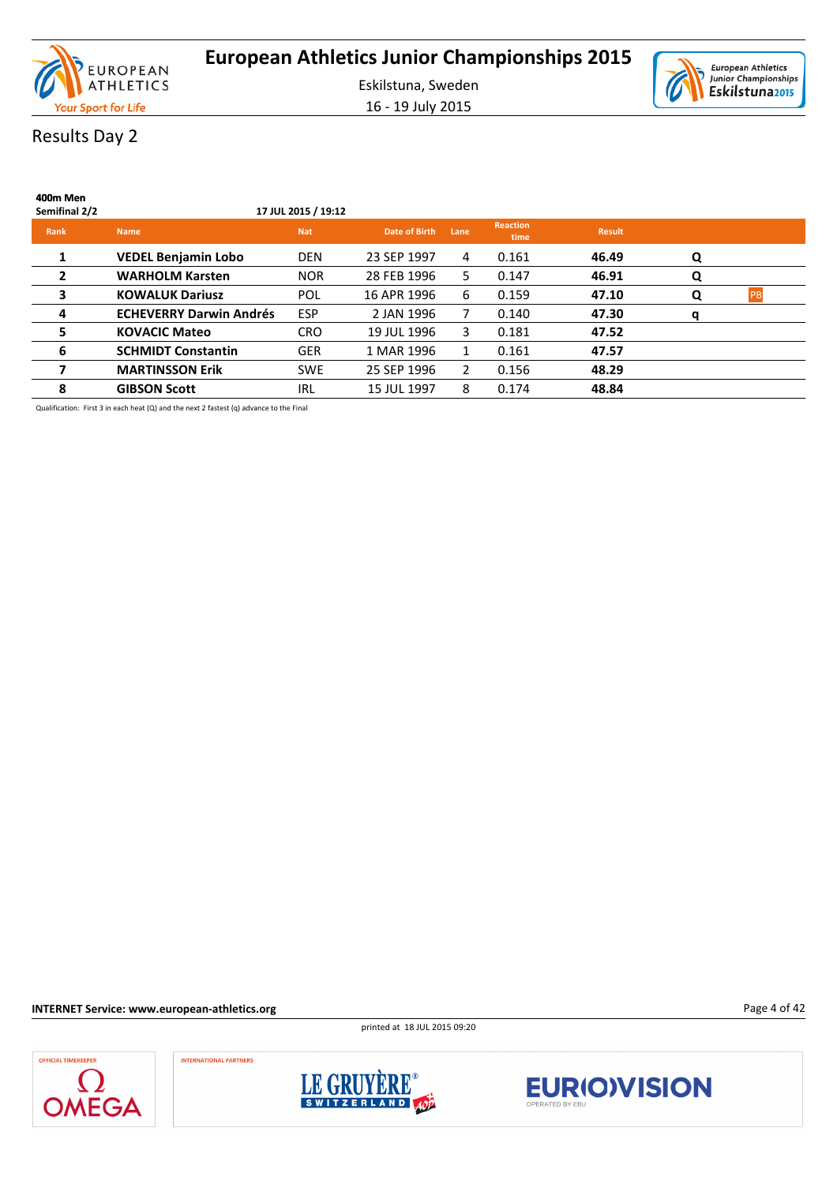# European Athletics Junior Championships 2015

Eskilstuna, Sweden

16 - 19 July 2015

## Results Day 2

**400m Men**

**Semifinal 2/2** — **17 JUL 2015 / 19:12**

| Rank | Name | Nat | Date of Birth | Lane | Reaction time | Result | | |
|---|---|---|---|---|---|---|---|---|
| 1 | **VEDEL Benjamin Lobo** | DEN | 23 SEP 1997 | 4 | 0.161 | **46.49** | **Q** | |
| 2 | **WARHOLM Karsten** | NOR | 28 FEB 1996 | 5 | 0.147 | **46.91** | **Q** | |
| 3 | **KOWALUK Dariusz** | POL | 16 APR 1996 | 6 | 0.159 | **47.10** | **Q** | PB |
| 4 | **ECHEVERRY Darwin Andrés** | ESP | 2 JAN 1996 | 7 | 0.140 | **47.30** | **q** | |
| 5 | **KOVACIC Mateo** | CRO | 19 JUL 1996 | 3 | 0.181 | **47.52** | | |
| 6 | **SCHMIDT Constantin** | GER | 1 MAR 1996 | 1 | 0.161 | **47.57** | | |
| 7 | **MARTINSSON Erik** | SWE | 25 SEP 1996 | 2 | 0.156 | **48.29** | | |
| 8 | **GIBSON Scott** | IRL | 15 JUL 1997 | 8 | 0.174 | **48.84** | | |

Qualification: First 3 in each heat (Q) and the next 2 fastest (q) advance to the Final

**INTERNET Service: www.european-athletics.org**

printed at 18 JUL 2015 09:20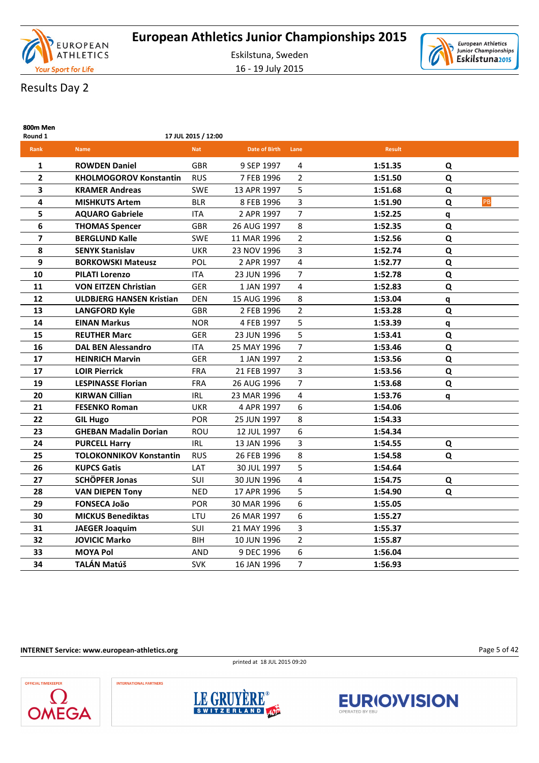# European Athletics Junior Championships 2015

Eskilstuna, Sweden

16 - 19 July 2015

## Results Day 2

**800m Men**
**Round 1** — **17 JUL 2015 / 12:00**

| Rank | Name | Nat | Date of Birth | Lane | Result | | |
|---|---|---|---|---|---|---|---|
| 1 | **ROWDEN Daniel** | GBR | 9 SEP 1997 | 4 | **1:51.35** | **Q** | |
| 2 | **KHOLMOGOROV Konstantin** | RUS | 7 FEB 1996 | 2 | **1:51.50** | **Q** | |
| 3 | **KRAMER Andreas** | SWE | 13 APR 1997 | 5 | **1:51.68** | **Q** | |
| 4 | **MISHKUTS Artem** | BLR | 8 FEB 1996 | 3 | **1:51.90** | **Q** | PB |
| 5 | **AQUARO Gabriele** | ITA | 2 APR 1997 | 7 | **1:52.25** | **q** | |
| 6 | **THOMAS Spencer** | GBR | 26 AUG 1997 | 8 | **1:52.35** | **Q** | |
| 7 | **BERGLUND Kalle** | SWE | 11 MAR 1996 | 2 | **1:52.56** | **Q** | |
| 8 | **SENYK Stanislav** | UKR | 23 NOV 1996 | 3 | **1:52.74** | **Q** | |
| 9 | **BORKOWSKI Mateusz** | POL | 2 APR 1997 | 4 | **1:52.77** | **Q** | |
| 10 | **PILATI Lorenzo** | ITA | 23 JUN 1996 | 7 | **1:52.78** | **Q** | |
| 11 | **VON EITZEN Christian** | GER | 1 JAN 1997 | 4 | **1:52.83** | **Q** | |
| 12 | **ULDBJERG HANSEN Kristian** | DEN | 15 AUG 1996 | 8 | **1:53.04** | **q** | |
| 13 | **LANGFORD Kyle** | GBR | 2 FEB 1996 | 2 | **1:53.28** | **Q** | |
| 14 | **EINAN Markus** | NOR | 4 FEB 1997 | 5 | **1:53.39** | **q** | |
| 15 | **REUTHER Marc** | GER | 23 JUN 1996 | 5 | **1:53.41** | **Q** | |
| 16 | **DAL BEN Alessandro** | ITA | 25 MAY 1996 | 7 | **1:53.46** | **Q** | |
| 17 | **HEINRICH Marvin** | GER | 1 JAN 1997 | 2 | **1:53.56** | **Q** | |
| 17 | **LOIR Pierrick** | FRA | 21 FEB 1997 | 3 | **1:53.56** | **Q** | |
| 19 | **LESPINASSE Florian** | FRA | 26 AUG 1996 | 7 | **1:53.68** | **Q** | |
| 20 | **KIRWAN Cillian** | IRL | 23 MAR 1996 | 4 | **1:53.76** | **q** | |
| 21 | **FESENKO Roman** | UKR | 4 APR 1997 | 6 | **1:54.06** | | |
| 22 | **GIL Hugo** | POR | 25 JUN 1997 | 8 | **1:54.33** | | |
| 23 | **GHEBAN Madalin Dorian** | ROU | 12 JUL 1997 | 6 | **1:54.34** | | |
| 24 | **PURCELL Harry** | IRL | 13 JAN 1996 | 3 | **1:54.55** | **Q** | |
| 25 | **TOLOKONNIKOV Konstantin** | RUS | 26 FEB 1996 | 8 | **1:54.58** | **Q** | |
| 26 | **KUPCS Gatis** | LAT | 30 JUL 1997 | 5 | **1:54.64** | | |
| 27 | **SCHÖPFER Jonas** | SUI | 30 JUN 1996 | 4 | **1:54.75** | **Q** | |
| 28 | **VAN DIEPEN Tony** | NED | 17 APR 1996 | 5 | **1:54.90** | **Q** | |
| 29 | **FONSECA João** | POR | 30 MAR 1996 | 6 | **1:55.05** | | |
| 30 | **MICKUS Benediktas** | LTU | 26 MAR 1997 | 6 | **1:55.27** | | |
| 31 | **JAEGER Joaquim** | SUI | 21 MAY 1996 | 3 | **1:55.37** | | |
| 32 | **JOVICIC Marko** | BIH | 10 JUN 1996 | 2 | **1:55.87** | | |
| 33 | **MOYA Pol** | AND | 9 DEC 1996 | 6 | **1:56.04** | | |
| 34 | **TALÁN Matúš** | SVK | 16 JAN 1996 | 7 | **1:56.93** | | |

**INTERNET Service: www.european-athletics.org**

printed at 18 JUL 2015 09:20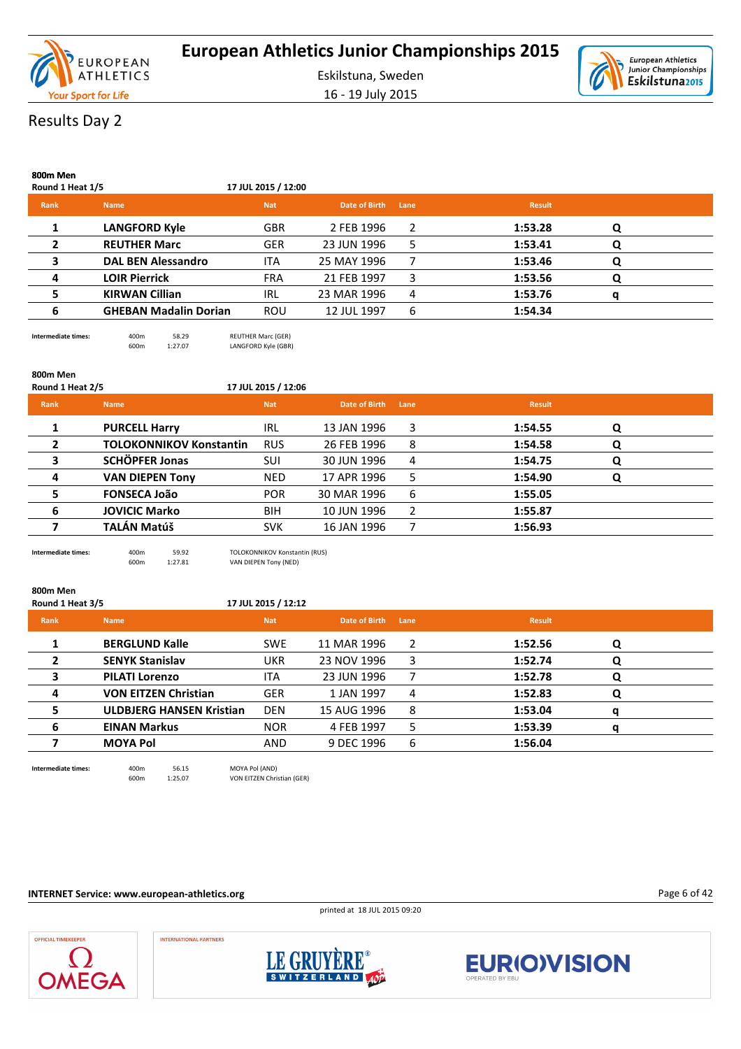# European Athletics Junior Championships 2015

Eskilstuna, Sweden

16 - 19 July 2015

## Results Day 2

### 800m Men

**Round 1 Heat 1/5** — 17 JUL 2015 / 12:00

| Rank | Name | Nat | Date of Birth | Lane | Result | |
|---|---|---|---|---|---|---|
| 1 | LANGFORD Kyle | GBR | 2 FEB 1996 | 2 | 1:53.28 | Q |
| 2 | REUTHER Marc | GER | 23 JUN 1996 | 5 | 1:53.41 | Q |
| 3 | DAL BEN Alessandro | ITA | 25 MAY 1996 | 7 | 1:53.46 | Q |
| 4 | LOIR Pierrick | FRA | 21 FEB 1997 | 3 | 1:53.56 | Q |
| 5 | KIRWAN Cillian | IRL | 23 MAR 1996 | 4 | 1:53.76 | q |
| 6 | GHEBAN Madalin Dorian | ROU | 12 JUL 1997 | 6 | 1:54.34 | |

Intermediate times:

| | | |
|---|---|---|
| 400m | 58.29 | REUTHER Marc (GER) |
| 600m | 1:27.07 | LANGFORD Kyle (GBR) |

### 800m Men

**Round 1 Heat 2/5** — 17 JUL 2015 / 12:06

| Rank | Name | Nat | Date of Birth | Lane | Result | |
|---|---|---|---|---|---|---|
| 1 | PURCELL Harry | IRL | 13 JAN 1996 | 3 | 1:54.55 | Q |
| 2 | TOLOKONNIKOV Konstantin | RUS | 26 FEB 1996 | 8 | 1:54.58 | Q |
| 3 | SCHÖPFER Jonas | SUI | 30 JUN 1996 | 4 | 1:54.75 | Q |
| 4 | VAN DIEPEN Tony | NED | 17 APR 1996 | 5 | 1:54.90 | Q |
| 5 | FONSECA João | POR | 30 MAR 1996 | 6 | 1:55.05 | |
| 6 | JOVICIC Marko | BIH | 10 JUN 1996 | 2 | 1:55.87 | |
| 7 | TALÁN Matúš | SVK | 16 JAN 1996 | 7 | 1:56.93 | |

Intermediate times:

| | | |
|---|---|---|
| 400m | 59.92 | TOLOKONNIKOV Konstantin (RUS) |
| 600m | 1:27.81 | VAN DIEPEN Tony (NED) |

### 800m Men

**Round 1 Heat 3/5** — 17 JUL 2015 / 12:12

| Rank | Name | Nat | Date of Birth | Lane | Result | |
|---|---|---|---|---|---|---|
| 1 | BERGLUND Kalle | SWE | 11 MAR 1996 | 2 | 1:52.56 | Q |
| 2 | SENYK Stanislav | UKR | 23 NOV 1996 | 3 | 1:52.74 | Q |
| 3 | PILATI Lorenzo | ITA | 23 JUN 1996 | 7 | 1:52.78 | Q |
| 4 | VON EITZEN Christian | GER | 1 JAN 1997 | 4 | 1:52.83 | Q |
| 5 | ULDBJERG HANSEN Kristian | DEN | 15 AUG 1996 | 8 | 1:53.04 | q |
| 6 | EINAN Markus | NOR | 4 FEB 1997 | 5 | 1:53.39 | q |
| 7 | MOYA Pol | AND | 9 DEC 1996 | 6 | 1:56.04 | |

Intermediate times:

| | | |
|---|---|---|
| 400m | 56.15 | MOYA Pol (AND) |
| 600m | 1:25.07 | VON EITZEN Christian (GER) |

INTERNET Service: www.european-athletics.org

printed at 18 JUL 2015 09:20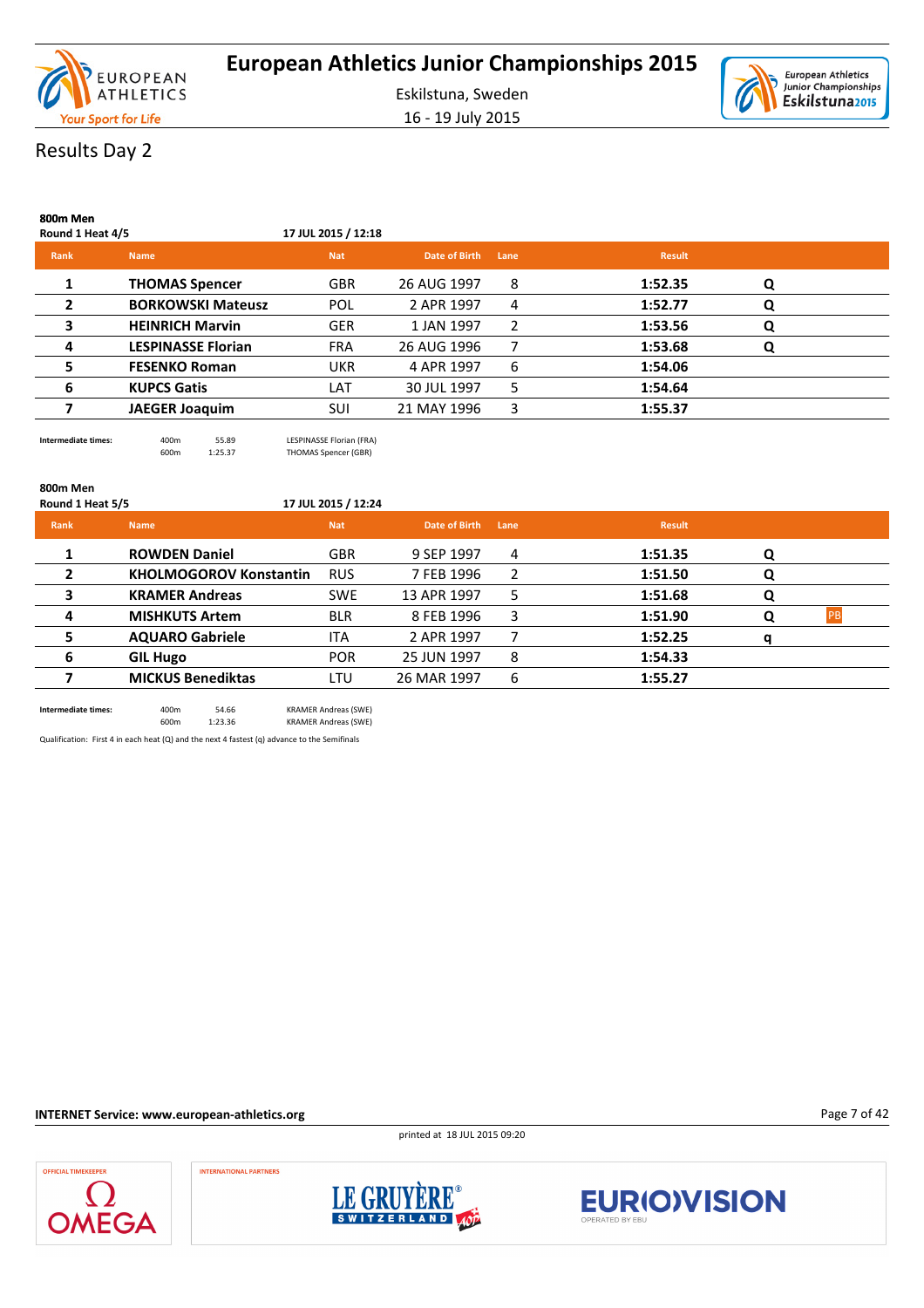# European Athletics Junior Championships 2015

Eskilstuna, Sweden

16 - 19 July 2015

## Results Day 2

### 800m Men

Round 1 Heat 4/5 — 17 JUL 2015 / 12:18

| Rank | Name | Nat | Date of Birth | Lane | Result | | |
|---|---|---|---|---|---|---|---|
| 1 | **THOMAS Spencer** | GBR | 26 AUG 1997 | 8 | **1:52.35** | **Q** | |
| 2 | **BORKOWSKI Mateusz** | POL | 2 APR 1997 | 4 | **1:52.77** | **Q** | |
| 3 | **HEINRICH Marvin** | GER | 1 JAN 1997 | 2 | **1:53.56** | **Q** | |
| 4 | **LESPINASSE Florian** | FRA | 26 AUG 1996 | 7 | **1:53.68** | **Q** | |
| 5 | **FESENKO Roman** | UKR | 4 APR 1997 | 6 | **1:54.06** | | |
| 6 | **KUPCS Gatis** | LAT | 30 JUL 1997 | 5 | **1:54.64** | | |
| 7 | **JAEGER Joaquim** | SUI | 21 MAY 1996 | 3 | **1:55.37** | | |

**Intermediate times:**

| | | |
|---|---|---|
| 400m | 55.89 | LESPINASSE Florian (FRA) |
| 600m | 1:25.37 | THOMAS Spencer (GBR) |

### 800m Men

Round 1 Heat 5/5 — 17 JUL 2015 / 12:24

| Rank | Name | Nat | Date of Birth | Lane | Result | | |
|---|---|---|---|---|---|---|---|
| 1 | **ROWDEN Daniel** | GBR | 9 SEP 1997 | 4 | **1:51.35** | **Q** | |
| 2 | **KHOLMOGOROV Konstantin** | RUS | 7 FEB 1996 | 2 | **1:51.50** | **Q** | |
| 3 | **KRAMER Andreas** | SWE | 13 APR 1997 | 5 | **1:51.68** | **Q** | |
| 4 | **MISHKUTS Artem** | BLR | 8 FEB 1996 | 3 | **1:51.90** | **Q** | PB |
| 5 | **AQUARO Gabriele** | ITA | 2 APR 1997 | 7 | **1:52.25** | **q** | |
| 6 | **GIL Hugo** | POR | 25 JUN 1997 | 8 | **1:54.33** | | |
| 7 | **MICKUS Benediktas** | LTU | 26 MAR 1997 | 6 | **1:55.27** | | |

**Intermediate times:**

| | | |
|---|---|---|
| 400m | 54.66 | KRAMER Andreas (SWE) |
| 600m | 1:23.36 | KRAMER Andreas (SWE) |

Qualification: First 4 in each heat (Q) and the next 4 fastest (q) advance to the Semifinals

**INTERNET Service: www.european-athletics.org**

printed at 18 JUL 2015 09:20

OFFICIAL TIMEKEEPER — OMEGA

INTERNATIONAL PARTNERS — LE GRUYÈRE SWITZERLAND AOP — EUROVISION OPERATED BY EBU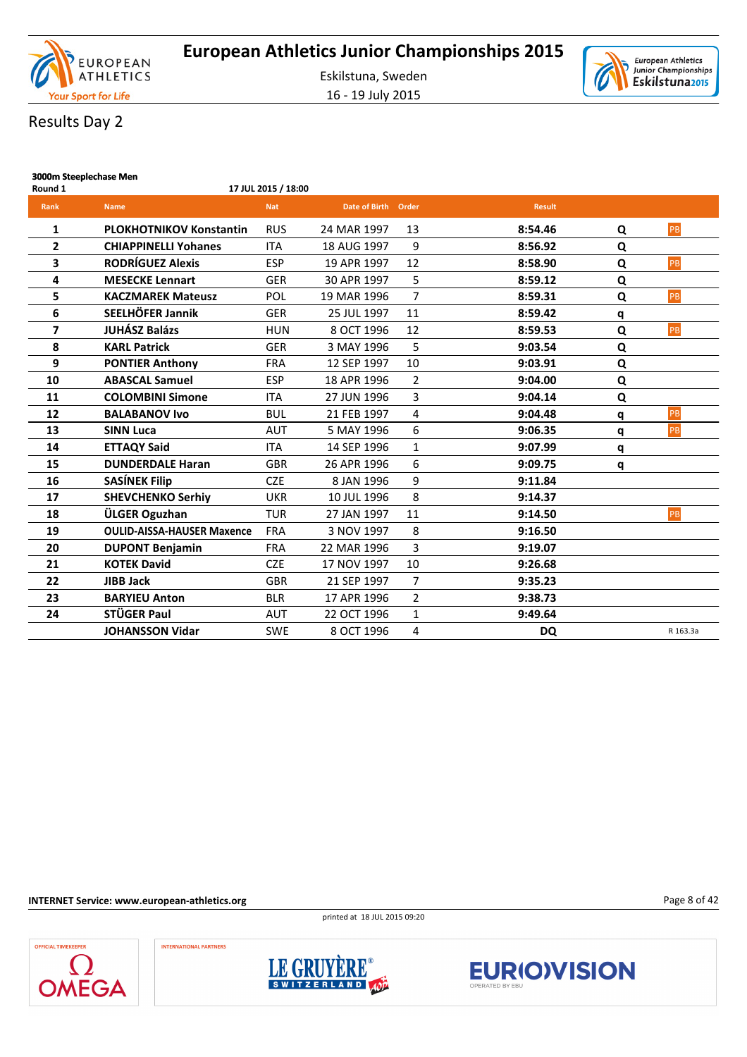# European Athletics Junior Championships 2015

Eskilstuna, Sweden

16 - 19 July 2015

## Results Day 2

### 3000m Steeplechase Men

Round 1 — 17 JUL 2015 / 18:00

| Rank | Name | Nat | Date of Birth | Order | Result | | |
|---|---|---|---|---|---|---|---|
| 1 | **PLOKHOTNIKOV Konstantin** | RUS | 24 MAR 1997 | 13 | **8:54.46** | **Q** | PB |
| 2 | **CHIAPPINELLI Yohanes** | ITA | 18 AUG 1997 | 9 | **8:56.92** | **Q** | |
| 3 | **RODRÍGUEZ Alexis** | ESP | 19 APR 1997 | 12 | **8:58.90** | **Q** | PB |
| 4 | **MESECKE Lennart** | GER | 30 APR 1997 | 5 | **8:59.12** | **Q** | |
| 5 | **KACZMAREK Mateusz** | POL | 19 MAR 1996 | 7 | **8:59.31** | **Q** | PB |
| 6 | **SEELHÖFER Jannik** | GER | 25 JUL 1997 | 11 | **8:59.42** | **q** | |
| 7 | **JUHÁSZ Balázs** | HUN | 8 OCT 1996 | 12 | **8:59.53** | **Q** | PB |
| 8 | **KARL Patrick** | GER | 3 MAY 1996 | 5 | **9:03.54** | **Q** | |
| 9 | **PONTIER Anthony** | FRA | 12 SEP 1997 | 10 | **9:03.91** | **Q** | |
| 10 | **ABASCAL Samuel** | ESP | 18 APR 1996 | 2 | **9:04.00** | **Q** | |
| 11 | **COLOMBINI Simone** | ITA | 27 JUN 1996 | 3 | **9:04.14** | **Q** | |
| 12 | **BALABANOV Ivo** | BUL | 21 FEB 1997 | 4 | **9:04.48** | **q** | PB |
| 13 | **SINN Luca** | AUT | 5 MAY 1996 | 6 | **9:06.35** | **q** | PB |
| 14 | **ETTAQY Said** | ITA | 14 SEP 1996 | 1 | **9:07.99** | **q** | |
| 15 | **DUNDERDALE Haran** | GBR | 26 APR 1996 | 6 | **9:09.75** | **q** | |
| 16 | **SASÍNEK Filip** | CZE | 8 JAN 1996 | 9 | **9:11.84** | | |
| 17 | **SHEVCHENKO Serhiy** | UKR | 10 JUL 1996 | 8 | **9:14.37** | | |
| 18 | **ÜLGER Oguzhan** | TUR | 27 JAN 1997 | 11 | **9:14.50** | | PB |
| 19 | **OULID-AISSA-HAUSER Maxence** | FRA | 3 NOV 1997 | 8 | **9:16.50** | | |
| 20 | **DUPONT Benjamin** | FRA | 22 MAR 1996 | 3 | **9:19.07** | | |
| 21 | **KOTEK David** | CZE | 17 NOV 1997 | 10 | **9:26.68** | | |
| 22 | **JIBB Jack** | GBR | 21 SEP 1997 | 7 | **9:35.23** | | |
| 23 | **BARYIEU Anton** | BLR | 17 APR 1996 | 2 | **9:38.73** | | |
| 24 | **STÜGER Paul** | AUT | 22 OCT 1996 | 1 | **9:49.64** | | |
| | **JOHANSSON Vidar** | SWE | 8 OCT 1996 | 4 | **DQ** | | R 163.3a |

INTERNET Service: www.european-athletics.org

printed at 18 JUL 2015 09:20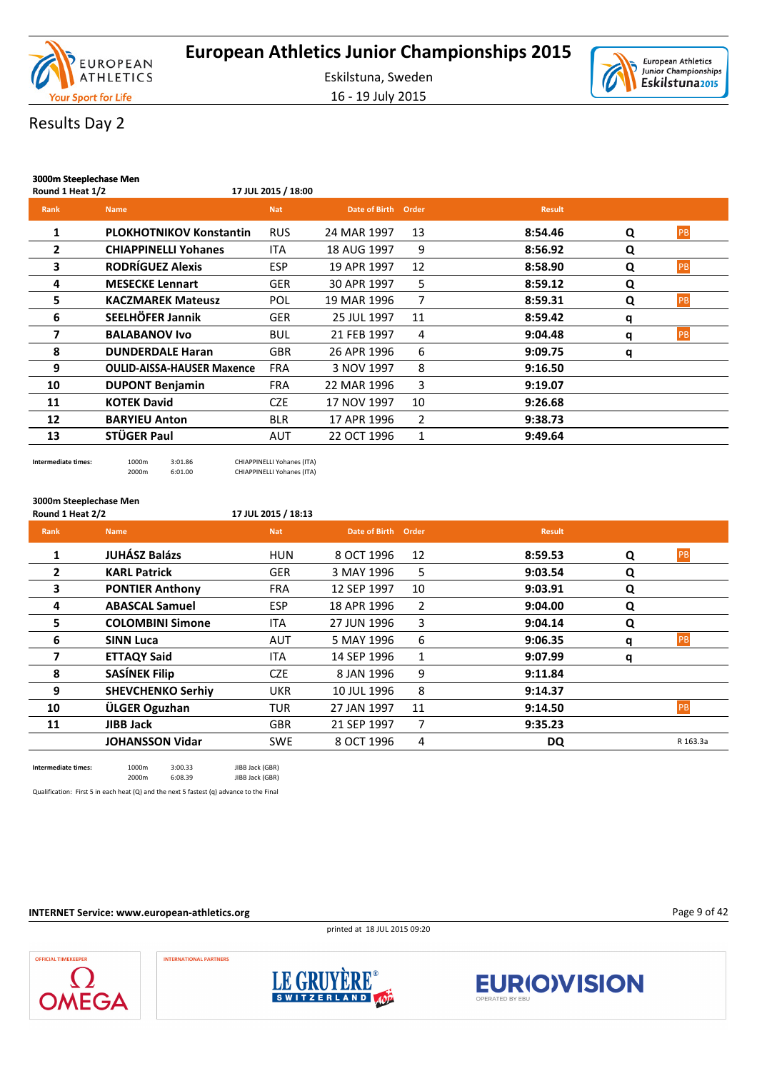# European Athletics Junior Championships 2015

Eskilstuna, Sweden

16 - 19 July 2015

## Results Day 2

### 3000m Steeplechase Men

**Round 1 Heat 1/2** — 17 JUL 2015 / 18:00

| Rank | Name | Nat | Date of Birth | Order | Result | | |
|---|---|---|---|---|---|---|---|
| 1 | **PLOKHOTNIKOV Konstantin** | RUS | 24 MAR 1997 | 13 | **8:54.46** | **Q** | PB |
| 2 | **CHIAPPINELLI Yohanes** | ITA | 18 AUG 1997 | 9 | **8:56.92** | **Q** | |
| 3 | **RODRÍGUEZ Alexis** | ESP | 19 APR 1997 | 12 | **8:58.90** | **Q** | PB |
| 4 | **MESECKE Lennart** | GER | 30 APR 1997 | 5 | **8:59.12** | **Q** | |
| 5 | **KACZMAREK Mateusz** | POL | 19 MAR 1996 | 7 | **8:59.31** | **Q** | PB |
| 6 | **SEELHÖFER Jannik** | GER | 25 JUL 1997 | 11 | **8:59.42** | **q** | |
| 7 | **BALABANOV Ivo** | BUL | 21 FEB 1997 | 4 | **9:04.48** | **q** | PB |
| 8 | **DUNDERDALE Haran** | GBR | 26 APR 1996 | 6 | **9:09.75** | **q** | |
| 9 | **OULID-AISSA-HAUSER Maxence** | FRA | 3 NOV 1997 | 8 | **9:16.50** | | |
| 10 | **DUPONT Benjamin** | FRA | 22 MAR 1996 | 3 | **9:19.07** | | |
| 11 | **KOTEK David** | CZE | 17 NOV 1997 | 10 | **9:26.68** | | |
| 12 | **BARYIEU Anton** | BLR | 17 APR 1996 | 2 | **9:38.73** | | |
| 13 | **STÜGER Paul** | AUT | 22 OCT 1996 | 1 | **9:49.64** | | |

**Intermediate times:**

| | | |
|---|---|---|
| 1000m | 3:01.86 | CHIAPPINELLI Yohanes (ITA) |
| 2000m | 6:01.00 | CHIAPPINELLI Yohanes (ITA) |

### 3000m Steeplechase Men

**Round 1 Heat 2/2** — 17 JUL 2015 / 18:13

| Rank | Name | Nat | Date of Birth | Order | Result | | |
|---|---|---|---|---|---|---|---|
| 1 | **JUHÁSZ Balázs** | HUN | 8 OCT 1996 | 12 | **8:59.53** | **Q** | PB |
| 2 | **KARL Patrick** | GER | 3 MAY 1996 | 5 | **9:03.54** | **Q** | |
| 3 | **PONTIER Anthony** | FRA | 12 SEP 1997 | 10 | **9:03.91** | **Q** | |
| 4 | **ABASCAL Samuel** | ESP | 18 APR 1996 | 2 | **9:04.00** | **Q** | |
| 5 | **COLOMBINI Simone** | ITA | 27 JUN 1996 | 3 | **9:04.14** | **Q** | |
| 6 | **SINN Luca** | AUT | 5 MAY 1996 | 6 | **9:06.35** | **q** | PB |
| 7 | **ETTAQY Said** | ITA | 14 SEP 1996 | 1 | **9:07.99** | **q** | |
| 8 | **SASÍNEK Filip** | CZE | 8 JAN 1996 | 9 | **9:11.84** | | |
| 9 | **SHEVCHENKO Serhiy** | UKR | 10 JUL 1996 | 8 | **9:14.37** | | |
| 10 | **ÜLGER Oguzhan** | TUR | 27 JAN 1997 | 11 | **9:14.50** | | PB |
| 11 | **JIBB Jack** | GBR | 21 SEP 1997 | 7 | **9:35.23** | | |
| | **JOHANSSON Vidar** | SWE | 8 OCT 1996 | 4 | **DQ** | | R 163.3a |

**Intermediate times:**

| | | |
|---|---|---|
| 1000m | 3:00.33 | JIBB Jack (GBR) |
| 2000m | 6:08.39 | JIBB Jack (GBR) |

Qualification: First 5 in each heat (Q) and the next 5 fastest (q) advance to the Final

INTERNET Service: www.european-athletics.org

printed at 18 JUL 2015 09:20

OFFICIAL TIMEKEEPER: OMEGA — INTERNATIONAL PARTNERS: LE GRUYÈRE SWITZERLAND AOP, EUROVISION OPERATED BY EBU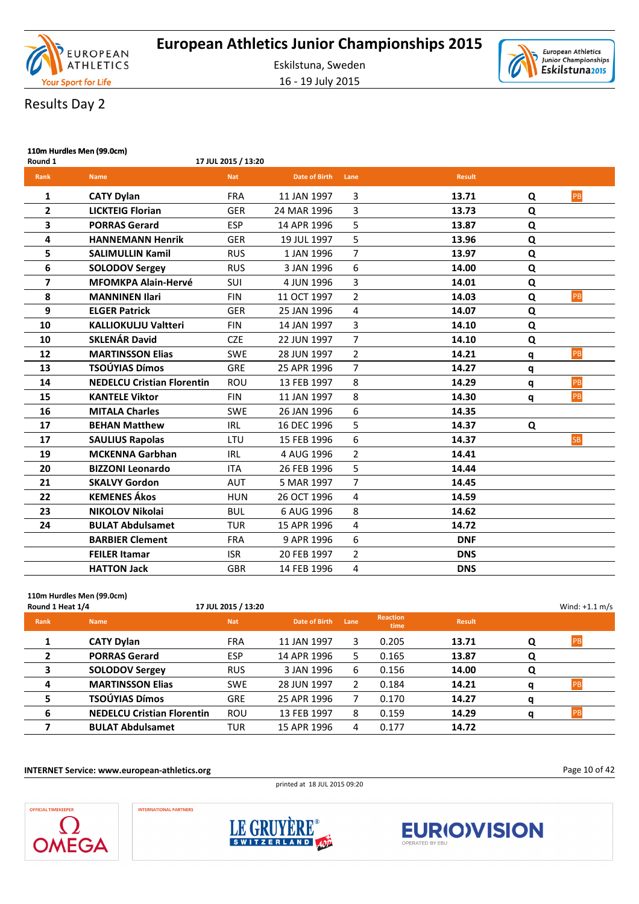# European Athletics Junior Championships 2015

Eskilstuna, Sweden

16 - 19 July 2015

## Results Day 2

### 110m Hurdles Men (99.0cm)

Round 1 — 17 JUL 2015 / 13:20

| Rank | Name | Nat | Date of Birth | Lane | Result | | |
|---|---|---|---|---|---|---|---|
| 1 | **CATY Dylan** | FRA | 11 JAN 1997 | 3 | **13.71** | Q | PB |
| 2 | **LICKTEIG Florian** | GER | 24 MAR 1996 | 3 | **13.73** | Q | |
| 3 | **PORRAS Gerard** | ESP | 14 APR 1996 | 5 | **13.87** | Q | |
| 4 | **HANNEMANN Henrik** | GER | 19 JUL 1997 | 5 | **13.96** | Q | |
| 5 | **SALIMULLIN Kamil** | RUS | 1 JAN 1996 | 7 | **13.97** | Q | |
| 6 | **SOLODOV Sergey** | RUS | 3 JAN 1996 | 6 | **14.00** | Q | |
| 7 | **MFOMKPA Alain-Hervé** | SUI | 4 JUN 1996 | 3 | **14.01** | Q | |
| 8 | **MANNINEN Ilari** | FIN | 11 OCT 1997 | 2 | **14.03** | Q | PB |
| 9 | **ELGER Patrick** | GER | 25 JAN 1996 | 4 | **14.07** | Q | |
| 10 | **KALLIOKULJU Valtteri** | FIN | 14 JAN 1997 | 3 | **14.10** | Q | |
| 10 | **SKLENÁR David** | CZE | 22 JUN 1997 | 7 | **14.10** | Q | |
| 12 | **MARTINSSON Elias** | SWE | 28 JUN 1997 | 2 | **14.21** | q | PB |
| 13 | **TSOÚYIAS Dímos** | GRE | 25 APR 1996 | 7 | **14.27** | q | |
| 14 | **NEDELCU Cristian Florentin** | ROU | 13 FEB 1997 | 8 | **14.29** | q | PB |
| 15 | **KANTELE Viktor** | FIN | 11 JAN 1997 | 8 | **14.30** | q | PB |
| 16 | **MITALA Charles** | SWE | 26 JAN 1996 | 6 | **14.35** | | |
| 17 | **BEHAN Matthew** | IRL | 16 DEC 1996 | 5 | **14.37** | Q | |
| 17 | **SAULIUS Rapolas** | LTU | 15 FEB 1996 | 6 | **14.37** | | SB |
| 19 | **MCKENNA Garbhan** | IRL | 4 AUG 1996 | 2 | **14.41** | | |
| 20 | **BIZZONI Leonardo** | ITA | 26 FEB 1996 | 5 | **14.44** | | |
| 21 | **SKALVY Gordon** | AUT | 5 MAR 1997 | 7 | **14.45** | | |
| 22 | **KEMENES Ákos** | HUN | 26 OCT 1996 | 4 | **14.59** | | |
| 23 | **NIKOLOV Nikolai** | BUL | 6 AUG 1996 | 8 | **14.62** | | |
| 24 | **BULAT Abdulsamet** | TUR | 15 APR 1996 | 4 | **14.72** | | |
| | **BARBIER Clement** | FRA | 9 APR 1996 | 6 | **DNF** | | |
| | **FEILER Itamar** | ISR | 20 FEB 1997 | 2 | **DNS** | | |
| | **HATTON Jack** | GBR | 14 FEB 1996 | 4 | **DNS** | | |

### 110m Hurdles Men (99.0cm)

Round 1 Heat 1/4 — 17 JUL 2015 / 13:20 — Wind: +1.1 m/s

| Rank | Name | Nat | Date of Birth | Lane | Reaction time | Result | | |
|---|---|---|---|---|---|---|---|---|
| 1 | **CATY Dylan** | FRA | 11 JAN 1997 | 3 | 0.205 | **13.71** | Q | PB |
| 2 | **PORRAS Gerard** | ESP | 14 APR 1996 | 5 | 0.165 | **13.87** | Q | |
| 3 | **SOLODOV Sergey** | RUS | 3 JAN 1996 | 6 | 0.156 | **14.00** | Q | |
| 4 | **MARTINSSON Elias** | SWE | 28 JUN 1997 | 2 | 0.184 | **14.21** | q | PB |
| 5 | **TSOÚYIAS Dímos** | GRE | 25 APR 1996 | 7 | 0.170 | **14.27** | q | |
| 6 | **NEDELCU Cristian Florentin** | ROU | 13 FEB 1997 | 8 | 0.159 | **14.29** | q | PB |
| 7 | **BULAT Abdulsamet** | TUR | 15 APR 1996 | 4 | 0.177 | **14.72** | | |

INTERNET Service: www.european-athletics.org

printed at 18 JUL 2015 09:20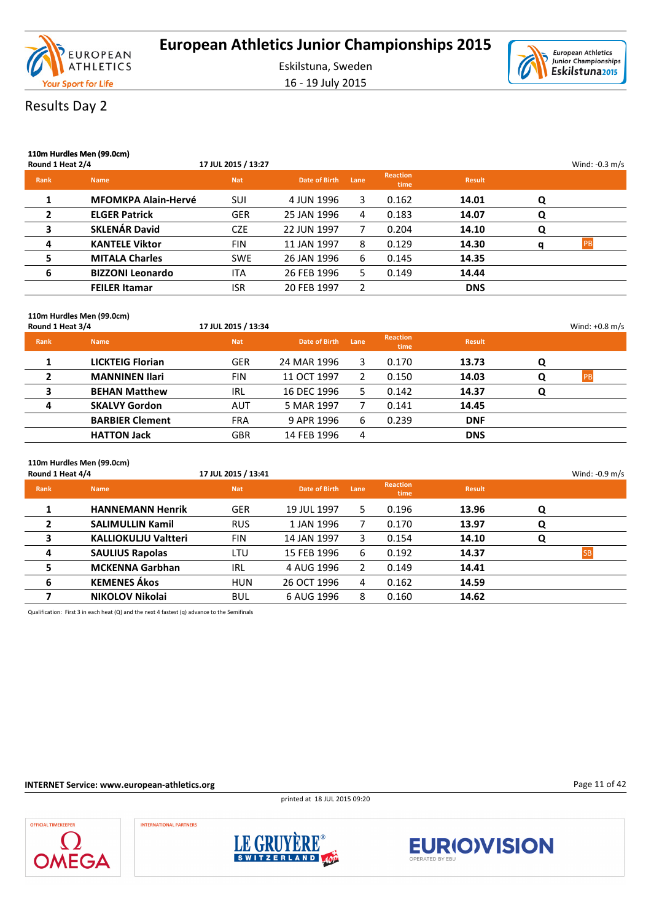# European Athletics Junior Championships 2015

Eskilstuna, Sweden

16 - 19 July 2015

## Results Day 2

### 110m Hurdles Men (99.0cm)

**Round 1 Heat 2/4** — 17 JUL 2015 / 13:27 — Wind: -0.3 m/s

| Rank | Name | Nat | Date of Birth | Lane | Reaction time | Result | | |
|---|---|---|---|---|---|---|---|---|
| 1 | MFOMKPA Alain-Hervé | SUI | 4 JUN 1996 | 3 | 0.162 | 14.01 | Q | |
| 2 | ELGER Patrick | GER | 25 JAN 1996 | 4 | 0.183 | 14.07 | Q | |
| 3 | SKLENÁR David | CZE | 22 JUN 1997 | 7 | 0.204 | 14.10 | Q | |
| 4 | KANTELE Viktor | FIN | 11 JAN 1997 | 8 | 0.129 | 14.30 | q | PB |
| 5 | MITALA Charles | SWE | 26 JAN 1996 | 6 | 0.145 | 14.35 | | |
| 6 | BIZZONI Leonardo | ITA | 26 FEB 1996 | 5 | 0.149 | 14.44 | | |
| | FEILER Itamar | ISR | 20 FEB 1997 | 2 | | DNS | | |

### 110m Hurdles Men (99.0cm)

**Round 1 Heat 3/4** — 17 JUL 2015 / 13:34 — Wind: +0.8 m/s

| Rank | Name | Nat | Date of Birth | Lane | Reaction time | Result | | |
|---|---|---|---|---|---|---|---|---|
| 1 | LICKTEIG Florian | GER | 24 MAR 1996 | 3 | 0.170 | 13.73 | Q | |
| 2 | MANNINEN Ilari | FIN | 11 OCT 1997 | 2 | 0.150 | 14.03 | Q | PB |
| 3 | BEHAN Matthew | IRL | 16 DEC 1996 | 5 | 0.142 | 14.37 | Q | |
| 4 | SKALVY Gordon | AUT | 5 MAR 1997 | 7 | 0.141 | 14.45 | | |
| | BARBIER Clement | FRA | 9 APR 1996 | 6 | 0.239 | DNF | | |
| | HATTON Jack | GBR | 14 FEB 1996 | 4 | | DNS | | |

### 110m Hurdles Men (99.0cm)

**Round 1 Heat 4/4** — 17 JUL 2015 / 13:41 — Wind: -0.9 m/s

| Rank | Name | Nat | Date of Birth | Lane | Reaction time | Result | | |
|---|---|---|---|---|---|---|---|---|
| 1 | HANNEMANN Henrik | GER | 19 JUL 1997 | 5 | 0.196 | 13.96 | Q | |
| 2 | SALIMULLIN Kamil | RUS | 1 JAN 1996 | 7 | 0.170 | 13.97 | Q | |
| 3 | KALLIOKULJU Valtteri | FIN | 14 JAN 1997 | 3 | 0.154 | 14.10 | Q | |
| 4 | SAULIUS Rapolas | LTU | 15 FEB 1996 | 6 | 0.192 | 14.37 | | SB |
| 5 | MCKENNA Garbhan | IRL | 4 AUG 1996 | 2 | 0.149 | 14.41 | | |
| 6 | KEMENES Ákos | HUN | 26 OCT 1996 | 4 | 0.162 | 14.59 | | |
| 7 | NIKOLOV Nikolai | BUL | 6 AUG 1996 | 8 | 0.160 | 14.62 | | |

Qualification: First 3 in each heat (Q) and the next 4 fastest (q) advance to the Semifinals

**INTERNET Service: www.european-athletics.org**

printed at 18 JUL 2015 09:20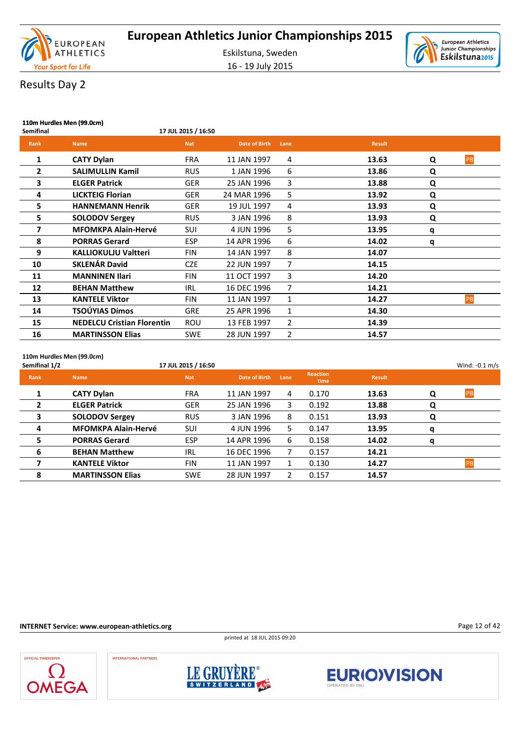# European Athletics Junior Championships 2015

Eskilstuna, Sweden

16 - 19 July 2015

## Results Day 2

### 110m Hurdles Men (99.0cm)

Semifinal — 17 JUL 2015 / 16:50

| Rank | Name | Nat | Date of Birth | Lane | Result | | |
|---|---|---|---|---|---|---|---|
| 1 | **CATY Dylan** | FRA | 11 JAN 1997 | 4 | **13.63** | Q | PB |
| 2 | **SALIMULLIN Kamil** | RUS | 1 JAN 1996 | 6 | **13.86** | Q | |
| 3 | **ELGER Patrick** | GER | 25 JAN 1996 | 3 | **13.88** | Q | |
| 4 | **LICKTEIG Florian** | GER | 24 MAR 1996 | 5 | **13.92** | Q | |
| 5 | **HANNEMANN Henrik** | GER | 19 JUL 1997 | 4 | **13.93** | Q | |
| 5 | **SOLODOV Sergey** | RUS | 3 JAN 1996 | 8 | **13.93** | Q | |
| 7 | **MFOMKPA Alain-Hervé** | SUI | 4 JUN 1996 | 5 | **13.95** | q | |
| 8 | **PORRAS Gerard** | ESP | 14 APR 1996 | 6 | **14.02** | q | |
| 9 | **KALLIOKULJU Valtteri** | FIN | 14 JAN 1997 | 8 | **14.07** | | |
| 10 | **SKLENÁR David** | CZE | 22 JUN 1997 | 7 | **14.15** | | |
| 11 | **MANNINEN Ilari** | FIN | 11 OCT 1997 | 3 | **14.20** | | |
| 12 | **BEHAN Matthew** | IRL | 16 DEC 1996 | 7 | **14.21** | | |
| 13 | **KANTELE Viktor** | FIN | 11 JAN 1997 | 1 | **14.27** | | PB |
| 14 | **TSOÚYIAS Dímos** | GRE | 25 APR 1996 | 1 | **14.30** | | |
| 15 | **NEDELCU Cristian Florentin** | ROU | 13 FEB 1997 | 2 | **14.39** | | |
| 16 | **MARTINSSON Elias** | SWE | 28 JUN 1997 | 2 | **14.57** | | |

### 110m Hurdles Men (99.0cm)

Semifinal 1/2 — 17 JUL 2015 / 16:50 — Wind: -0.1 m/s

| Rank | Name | Nat | Date of Birth | Lane | Reaction time | Result | | |
|---|---|---|---|---|---|---|---|---|
| 1 | **CATY Dylan** | FRA | 11 JAN 1997 | 4 | 0.170 | **13.63** | Q | PB |
| 2 | **ELGER Patrick** | GER | 25 JAN 1996 | 3 | 0.192 | **13.88** | Q | |
| 3 | **SOLODOV Sergey** | RUS | 3 JAN 1996 | 8 | 0.151 | **13.93** | Q | |
| 4 | **MFOMKPA Alain-Hervé** | SUI | 4 JUN 1996 | 5 | 0.147 | **13.95** | q | |
| 5 | **PORRAS Gerard** | ESP | 14 APR 1996 | 6 | 0.158 | **14.02** | q | |
| 6 | **BEHAN Matthew** | IRL | 16 DEC 1996 | 7 | 0.157 | **14.21** | | |
| 7 | **KANTELE Viktor** | FIN | 11 JAN 1997 | 1 | 0.130 | **14.27** | | PB |
| 8 | **MARTINSSON Elias** | SWE | 28 JUN 1997 | 2 | 0.157 | **14.57** | | |

INTERNET Service: www.european-athletics.org

printed at 18 JUL 2015 09:20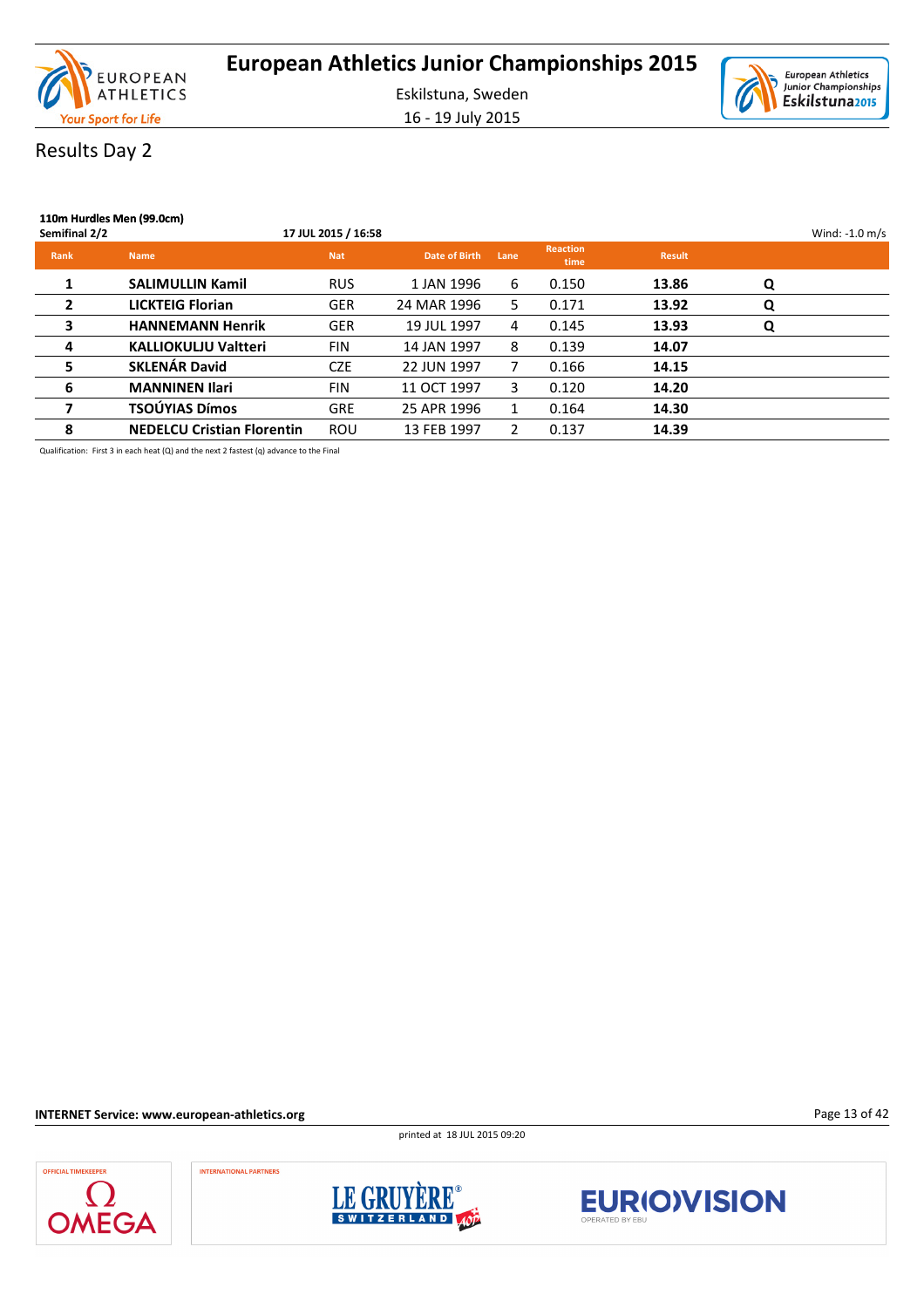# European Athletics Junior Championships 2015

Eskilstuna, Sweden

16 - 19 July 2015

## Results Day 2

**110m Hurdles Men (99.0cm)**

**Semifinal 2/2** **17 JUL 2015 / 16:58** Wind: -1.0 m/s

| Rank | Name | Nat | Date of Birth | Lane | Reaction time | Result | |
|---|---|---|---|---|---|---|---|
| 1 | **SALIMULLIN Kamil** | RUS | 1 JAN 1996 | 6 | 0.150 | **13.86** | **Q** |
| 2 | **LICKTEIG Florian** | GER | 24 MAR 1996 | 5 | 0.171 | **13.92** | **Q** |
| 3 | **HANNEMANN Henrik** | GER | 19 JUL 1997 | 4 | 0.145 | **13.93** | **Q** |
| 4 | **KALLIOKULJU Valtteri** | FIN | 14 JAN 1997 | 8 | 0.139 | **14.07** | |
| 5 | **SKLENÁR David** | CZE | 22 JUN 1997 | 7 | 0.166 | **14.15** | |
| 6 | **MANNINEN Ilari** | FIN | 11 OCT 1997 | 3 | 0.120 | **14.20** | |
| 7 | **TSOÚYIAS Dímos** | GRE | 25 APR 1996 | 1 | 0.164 | **14.30** | |
| 8 | **NEDELCU Cristian Florentin** | ROU | 13 FEB 1997 | 2 | 0.137 | **14.39** | |

Qualification: First 3 in each heat (Q) and the next 2 fastest (q) advance to the Final

**INTERNET Service: www.european-athletics.org**

printed at 18 JUL 2015 09:20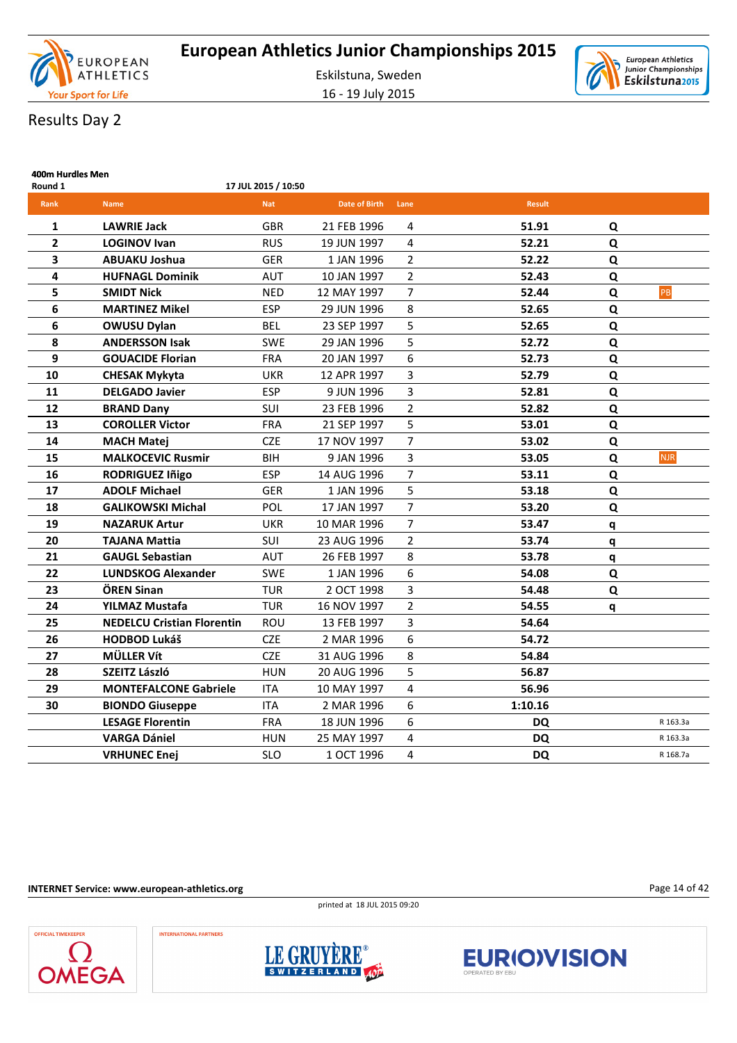# European Athletics Junior Championships 2015

Eskilstuna, Sweden

16 - 19 July 2015

## Results Day 2

### 400m Hurdles Men

Round 1 — 17 JUL 2015 / 10:50

| Rank | Name | Nat | Date of Birth | Lane | Result | | |
|---|---|---|---|---|---|---|---|
| 1 | **LAWRIE Jack** | GBR | 21 FEB 1996 | 4 | **51.91** | **Q** | |
| 2 | **LOGINOV Ivan** | RUS | 19 JUN 1997 | 4 | **52.21** | **Q** | |
| 3 | **ABUAKU Joshua** | GER | 1 JAN 1996 | 2 | **52.22** | **Q** | |
| 4 | **HUFNAGL Dominik** | AUT | 10 JAN 1997 | 2 | **52.43** | **Q** | |
| 5 | **SMIDT Nick** | NED | 12 MAY 1997 | 7 | **52.44** | **Q** | PB |
| 6 | **MARTINEZ Mikel** | ESP | 29 JUN 1996 | 8 | **52.65** | **Q** | |
| 6 | **OWUSU Dylan** | BEL | 23 SEP 1997 | 5 | **52.65** | **Q** | |
| 8 | **ANDERSSON Isak** | SWE | 29 JAN 1996 | 5 | **52.72** | **Q** | |
| 9 | **GOUACIDE Florian** | FRA | 20 JAN 1997 | 6 | **52.73** | **Q** | |
| 10 | **CHESAK Mykyta** | UKR | 12 APR 1997 | 3 | **52.79** | **Q** | |
| 11 | **DELGADO Javier** | ESP | 9 JUN 1996 | 3 | **52.81** | **Q** | |
| 12 | **BRAND Dany** | SUI | 23 FEB 1996 | 2 | **52.82** | **Q** | |
| 13 | **COROLLER Victor** | FRA | 21 SEP 1997 | 5 | **53.01** | **Q** | |
| 14 | **MACH Matej** | CZE | 17 NOV 1997 | 7 | **53.02** | **Q** | |
| 15 | **MALKOCEVIC Rusmir** | BIH | 9 JAN 1996 | 3 | **53.05** | **Q** | NJR |
| 16 | **RODRIGUEZ Iñigo** | ESP | 14 AUG 1996 | 7 | **53.11** | **Q** | |
| 17 | **ADOLF Michael** | GER | 1 JAN 1996 | 5 | **53.18** | **Q** | |
| 18 | **GALIKOWSKI Michal** | POL | 17 JAN 1997 | 7 | **53.20** | **Q** | |
| 19 | **NAZARUK Artur** | UKR | 10 MAR 1996 | 7 | **53.47** | **q** | |
| 20 | **TAJANA Mattia** | SUI | 23 AUG 1996 | 2 | **53.74** | **q** | |
| 21 | **GAUGL Sebastian** | AUT | 26 FEB 1997 | 8 | **53.78** | **q** | |
| 22 | **LUNDSKOG Alexander** | SWE | 1 JAN 1996 | 6 | **54.08** | **Q** | |
| 23 | **ÖREN Sinan** | TUR | 2 OCT 1998 | 3 | **54.48** | **Q** | |
| 24 | **YILMAZ Mustafa** | TUR | 16 NOV 1997 | 2 | **54.55** | **q** | |
| 25 | **NEDELCU Cristian Florentin** | ROU | 13 FEB 1997 | 3 | **54.64** | | |
| 26 | **HODBOD Lukáš** | CZE | 2 MAR 1996 | 6 | **54.72** | | |
| 27 | **MÜLLER Vít** | CZE | 31 AUG 1996 | 8 | **54.84** | | |
| 28 | **SZEITZ László** | HUN | 20 AUG 1996 | 5 | **56.87** | | |
| 29 | **MONTEFALCONE Gabriele** | ITA | 10 MAY 1997 | 4 | **56.96** | | |
| 30 | **BIONDO Giuseppe** | ITA | 2 MAR 1996 | 6 | **1:10.16** | | |
| | **LESAGE Florentin** | FRA | 18 JUN 1996 | 6 | **DQ** | | R 163.3a |
| | **VARGA Dániel** | HUN | 25 MAY 1997 | 4 | **DQ** | | R 163.3a |
| | **VRHUNEC Enej** | SLO | 1 OCT 1996 | 4 | **DQ** | | R 168.7a |

**INTERNET Service: www.european-athletics.org**

printed at 18 JUL 2015 09:20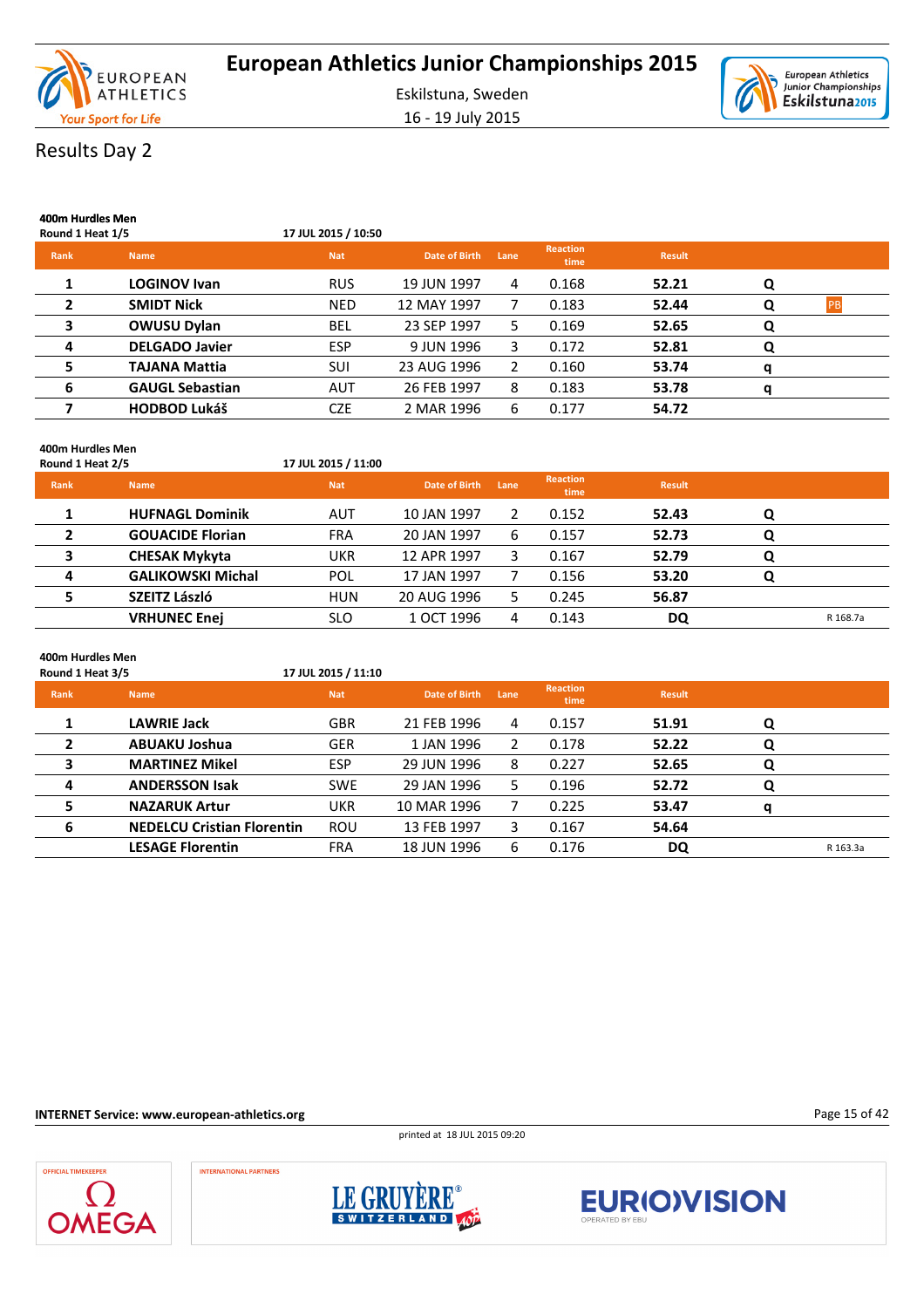# European Athletics Junior Championships 2015

Eskilstuna, Sweden

16 - 19 July 2015

## Results Day 2

### 400m Hurdles Men

Round 1 Heat 1/5 — 17 JUL 2015 / 10:50

| Rank | Name | Nat | Date of Birth | Lane | Reaction time | Result | | |
|---|---|---|---|---|---|---|---|---|
| 1 | **LOGINOV Ivan** | RUS | 19 JUN 1997 | 4 | 0.168 | **52.21** | **Q** | |
| 2 | **SMIDT Nick** | NED | 12 MAY 1997 | 7 | 0.183 | **52.44** | **Q** | PB |
| 3 | **OWUSU Dylan** | BEL | 23 SEP 1997 | 5 | 0.169 | **52.65** | **Q** | |
| 4 | **DELGADO Javier** | ESP | 9 JUN 1996 | 3 | 0.172 | **52.81** | **Q** | |
| 5 | **TAJANA Mattia** | SUI | 23 AUG 1996 | 2 | 0.160 | **53.74** | **q** | |
| 6 | **GAUGL Sebastian** | AUT | 26 FEB 1997 | 8 | 0.183 | **53.78** | **q** | |
| 7 | **HODBOD Lukáš** | CZE | 2 MAR 1996 | 6 | 0.177 | **54.72** | | |

### 400m Hurdles Men

Round 1 Heat 2/5 — 17 JUL 2015 / 11:00

| Rank | Name | Nat | Date of Birth | Lane | Reaction time | Result | | |
|---|---|---|---|---|---|---|---|---|
| 1 | **HUFNAGL Dominik** | AUT | 10 JAN 1997 | 2 | 0.152 | **52.43** | **Q** | |
| 2 | **GOUACIDE Florian** | FRA | 20 JAN 1997 | 6 | 0.157 | **52.73** | **Q** | |
| 3 | **CHESAK Mykyta** | UKR | 12 APR 1997 | 3 | 0.167 | **52.79** | **Q** | |
| 4 | **GALIKOWSKI Michal** | POL | 17 JAN 1997 | 7 | 0.156 | **53.20** | **Q** | |
| 5 | **SZEITZ László** | HUN | 20 AUG 1996 | 5 | 0.245 | **56.87** | | |
| | **VRHUNEC Enej** | SLO | 1 OCT 1996 | 4 | 0.143 | **DQ** | | R 168.7a |

### 400m Hurdles Men

Round 1 Heat 3/5 — 17 JUL 2015 / 11:10

| Rank | Name | Nat | Date of Birth | Lane | Reaction time | Result | | |
|---|---|---|---|---|---|---|---|---|
| 1 | **LAWRIE Jack** | GBR | 21 FEB 1996 | 4 | 0.157 | **51.91** | **Q** | |
| 2 | **ABUAKU Joshua** | GER | 1 JAN 1996 | 2 | 0.178 | **52.22** | **Q** | |
| 3 | **MARTINEZ Mikel** | ESP | 29 JUN 1996 | 8 | 0.227 | **52.65** | **Q** | |
| 4 | **ANDERSSON Isak** | SWE | 29 JAN 1996 | 5 | 0.196 | **52.72** | **Q** | |
| 5 | **NAZARUK Artur** | UKR | 10 MAR 1996 | 7 | 0.225 | **53.47** | **q** | |
| 6 | **NEDELCU Cristian Florentin** | ROU | 13 FEB 1997 | 3 | 0.167 | **54.64** | | |
| | **LESAGE Florentin** | FRA | 18 JUN 1996 | 6 | 0.176 | **DQ** | | R 163.3a |

**INTERNET Service: www.european-athletics.org**

printed at 18 JUL 2015 09:20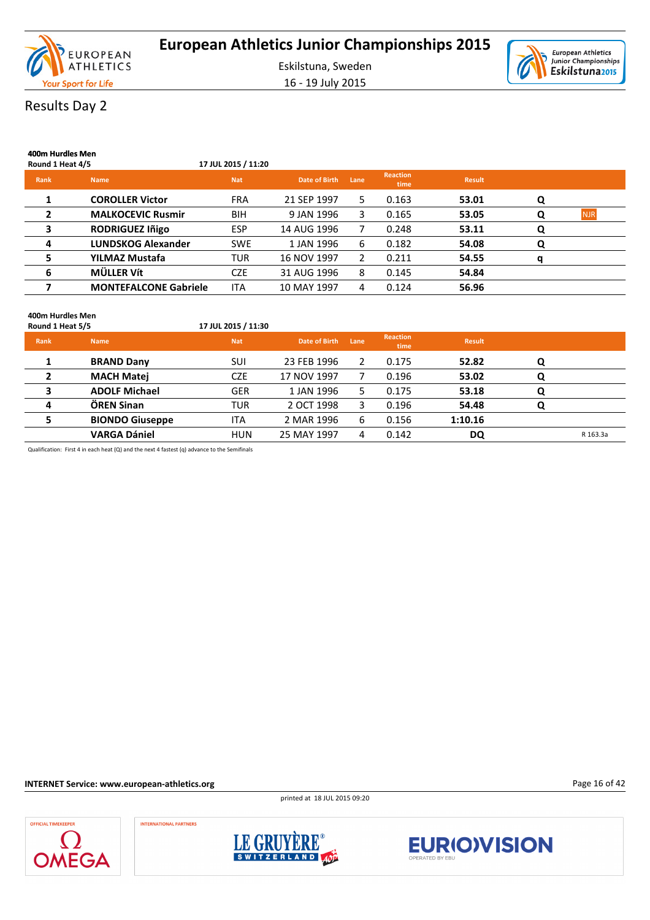# European Athletics Junior Championships 2015

Eskilstuna, Sweden

16 - 19 July 2015

## Results Day 2

### 400m Hurdles Men

Round 1 Heat 4/5 — 17 JUL 2015 / 11:20

| Rank | Name | Nat | Date of Birth | Lane | Reaction time | Result | | |
|---|---|---|---|---|---|---|---|---|
| 1 | **COROLLER Victor** | FRA | 21 SEP 1997 | 5 | 0.163 | **53.01** | **Q** | |
| 2 | **MALKOCEVIC Rusmir** | BIH | 9 JAN 1996 | 3 | 0.165 | **53.05** | **Q** | NJR |
| 3 | **RODRIGUEZ Iñigo** | ESP | 14 AUG 1996 | 7 | 0.248 | **53.11** | **Q** | |
| 4 | **LUNDSKOG Alexander** | SWE | 1 JAN 1996 | 6 | 0.182 | **54.08** | **Q** | |
| 5 | **YILMAZ Mustafa** | TUR | 16 NOV 1997 | 2 | 0.211 | **54.55** | **q** | |
| 6 | **MÜLLER Vít** | CZE | 31 AUG 1996 | 8 | 0.145 | **54.84** | | |
| 7 | **MONTEFALCONE Gabriele** | ITA | 10 MAY 1997 | 4 | 0.124 | **56.96** | | |

### 400m Hurdles Men

Round 1 Heat 5/5 — 17 JUL 2015 / 11:30

| Rank | Name | Nat | Date of Birth | Lane | Reaction time | Result | | |
|---|---|---|---|---|---|---|---|---|
| 1 | **BRAND Dany** | SUI | 23 FEB 1996 | 2 | 0.175 | **52.82** | **Q** | |
| 2 | **MACH Matej** | CZE | 17 NOV 1997 | 7 | 0.196 | **53.02** | **Q** | |
| 3 | **ADOLF Michael** | GER | 1 JAN 1996 | 5 | 0.175 | **53.18** | **Q** | |
| 4 | **ÖREN Sinan** | TUR | 2 OCT 1998 | 3 | 0.196 | **54.48** | **Q** | |
| 5 | **BIONDO Giuseppe** | ITA | 2 MAR 1996 | 6 | 0.156 | **1:10.16** | | |
| | **VARGA Dániel** | HUN | 25 MAY 1997 | 4 | 0.142 | **DQ** | | R 163.3a |

Qualification: First 4 in each heat (Q) and the next 4 fastest (q) advance to the Semifinals

INTERNET Service: www.european-athletics.org

printed at 18 JUL 2015 09:20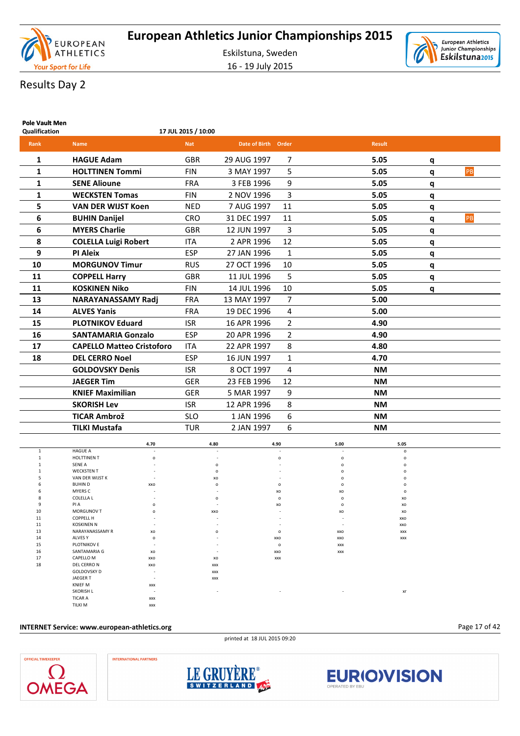# European Athletics Junior Championships 2015

Eskilstuna, Sweden

16 - 19 July 2015

## Results Day 2

### Pole Vault Men

**Qualification** 17 JUL 2015 / 10:00

| Rank | Name | Nat | Date of Birth | Order | Result | | |
|---|---|---|---|---|---|---|---|
| 1 | **HAGUE Adam** | GBR | 29 AUG 1997 | 7 | 5.05 | q | |
| 1 | **HOLTTINEN Tommi** | FIN | 3 MAY 1997 | 5 | 5.05 | q | PB |
| 1 | **SENE Alioune** | FRA | 3 FEB 1996 | 9 | 5.05 | q | |
| 1 | **WECKSTEN Tomas** | FIN | 2 NOV 1996 | 3 | 5.05 | q | |
| 5 | **VAN DER WIJST Koen** | NED | 7 AUG 1997 | 11 | 5.05 | q | |
| 6 | **BUHIN Danijel** | CRO | 31 DEC 1997 | 11 | 5.05 | q | PB |
| 6 | **MYERS Charlie** | GBR | 12 JUN 1997 | 3 | 5.05 | q | |
| 8 | **COLELLA Luigi Robert** | ITA | 2 APR 1996 | 12 | 5.05 | q | |
| 9 | **PI Aleix** | ESP | 27 JAN 1996 | 1 | 5.05 | q | |
| 10 | **MORGUNOV Timur** | RUS | 27 OCT 1996 | 10 | 5.05 | q | |
| 11 | **COPPELL Harry** | GBR | 11 JUL 1996 | 5 | 5.05 | q | |
| 11 | **KOSKINEN Niko** | FIN | 14 JUL 1996 | 10 | 5.05 | q | |
| 13 | **NARAYANASSAMY Radj** | FRA | 13 MAY 1997 | 7 | 5.00 | | |
| 14 | **ALVES Yanis** | FRA | 19 DEC 1996 | 4 | 5.00 | | |
| 15 | **PLOTNIKOV Eduard** | ISR | 16 APR 1996 | 2 | 4.90 | | |
| 16 | **SANTAMARIA Gonzalo** | ESP | 20 APR 1996 | 2 | 4.90 | | |
| 17 | **CAPELLO Matteo Cristoforo** | ITA | 22 APR 1997 | 8 | 4.80 | | |
| 18 | **DEL CERRO Noel** | ESP | 16 JUN 1997 | 1 | 4.70 | | |
| | **GOLDOVSKY Denis** | ISR | 8 OCT 1997 | 4 | NM | | |
| | **JAEGER Tim** | GER | 23 FEB 1996 | 12 | NM | | |
| | **KNIEF Maximilian** | GER | 5 MAR 1997 | 9 | NM | | |
| | **SKORISH Lev** | ISR | 12 APR 1996 | 8 | NM | | |
| | **TICAR Ambrož** | SLO | 1 JAN 1996 | 6 | NM | | |
| | **TILKI Mustafa** | TUR | 2 JAN 1997 | 6 | NM | | |

| | | 4.70 | 4.80 | 4.90 | 5.00 | 5.05 |
|---|---|---|---|---|---|---|
| 1 | HAGUE A | - | - | - | - | o |
| 1 | HOLTTINEN T | o | - | o | o | o |
| 1 | SENE A | - | o | - | o | o |
| 1 | WECKSTEN T | - | o | - | o | o |
| 5 | VAN DER WIJST K | - | xo | - | o | o |
| 6 | BUHIN D | xxo | o | o | o | o |
| 6 | MYERS C | - | - | xo | xo | o |
| 8 | COLELLA L | - | o | o | o | xo |
| 9 | PI A | o | - | xo | o | xo |
| 10 | MORGUNOV T | o | xxo | - | xo | xo |
| 11 | COPPELL H | - | - | - | - | xxo |
| 11 | KOSKINEN N | - | - | - | - | xxo |
| 13 | NARAYANASSAMY R | xo | o | o | xxo | xxx |
| 14 | ALVES Y | o | - | xxo | xxo | xxx |
| 15 | PLOTNIKOV E | - | - | o | xxx | |
| 16 | SANTAMARIA G | xo | - | xxo | xxx | |
| 17 | CAPELLO M | xxo | xo | xxx | | |
| 18 | DEL CERRO N | xxo | xxx | | | |
| | GOLDOVSKY D | - | xxx | | | |
| | JAEGER T | - | xxx | | | |
| | KNIEF M | xxx | | | | |
| | SKORISH L | - | - | - | - | xr |
| | TICAR A | xxx | | | | |
| | TILKI M | xxx | | | | |

**INTERNET Service: www.european-athletics.org**

printed at 18 JUL 2015 09:20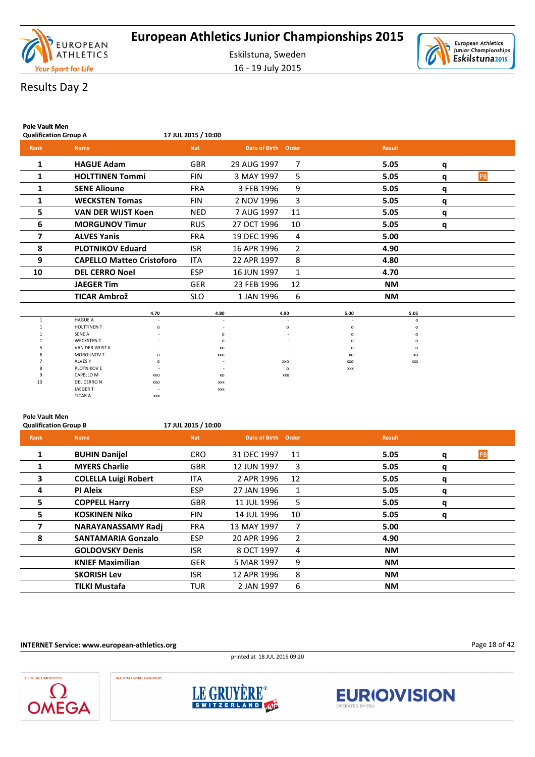# European Athletics Junior Championships 2015

Eskilstuna, Sweden

16 - 19 July 2015

## Results Day 2

### Pole Vault Men
**Qualification Group A** — 17 JUL 2015 / 10:00

| Rank | Name | Nat | Date of Birth | Order | Result | | |
|---|---|---|---|---|---|---|---|
| 1 | **HAGUE Adam** | GBR | 29 AUG 1997 | 7 | **5.05** | q | |
| 1 | **HOLTTINEN Tommi** | FIN | 3 MAY 1997 | 5 | **5.05** | q | PB |
| 1 | **SENE Alioune** | FRA | 3 FEB 1996 | 9 | **5.05** | q | |
| 1 | **WECKSTEN Tomas** | FIN | 2 NOV 1996 | 3 | **5.05** | q | |
| 5 | **VAN DER WIJST Koen** | NED | 7 AUG 1997 | 11 | **5.05** | q | |
| 6 | **MORGUNOV Timur** | RUS | 27 OCT 1996 | 10 | **5.05** | q | |
| 7 | **ALVES Yanis** | FRA | 19 DEC 1996 | 4 | **5.00** | | |
| 8 | **PLOTNIKOV Eduard** | ISR | 16 APR 1996 | 2 | **4.90** | | |
| 9 | **CAPELLO Matteo Cristoforo** | ITA | 22 APR 1997 | 8 | **4.80** | | |
| 10 | **DEL CERRO Noel** | ESP | 16 JUN 1997 | 1 | **4.70** | | |
| | **JAEGER Tim** | GER | 23 FEB 1996 | 12 | **NM** | | |
| | **TICAR Ambrož** | SLO | 1 JAN 1996 | 6 | **NM** | | |

| Rank | Name | 4.70 | 4.80 | 4.90 | 5.00 | 5.05 |
|---|---|---|---|---|---|---|
| 1 | HAGUE A | - | - | - | - | o |
| 1 | HOLTTINEN T | o | - | o | o | o |
| 1 | SENE A | - | o | - | o | o |
| 1 | WECKSTEN T | - | o | - | o | o |
| 5 | VAN DER WIJST K | - | xo | - | o | o |
| 6 | MORGUNOV T | o | xxo | - | xo | xo |
| 7 | ALVES Y | o | - | xxo | xxo | xxx |
| 8 | PLOTNIKOV E | - | - | o | xxx | |
| 9 | CAPELLO M | xxo | xo | xxx | | |
| 10 | DEL CERRO N | xxo | xxx | | | |
| | JAEGER T | - | xxx | | | |
| | TICAR A | xxx | | | | |

### Pole Vault Men
**Qualification Group B** — 17 JUL 2015 / 10:00

| Rank | Name | Nat | Date of Birth | Order | Result | | |
|---|---|---|---|---|---|---|---|
| 1 | **BUHIN Danijel** | CRO | 31 DEC 1997 | 11 | **5.05** | q | PB |
| 1 | **MYERS Charlie** | GBR | 12 JUN 1997 | 3 | **5.05** | q | |
| 3 | **COLELLA Luigi Robert** | ITA | 2 APR 1996 | 12 | **5.05** | q | |
| 4 | **PI Aleix** | ESP | 27 JAN 1996 | 1 | **5.05** | q | |
| 5 | **COPPELL Harry** | GBR | 11 JUL 1996 | 5 | **5.05** | q | |
| 5 | **KOSKINEN Niko** | FIN | 14 JUL 1996 | 10 | **5.05** | q | |
| 7 | **NARAYANASSAMY Radj** | FRA | 13 MAY 1997 | 7 | **5.00** | | |
| 8 | **SANTAMARIA Gonzalo** | ESP | 20 APR 1996 | 2 | **4.90** | | |
| | **GOLDOVSKY Denis** | ISR | 8 OCT 1997 | 4 | **NM** | | |
| | **KNIEF Maximilian** | GER | 5 MAR 1997 | 9 | **NM** | | |
| | **SKORISH Lev** | ISR | 12 APR 1996 | 8 | **NM** | | |
| | **TILKI Mustafa** | TUR | 2 JAN 1997 | 6 | **NM** | | |

**INTERNET Service: www.european-athletics.org**

printed at 18 JUL 2015 09:20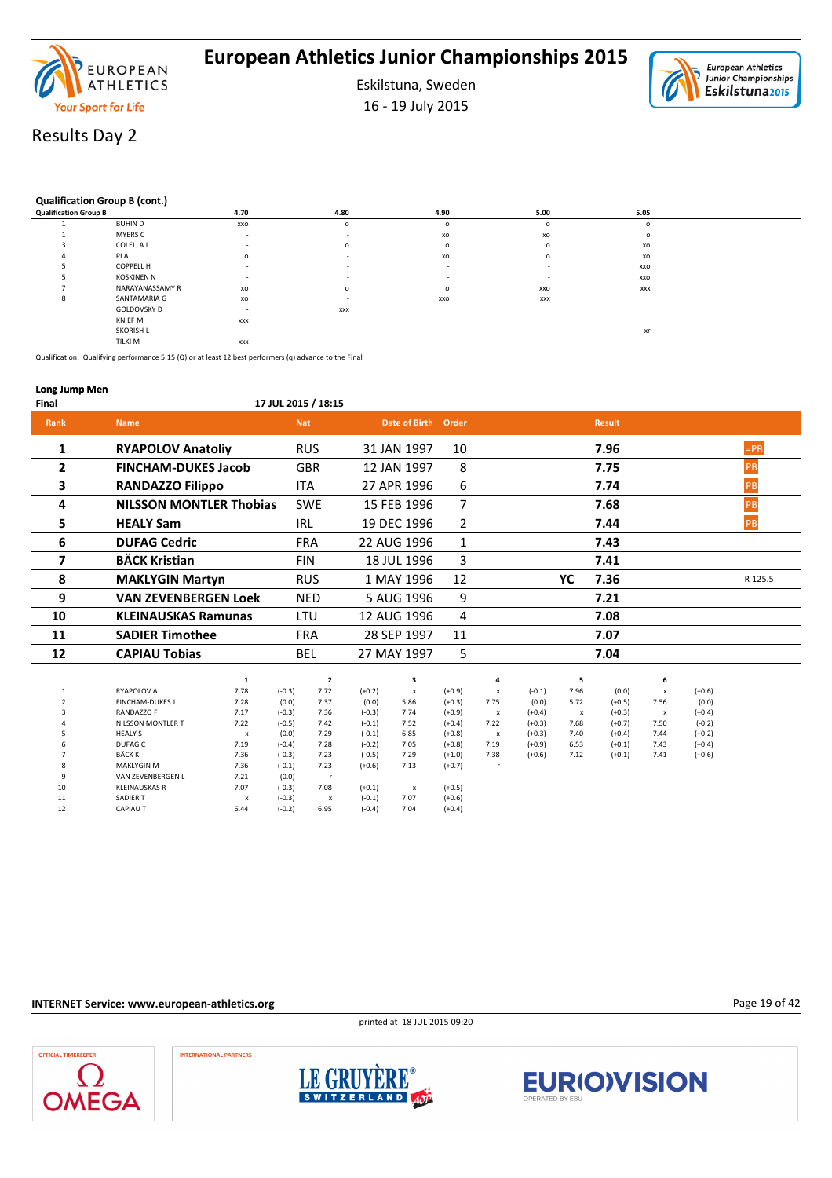## Results Day 2

### Qualification Group B (cont.)

| Qualification Group B | | 4.70 | 4.80 | 4.90 | 5.00 | 5.05 |
|---|---|---|---|---|---|---|
| 1 | BUHIN D | xxo | o | o | o | o |
| 1 | MYERS C | - | - | xo | xo | o |
| 3 | COLELLA L | - | o | o | o | xo |
| 4 | PI A | o | - | xo | o | xo |
| 5 | COPPELL H | - | - | - | - | xxo |
| 5 | KOSKINEN N | - | - | - | - | xxo |
| 7 | NARAYANASSAMY R | xo | o | o | xxo | xxx |
| 8 | SANTAMARIA G | xo | - | xxo | xxx | |
| | GOLDOVSKY D | - | xxx | | | |
| | KNIEF M | xxx | | | | |
| | SKORISH L | - | - | - | - | xr |
| | TILKI M | xxx | | | | |

Qualification: Qualifying performance 5.15 (Q) or at least 12 best performers (q) advance to the Final

### Long Jump Men

**Final** 17 JUL 2015 / 18:15

| Rank | Name | Nat | Date of Birth | Order | | Result | |
|---|---|---|---|---|---|---|---|
| 1 | RYAPOLOV Anatoliy | RUS | 31 JAN 1997 | 10 | | 7.96 | =PB |
| 2 | FINCHAM-DUKES Jacob | GBR | 12 JAN 1997 | 8 | | 7.75 | PB |
| 3 | RANDAZZO Filippo | ITA | 27 APR 1996 | 6 | | 7.74 | PB |
| 4 | NILSSON MONTLER Thobias | SWE | 15 FEB 1996 | 7 | | 7.68 | PB |
| 5 | HEALY Sam | IRL | 19 DEC 1996 | 2 | | 7.44 | PB |
| 6 | DUFAG Cedric | FRA | 22 AUG 1996 | 1 | | 7.43 | |
| 7 | BÄCK Kristian | FIN | 18 JUL 1996 | 3 | | 7.41 | |
| 8 | MAKLYGIN Martyn | RUS | 1 MAY 1996 | 12 | YC | 7.36 | R 125.5 |
| 9 | VAN ZEVENBERGEN Loek | NED | 5 AUG 1996 | 9 | | 7.21 | |
| 10 | KLEINAUSKAS Ramunas | LTU | 12 AUG 1996 | 4 | | 7.08 | |
| 11 | SADIER Timothee | FRA | 28 SEP 1997 | 11 | | 7.07 | |
| 12 | CAPIAU Tobias | BEL | 27 MAY 1997 | 5 | | 7.04 | |

| | | 1 | | 2 | | 3 | | 4 | | 5 | | 6 | |
|---|---|---|---|---|---|---|---|---|---|---|---|---|---|
| 1 | RYAPOLOV A | 7.78 | (-0.3) | 7.72 | (+0.2) | x | (+0.9) | x | (-0.1) | 7.96 | (0.0) | x | (+0.6) |
| 2 | FINCHAM-DUKES J | 7.28 | (0.0) | 7.37 | (0.0) | 5.86 | (+0.3) | 7.75 | (0.0) | 5.72 | (+0.5) | 7.56 | (0.0) |
| 3 | RANDAZZO F | 7.17 | (-0.3) | 7.36 | (-0.3) | 7.74 | (+0.9) | x | (+0.4) | x | (+0.3) | x | (+0.4) |
| 4 | NILSSON MONTLER T | 7.22 | (-0.5) | 7.42 | (-0.1) | 7.52 | (+0.4) | 7.22 | (+0.3) | 7.68 | (+0.7) | 7.50 | (-0.2) |
| 5 | HEALY S | x | (0.0) | 7.29 | (-0.1) | 6.85 | (+0.8) | x | (+0.3) | 7.40 | (+0.4) | 7.44 | (+0.2) |
| 6 | DUFAG C | 7.19 | (-0.4) | 7.28 | (-0.2) | 7.05 | (+0.8) | 7.19 | (+0.9) | 6.53 | (+0.1) | 7.43 | (+0.4) |
| 7 | BÄCK K | 7.36 | (-0.3) | 7.23 | (-0.5) | 7.29 | (+1.0) | 7.38 | (+0.6) | 7.12 | (+0.1) | 7.41 | (+0.6) |
| 8 | MAKLYGIN M | 7.36 | (-0.1) | 7.23 | (+0.6) | 7.13 | (+0.7) | r | | | | | |
| 9 | VAN ZEVENBERGEN L | 7.21 | (0.0) | r | | | | | | | | | |
| 10 | KLEINAUSKAS R | 7.07 | (-0.3) | 7.08 | (+0.1) | x | (+0.5) | | | | | | |
| 11 | SADIER T | x | (-0.3) | x | (-0.1) | 7.07 | (+0.6) | | | | | | |
| 12 | CAPIAU T | 6.44 | (-0.2) | 6.95 | (-0.4) | 7.04 | (+0.4) | | | | | | |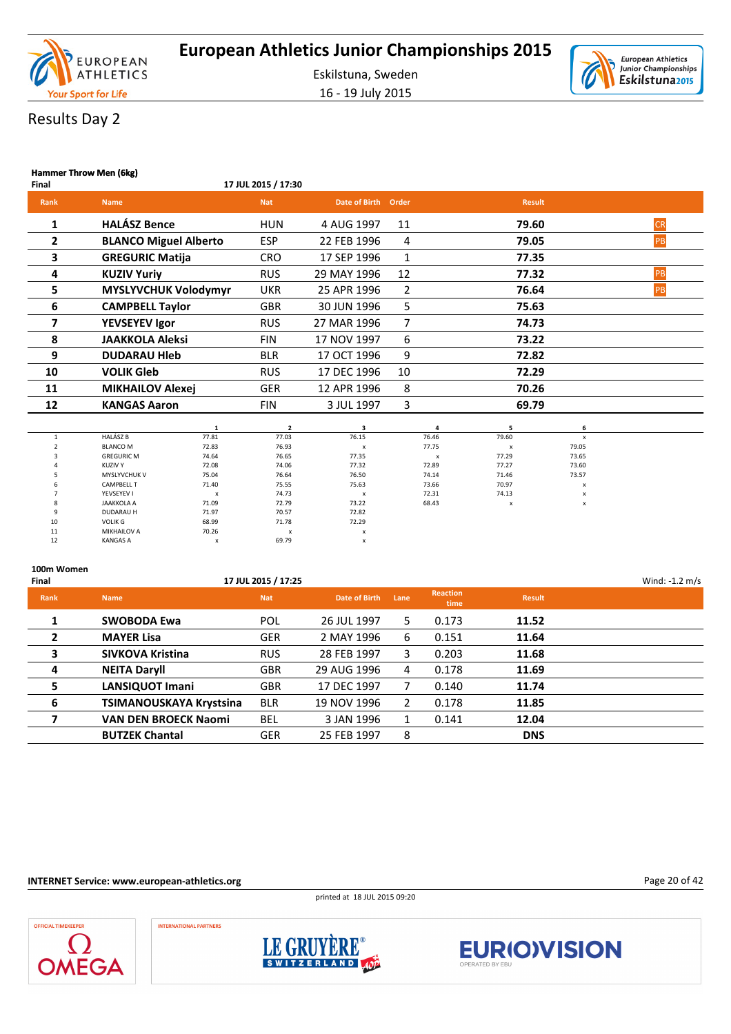# Results Day 2

### Hammer Throw Men (6kg)

Final — 17 JUL 2015 / 17:30

| Rank | Name | Nat | Date of Birth | Order | Result | |
|---|---|---|---|---|---|---|
| 1 | **HALÁSZ Bence** | HUN | 4 AUG 1997 | 11 | **79.60** | CR |
| 2 | **BLANCO Miguel Alberto** | ESP | 22 FEB 1996 | 4 | **79.05** | PB |
| 3 | **GREGURIC Matija** | CRO | 17 SEP 1996 | 1 | **77.35** | |
| 4 | **KUZIV Yuriy** | RUS | 29 MAY 1996 | 12 | **77.32** | PB |
| 5 | **MYSLYVCHUK Volodymyr** | UKR | 25 APR 1996 | 2 | **76.64** | PB |
| 6 | **CAMPBELL Taylor** | GBR | 30 JUN 1996 | 5 | **75.63** | |
| 7 | **YEVSEYEV Igor** | RUS | 27 MAR 1996 | 7 | **74.73** | |
| 8 | **JAAKKOLA Aleksi** | FIN | 17 NOV 1997 | 6 | **73.22** | |
| 9 | **DUDARAU Hleb** | BLR | 17 OCT 1996 | 9 | **72.82** | |
| 10 | **VOLIK Gleb** | RUS | 17 DEC 1996 | 10 | **72.29** | |
| 11 | **MIKHAILOV Alexej** | GER | 12 APR 1996 | 8 | **70.26** | |
| 12 | **KANGAS Aaron** | FIN | 3 JUL 1997 | 3 | **69.79** | |

| | | 1 | 2 | 3 | 4 | 5 | 6 |
|---|---|---|---|---|---|---|---|
| 1 | HALÁSZ B | 77.81 | 77.03 | 76.15 | 76.46 | 79.60 | x |
| 2 | BLANCO M | 72.83 | 76.93 | x | 77.75 | x | 79.05 |
| 3 | GREGURIC M | 74.64 | 76.65 | 77.35 | x | 77.29 | 73.65 |
| 4 | KUZIV Y | 72.08 | 74.06 | 77.32 | 72.89 | 77.27 | 73.60 |
| 5 | MYSLYVCHUK V | 75.04 | 76.64 | 76.50 | 74.14 | 71.46 | 73.57 |
| 6 | CAMPBELL T | 71.40 | 75.55 | 75.63 | 73.66 | 70.97 | x |
| 7 | YEVSEYEV I | x | 74.73 | x | 72.31 | 74.13 | x |
| 8 | JAAKKOLA A | 71.09 | 72.79 | 73.22 | 68.43 | x | x |
| 9 | DUDARAU H | 71.97 | 70.57 | 72.82 | | | |
| 10 | VOLIK G | 68.99 | 71.78 | 72.29 | | | |
| 11 | MIKHAILOV A | 70.26 | x | x | | | |
| 12 | KANGAS A | x | 69.79 | x | | | |

### 100m Women

Final — 17 JUL 2015 / 17:25 — Wind: -1.2 m/s

| Rank | Name | Nat | Date of Birth | Lane | Reaction time | Result |
|---|---|---|---|---|---|---|
| 1 | **SWOBODA Ewa** | POL | 26 JUL 1997 | 5 | 0.173 | **11.52** |
| 2 | **MAYER Lisa** | GER | 2 MAY 1996 | 6 | 0.151 | **11.64** |
| 3 | **SIVKOVA Kristina** | RUS | 28 FEB 1997 | 3 | 0.203 | **11.68** |
| 4 | **NEITA Daryll** | GBR | 29 AUG 1996 | 4 | 0.178 | **11.69** |
| 5 | **LANSIQUOT Imani** | GBR | 17 DEC 1997 | 7 | 0.140 | **11.74** |
| 6 | **TSIMANOUSKAYA Krystsina** | BLR | 19 NOV 1996 | 2 | 0.178 | **11.85** |
| 7 | **VAN DEN BROECK Naomi** | BEL | 3 JAN 1996 | 1 | 0.141 | **12.04** |
| | **BUTZEK Chantal** | GER | 25 FEB 1997 | 8 | | **DNS** |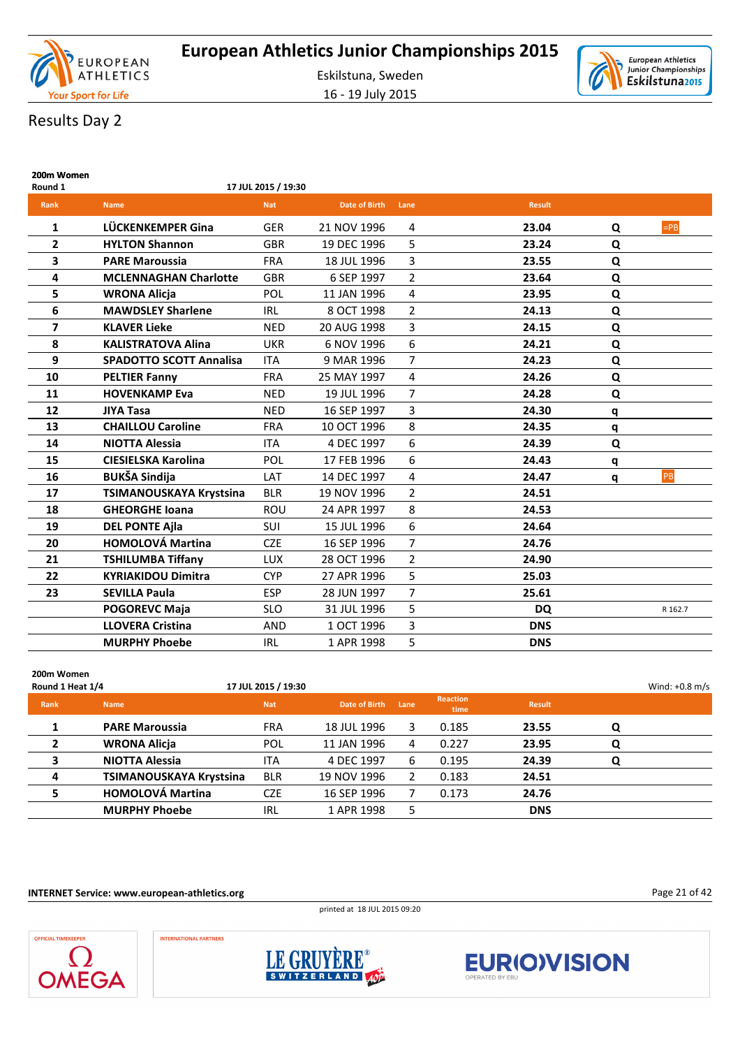# European Athletics Junior Championships 2015

Eskilstuna, Sweden

16 - 19 July 2015

## Results Day 2

**200m Women**

**Round 1** — 17 JUL 2015 / 19:30

| Rank | Name | Nat | Date of Birth | Lane | Result | | |
|---|---|---|---|---|---|---|---|
| 1 | **LÜCKENKEMPER Gina** | GER | 21 NOV 1996 | 4 | **23.04** | **Q** | =PB |
| 2 | **HYLTON Shannon** | GBR | 19 DEC 1996 | 5 | **23.24** | **Q** | |
| 3 | **PARE Maroussia** | FRA | 18 JUL 1996 | 3 | **23.55** | **Q** | |
| 4 | **MCLENNAGHAN Charlotte** | GBR | 6 SEP 1997 | 2 | **23.64** | **Q** | |
| 5 | **WRONA Alicja** | POL | 11 JAN 1996 | 4 | **23.95** | **Q** | |
| 6 | **MAWDSLEY Sharlene** | IRL | 8 OCT 1998 | 2 | **24.13** | **Q** | |
| 7 | **KLAVER Lieke** | NED | 20 AUG 1998 | 3 | **24.15** | **Q** | |
| 8 | **KALISTRATOVA Alina** | UKR | 6 NOV 1996 | 6 | **24.21** | **Q** | |
| 9 | **SPADOTTO SCOTT Annalisa** | ITA | 9 MAR 1996 | 7 | **24.23** | **Q** | |
| 10 | **PELTIER Fanny** | FRA | 25 MAY 1997 | 4 | **24.26** | **Q** | |
| 11 | **HOVENKAMP Eva** | NED | 19 JUL 1996 | 7 | **24.28** | **Q** | |
| 12 | **JIYA Tasa** | NED | 16 SEP 1997 | 3 | **24.30** | **q** | |
| 13 | **CHAILLOU Caroline** | FRA | 10 OCT 1996 | 8 | **24.35** | **q** | |
| 14 | **NIOTTA Alessia** | ITA | 4 DEC 1997 | 6 | **24.39** | **Q** | |
| 15 | **CIESIELSKA Karolina** | POL | 17 FEB 1996 | 6 | **24.43** | **q** | |
| 16 | **BUKŠA Sindija** | LAT | 14 DEC 1997 | 4 | **24.47** | **q** | PB |
| 17 | **TSIMANOUSKAYA Krystsina** | BLR | 19 NOV 1996 | 2 | **24.51** | | |
| 18 | **GHEORGHE Ioana** | ROU | 24 APR 1997 | 8 | **24.53** | | |
| 19 | **DEL PONTE Ajla** | SUI | 15 JUL 1996 | 6 | **24.64** | | |
| 20 | **HOMOLOVÁ Martina** | CZE | 16 SEP 1996 | 7 | **24.76** | | |
| 21 | **TSHILUMBA Tiffany** | LUX | 28 OCT 1996 | 2 | **24.90** | | |
| 22 | **KYRIAKIDOU Dimitra** | CYP | 27 APR 1996 | 5 | **25.03** | | |
| 23 | **SEVILLA Paula** | ESP | 28 JUN 1997 | 7 | **25.61** | | |
| | **POGOREVC Maja** | SLO | 31 JUL 1996 | 5 | **DQ** | | R 162.7 |
| | **LLOVERA Cristina** | AND | 1 OCT 1996 | 3 | **DNS** | | |
| | **MURPHY Phoebe** | IRL | 1 APR 1998 | 5 | **DNS** | | |

**200m Women**

**Round 1 Heat 1/4** — 17 JUL 2015 / 19:30 — Wind: +0.8 m/s

| Rank | Name | Nat | Date of Birth | Lane | Reaction time | Result | |
|---|---|---|---|---|---|---|---|
| 1 | **PARE Maroussia** | FRA | 18 JUL 1996 | 3 | 0.185 | **23.55** | **Q** |
| 2 | **WRONA Alicja** | POL | 11 JAN 1996 | 4 | 0.227 | **23.95** | **Q** |
| 3 | **NIOTTA Alessia** | ITA | 4 DEC 1997 | 6 | 0.195 | **24.39** | **Q** |
| 4 | **TSIMANOUSKAYA Krystsina** | BLR | 19 NOV 1996 | 2 | 0.183 | **24.51** | |
| 5 | **HOMOLOVÁ Martina** | CZE | 16 SEP 1996 | 7 | 0.173 | **24.76** | |
| | **MURPHY Phoebe** | IRL | 1 APR 1998 | 5 | | **DNS** | |

**INTERNET Service: www.european-athletics.org**

printed at 18 JUL 2015 09:20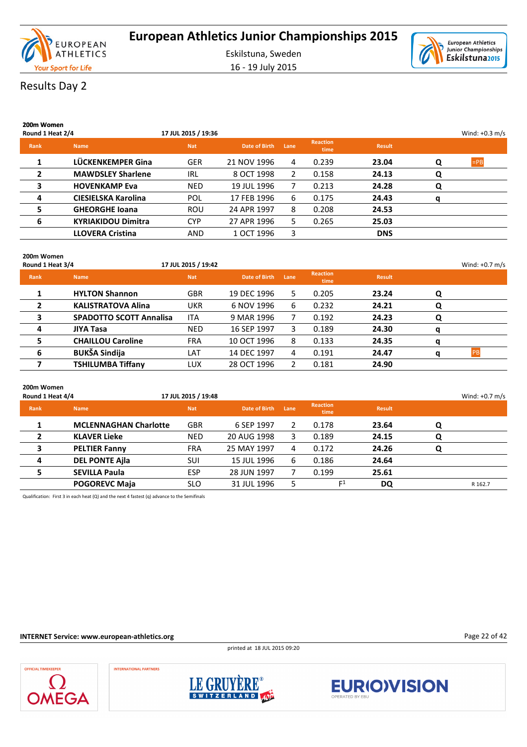# European Athletics Junior Championships 2015

Eskilstuna, Sweden

16 - 19 July 2015

## Results Day 2

### 200m Women
**Round 1 Heat 2/4** — 17 JUL 2015 / 19:36 — Wind: +0.3 m/s

| Rank | Name | Nat | Date of Birth | Lane | Reaction time | Result | | |
|---|---|---|---|---|---|---|---|---|
| 1 | **LÜCKENKEMPER Gina** | GER | 21 NOV 1996 | 4 | 0.239 | **23.04** | **Q** | =PB |
| 2 | **MAWDSLEY Sharlene** | IRL | 8 OCT 1998 | 2 | 0.158 | **24.13** | **Q** | |
| 3 | **HOVENKAMP Eva** | NED | 19 JUL 1996 | 7 | 0.213 | **24.28** | **Q** | |
| 4 | **CIESIELSKA Karolina** | POL | 17 FEB 1996 | 6 | 0.175 | **24.43** | **q** | |
| 5 | **GHEORGHE Ioana** | ROU | 24 APR 1997 | 8 | 0.208 | **24.53** | | |
| 6 | **KYRIAKIDOU Dimitra** | CYP | 27 APR 1996 | 5 | 0.265 | **25.03** | | |
| | **LLOVERA Cristina** | AND | 1 OCT 1996 | 3 | | **DNS** | | |

### 200m Women
**Round 1 Heat 3/4** — 17 JUL 2015 / 19:42 — Wind: +0.7 m/s

| Rank | Name | Nat | Date of Birth | Lane | Reaction time | Result | | |
|---|---|---|---|---|---|---|---|---|
| 1 | **HYLTON Shannon** | GBR | 19 DEC 1996 | 5 | 0.205 | **23.24** | **Q** | |
| 2 | **KALISTRATOVA Alina** | UKR | 6 NOV 1996 | 6 | 0.232 | **24.21** | **Q** | |
| 3 | **SPADOTTO SCOTT Annalisa** | ITA | 9 MAR 1996 | 7 | 0.192 | **24.23** | **Q** | |
| 4 | **JIYA Tasa** | NED | 16 SEP 1997 | 3 | 0.189 | **24.30** | **q** | |
| 5 | **CHAILLOU Caroline** | FRA | 10 OCT 1996 | 8 | 0.133 | **24.35** | **q** | |
| 6 | **BUKŠA Sindija** | LAT | 14 DEC 1997 | 4 | 0.191 | **24.47** | **q** | PB |
| 7 | **TSHILUMBA Tiffany** | LUX | 28 OCT 1996 | 2 | 0.181 | **24.90** | | |

### 200m Women
**Round 1 Heat 4/4** — 17 JUL 2015 / 19:48 — Wind: +0.7 m/s

| Rank | Name | Nat | Date of Birth | Lane | Reaction time | Result | | |
|---|---|---|---|---|---|---|---|---|
| 1 | **MCLENNAGHAN Charlotte** | GBR | 6 SEP 1997 | 2 | 0.178 | **23.64** | **Q** | |
| 2 | **KLAVER Lieke** | NED | 20 AUG 1998 | 3 | 0.189 | **24.15** | **Q** | |
| 3 | **PELTIER Fanny** | FRA | 25 MAY 1997 | 4 | 0.172 | **24.26** | **Q** | |
| 4 | **DEL PONTE Ajla** | SUI | 15 JUL 1996 | 6 | 0.186 | **24.64** | | |
| 5 | **SEVILLA Paula** | ESP | 28 JUN 1997 | 7 | 0.199 | **25.61** | | |
| | **POGOREVC Maja** | SLO | 31 JUL 1996 | 5 | F1 | **DQ** | | R 162.7 |

Qualification: First 3 in each heat (Q) and the next 4 fastest (q) advance to the Semifinals

INTERNET Service: www.european-athletics.org

printed at 18 JUL 2015 09:20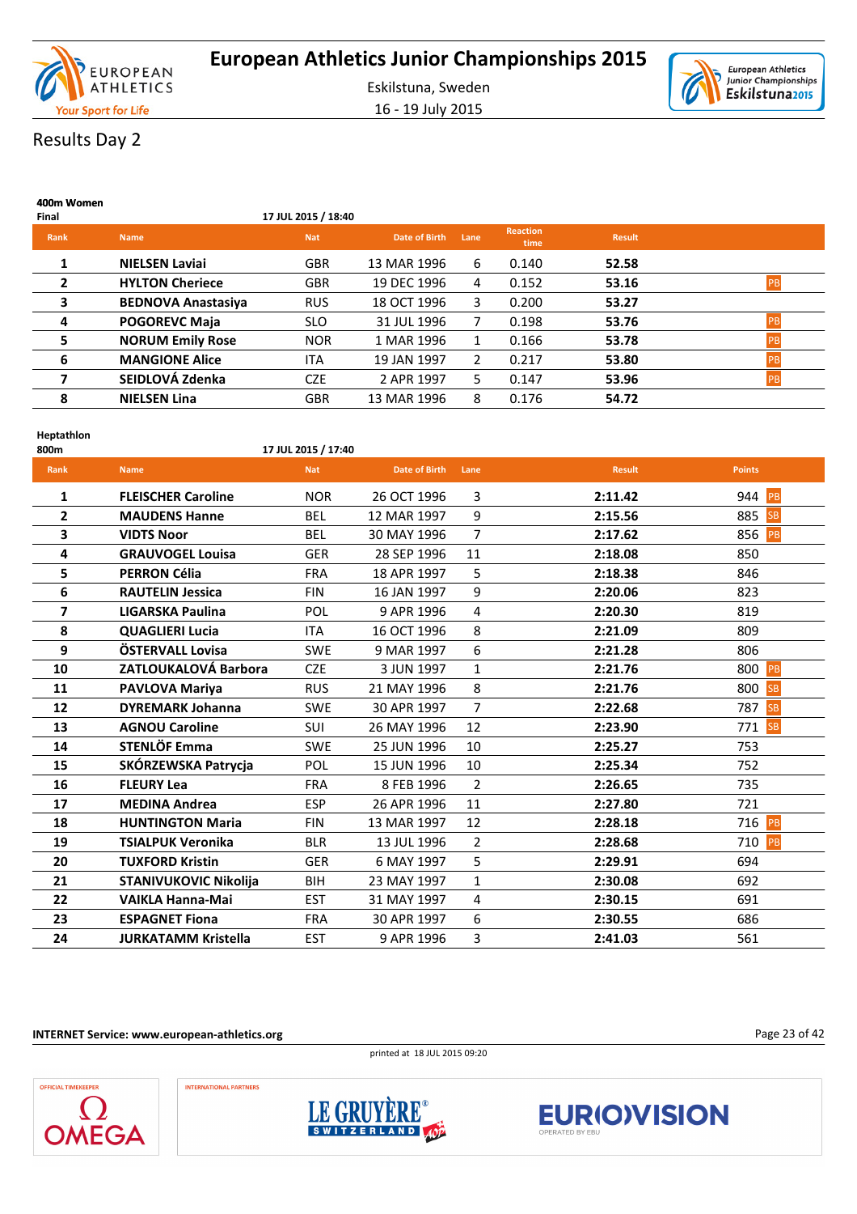# European Athletics Junior Championships 2015

Eskilstuna, Sweden

16 - 19 July 2015

## Results Day 2

### 400m Women

**Final** — 17 JUL 2015 / 18:40

| Rank | Name | Nat | Date of Birth | Lane | Reaction time | Result | |
|---|---|---|---|---|---|---|---|
| 1 | **NIELSEN Laviai** | GBR | 13 MAR 1996 | 6 | 0.140 | **52.58** | |
| 2 | **HYLTON Cheriece** | GBR | 19 DEC 1996 | 4 | 0.152 | **53.16** | PB |
| 3 | **BEDNOVA Anastasiya** | RUS | 18 OCT 1996 | 3 | 0.200 | **53.27** | |
| 4 | **POGOREVC Maja** | SLO | 31 JUL 1996 | 7 | 0.198 | **53.76** | PB |
| 5 | **NORUM Emily Rose** | NOR | 1 MAR 1996 | 1 | 0.166 | **53.78** | PB |
| 6 | **MANGIONE Alice** | ITA | 19 JAN 1997 | 2 | 0.217 | **53.80** | PB |
| 7 | **SEIDLOVÁ Zdenka** | CZE | 2 APR 1997 | 5 | 0.147 | **53.96** | PB |
| 8 | **NIELSEN Lina** | GBR | 13 MAR 1996 | 8 | 0.176 | **54.72** | |

### Heptathlon

**800m** — 17 JUL 2015 / 17:40

| Rank | Name | Nat | Date of Birth | Lane | Result | Points | |
|---|---|---|---|---|---|---|---|
| 1 | **FLEISCHER Caroline** | NOR | 26 OCT 1996 | 3 | **2:11.42** | 944 | PB |
| 2 | **MAUDENS Hanne** | BEL | 12 MAR 1997 | 9 | **2:15.56** | 885 | SB |
| 3 | **VIDTS Noor** | BEL | 30 MAY 1996 | 7 | **2:17.62** | 856 | PB |
| 4 | **GRAUVOGEL Louisa** | GER | 28 SEP 1996 | 11 | **2:18.08** | 850 | |
| 5 | **PERRON Célia** | FRA | 18 APR 1997 | 5 | **2:18.38** | 846 | |
| 6 | **RAUTELIN Jessica** | FIN | 16 JAN 1997 | 9 | **2:20.06** | 823 | |
| 7 | **LIGARSKA Paulina** | POL | 9 APR 1996 | 4 | **2:20.30** | 819 | |
| 8 | **QUAGLIERI Lucia** | ITA | 16 OCT 1996 | 8 | **2:21.09** | 809 | |
| 9 | **ÖSTERVALL Lovisa** | SWE | 9 MAR 1997 | 6 | **2:21.28** | 806 | |
| 10 | **ZATLOUKALOVÁ Barbora** | CZE | 3 JUN 1997 | 1 | **2:21.76** | 800 | PB |
| 11 | **PAVLOVA Mariya** | RUS | 21 MAY 1996 | 8 | **2:21.76** | 800 | SB |
| 12 | **DYREMARK Johanna** | SWE | 30 APR 1997 | 7 | **2:22.68** | 787 | SB |
| 13 | **AGNOU Caroline** | SUI | 26 MAY 1996 | 12 | **2:23.90** | 771 | SB |
| 14 | **STENLÖF Emma** | SWE | 25 JUN 1996 | 10 | **2:25.27** | 753 | |
| 15 | **SKÓRZEWSKA Patrycja** | POL | 15 JUN 1996 | 10 | **2:25.34** | 752 | |
| 16 | **FLEURY Lea** | FRA | 8 FEB 1996 | 2 | **2:26.65** | 735 | |
| 17 | **MEDINA Andrea** | ESP | 26 APR 1996 | 11 | **2:27.80** | 721 | |
| 18 | **HUNTINGTON Maria** | FIN | 13 MAR 1997 | 12 | **2:28.18** | 716 | PB |
| 19 | **TSIALPUK Veronika** | BLR | 13 JUL 1996 | 2 | **2:28.68** | 710 | PB |
| 20 | **TUXFORD Kristin** | GER | 6 MAY 1997 | 5 | **2:29.91** | 694 | |
| 21 | **STANIVUKOVIC Nikolija** | BIH | 23 MAY 1997 | 1 | **2:30.08** | 692 | |
| 22 | **VAIKLA Hanna-Mai** | EST | 31 MAY 1997 | 4 | **2:30.15** | 691 | |
| 23 | **ESPAGNET Fiona** | FRA | 30 APR 1997 | 6 | **2:30.55** | 686 | |
| 24 | **JURKATAMM Kristella** | EST | 9 APR 1996 | 3 | **2:41.03** | 561 | |

**INTERNET Service: www.european-athletics.org**

printed at 18 JUL 2015 09:20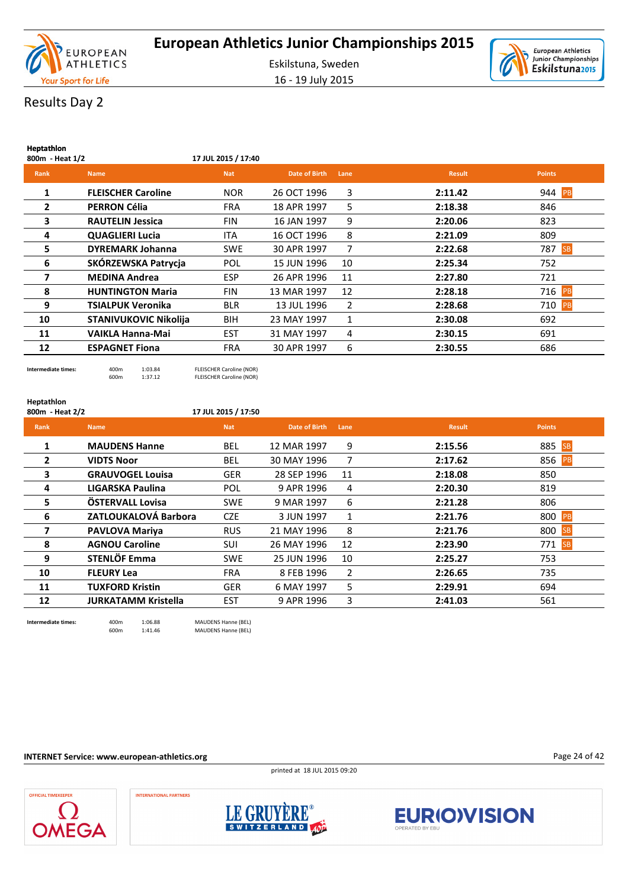# European Athletics Junior Championships 2015

Eskilstuna, Sweden

16 - 19 July 2015

## Results Day 2

### Heptathlon

**800m - Heat 1/2** — **17 JUL 2015 / 17:40**

| Rank | Name | Nat | Date of Birth | Lane | Result | Points |
|---|---|---|---|---|---|---|
| 1 | **FLEISCHER Caroline** | NOR | 26 OCT 1996 | 3 | **2:11.42** | 944 PB |
| 2 | **PERRON Célia** | FRA | 18 APR 1997 | 5 | **2:18.38** | 846 |
| 3 | **RAUTELIN Jessica** | FIN | 16 JAN 1997 | 9 | **2:20.06** | 823 |
| 4 | **QUAGLIERI Lucia** | ITA | 16 OCT 1996 | 8 | **2:21.09** | 809 |
| 5 | **DYREMARK Johanna** | SWE | 30 APR 1997 | 7 | **2:22.68** | 787 SB |
| 6 | **SKÓRZEWSKA Patrycja** | POL | 15 JUN 1996 | 10 | **2:25.34** | 752 |
| 7 | **MEDINA Andrea** | ESP | 26 APR 1996 | 11 | **2:27.80** | 721 |
| 8 | **HUNTINGTON Maria** | FIN | 13 MAR 1997 | 12 | **2:28.18** | 716 PB |
| 9 | **TSIALPUK Veronika** | BLR | 13 JUL 1996 | 2 | **2:28.68** | 710 PB |
| 10 | **STANIVUKOVIC Nikolija** | BIH | 23 MAY 1997 | 1 | **2:30.08** | 692 |
| 11 | **VAIKLA Hanna-Mai** | EST | 31 MAY 1997 | 4 | **2:30.15** | 691 |
| 12 | **ESPAGNET Fiona** | FRA | 30 APR 1997 | 6 | **2:30.55** | 686 |

**Intermediate times:**

| | | |
|---|---|---|
| 400m | 1:03.84 | FLEISCHER Caroline (NOR) |
| 600m | 1:37.12 | FLEISCHER Caroline (NOR) |

### Heptathlon

**800m - Heat 2/2** — **17 JUL 2015 / 17:50**

| Rank | Name | Nat | Date of Birth | Lane | Result | Points |
|---|---|---|---|---|---|---|
| 1 | **MAUDENS Hanne** | BEL | 12 MAR 1997 | 9 | **2:15.56** | 885 SB |
| 2 | **VIDTS Noor** | BEL | 30 MAY 1996 | 7 | **2:17.62** | 856 PB |
| 3 | **GRAUVOGEL Louisa** | GER | 28 SEP 1996 | 11 | **2:18.08** | 850 |
| 4 | **LIGARSKA Paulina** | POL | 9 APR 1996 | 4 | **2:20.30** | 819 |
| 5 | **ÖSTERVALL Lovisa** | SWE | 9 MAR 1997 | 6 | **2:21.28** | 806 |
| 6 | **ZATLOUKALOVÁ Barbora** | CZE | 3 JUN 1997 | 1 | **2:21.76** | 800 PB |
| 7 | **PAVLOVA Mariya** | RUS | 21 MAY 1996 | 8 | **2:21.76** | 800 SB |
| 8 | **AGNOU Caroline** | SUI | 26 MAY 1996 | 12 | **2:23.90** | 771 SB |
| 9 | **STENLÖF Emma** | SWE | 25 JUN 1996 | 10 | **2:25.27** | 753 |
| 10 | **FLEURY Lea** | FRA | 8 FEB 1996 | 2 | **2:26.65** | 735 |
| 11 | **TUXFORD Kristin** | GER | 6 MAY 1997 | 5 | **2:29.91** | 694 |
| 12 | **JURKATAMM Kristella** | EST | 9 APR 1996 | 3 | **2:41.03** | 561 |

**Intermediate times:**

| | | |
|---|---|---|
| 400m | 1:06.88 | MAUDENS Hanne (BEL) |
| 600m | 1:41.46 | MAUDENS Hanne (BEL) |

**INTERNET Service: www.european-athletics.org**

printed at 18 JUL 2015 09:20

OFFICIAL TIMEKEEPER: OMEGA — INTERNATIONAL PARTNERS: LE GRUYÈRE SWITZERLAND AOP, EUROVISION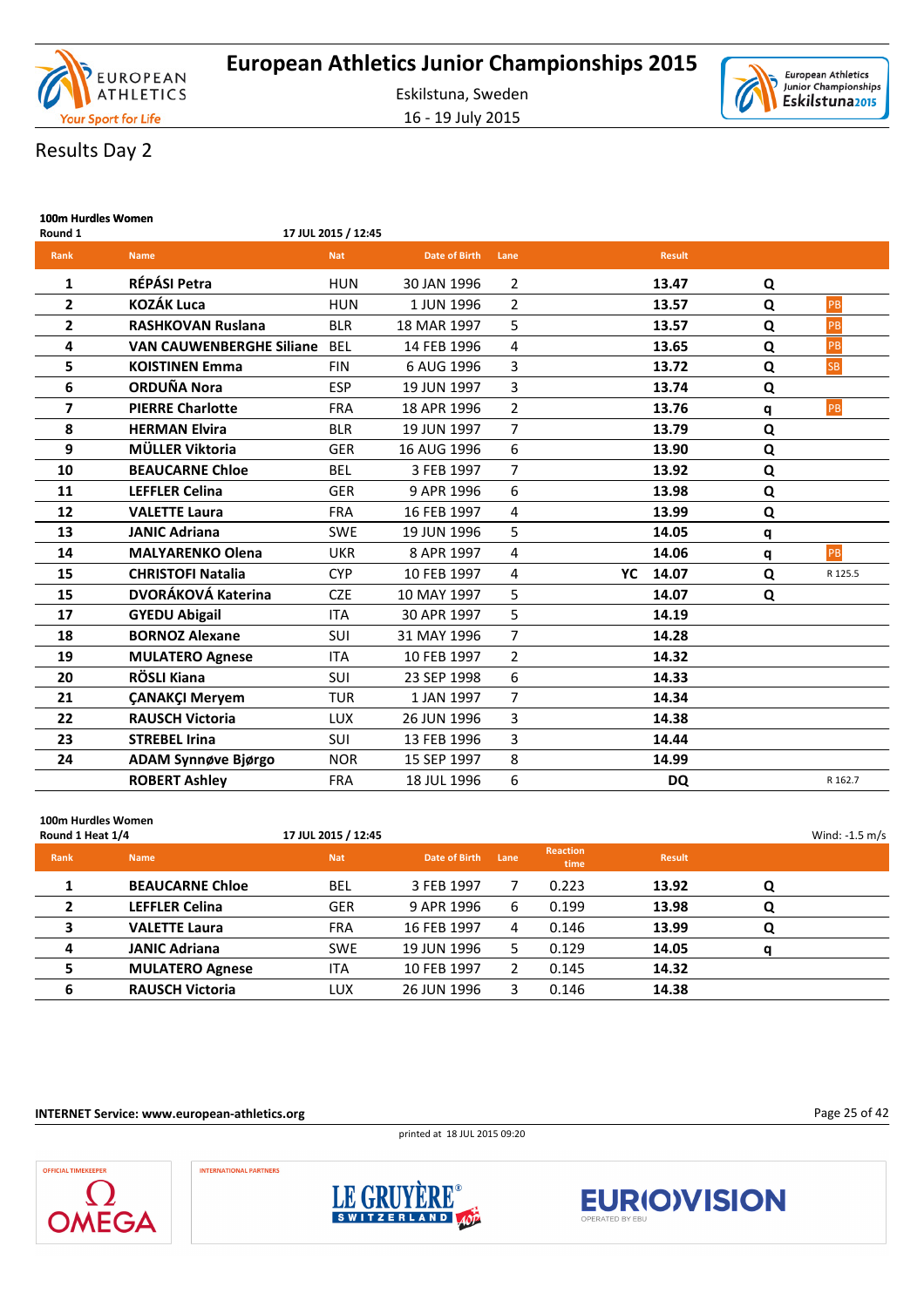# European Athletics Junior Championships 2015

Eskilstuna, Sweden

16 - 19 July 2015

## Results Day 2

### 100m Hurdles Women

Round 1 — 17 JUL 2015 / 12:45

| Rank | Name | Nat | Date of Birth | Lane | | Result | | |
|---|---|---|---|---|---|---|---|---|
| 1 | RÉPÁSI Petra | HUN | 30 JAN 1996 | 2 | | 13.47 | Q | |
| 2 | KOZÁK Luca | HUN | 1 JUN 1996 | 2 | | 13.57 | Q | PB |
| 2 | RASHKOVAN Ruslana | BLR | 18 MAR 1997 | 5 | | 13.57 | Q | PB |
| 4 | VAN CAUWENBERGHE Siliane | BEL | 14 FEB 1996 | 4 | | 13.65 | Q | PB |
| 5 | KOISTINEN Emma | FIN | 6 AUG 1996 | 3 | | 13.72 | Q | SB |
| 6 | ORDUÑA Nora | ESP | 19 JUN 1997 | 3 | | 13.74 | Q | |
| 7 | PIERRE Charlotte | FRA | 18 APR 1996 | 2 | | 13.76 | q | PB |
| 8 | HERMAN Elvira | BLR | 19 JUN 1997 | 7 | | 13.79 | Q | |
| 9 | MÜLLER Viktoria | GER | 16 AUG 1996 | 6 | | 13.90 | Q | |
| 10 | BEAUCARNE Chloe | BEL | 3 FEB 1997 | 7 | | 13.92 | Q | |
| 11 | LEFFLER Celina | GER | 9 APR 1996 | 6 | | 13.98 | Q | |
| 12 | VALETTE Laura | FRA | 16 FEB 1997 | 4 | | 13.99 | Q | |
| 13 | JANIC Adriana | SWE | 19 JUN 1996 | 5 | | 14.05 | q | |
| 14 | MALYARENKO Olena | UKR | 8 APR 1997 | 4 | | 14.06 | q | PB |
| 15 | CHRISTOFI Natalia | CYP | 10 FEB 1997 | 4 | YC | 14.07 | Q | R 125.5 |
| 15 | DVORÁKOVÁ Katerina | CZE | 10 MAY 1997 | 5 | | 14.07 | Q | |
| 17 | GYEDU Abigail | ITA | 30 APR 1997 | 5 | | 14.19 | | |
| 18 | BORNOZ Alexane | SUI | 31 MAY 1996 | 7 | | 14.28 | | |
| 19 | MULATERO Agnese | ITA | 10 FEB 1997 | 2 | | 14.32 | | |
| 20 | RÖSLI Kiana | SUI | 23 SEP 1998 | 6 | | 14.33 | | |
| 21 | ÇANAKÇI Meryem | TUR | 1 JAN 1997 | 7 | | 14.34 | | |
| 22 | RAUSCH Victoria | LUX | 26 JUN 1996 | 3 | | 14.38 | | |
| 23 | STREBEL Irina | SUI | 13 FEB 1996 | 3 | | 14.44 | | |
| 24 | ADAM Synnøve Bjørgo | NOR | 15 SEP 1997 | 8 | | 14.99 | | |
| | ROBERT Ashley | FRA | 18 JUL 1996 | 6 | | DQ | | R 162.7 |

### 100m Hurdles Women

Round 1 Heat 1/4 — 17 JUL 2015 / 12:45 — Wind: -1.5 m/s

| Rank | Name | Nat | Date of Birth | Lane | Reaction time | Result | |
|---|---|---|---|---|---|---|---|
| 1 | BEAUCARNE Chloe | BEL | 3 FEB 1997 | 7 | 0.223 | 13.92 | Q |
| 2 | LEFFLER Celina | GER | 9 APR 1996 | 6 | 0.199 | 13.98 | Q |
| 3 | VALETTE Laura | FRA | 16 FEB 1997 | 4 | 0.146 | 13.99 | Q |
| 4 | JANIC Adriana | SWE | 19 JUN 1996 | 5 | 0.129 | 14.05 | q |
| 5 | MULATERO Agnese | ITA | 10 FEB 1997 | 2 | 0.145 | 14.32 | |
| 6 | RAUSCH Victoria | LUX | 26 JUN 1996 | 3 | 0.146 | 14.38 | |

INTERNET Service: www.european-athletics.org

printed at 18 JUL 2015 09:20

OFFICIAL TIMEKEEPER — OMEGA

INTERNATIONAL PARTNERS — LE GRUYÈRE SWITZERLAND AOP — EUROVISION OPERATED BY EBU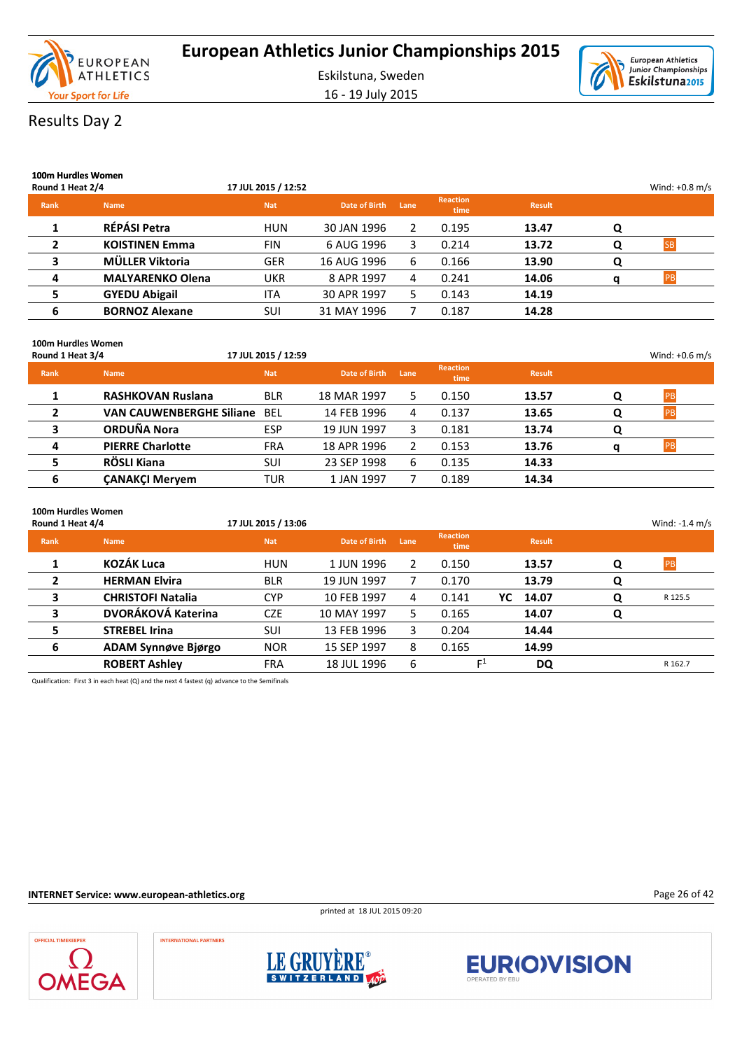# European Athletics Junior Championships 2015

Eskilstuna, Sweden

16 - 19 July 2015

## Results Day 2

### 100m Hurdles Women

**Round 1 Heat 2/4** — 17 JUL 2015 / 12:52 — Wind: +0.8 m/s

| Rank | Name | Nat | Date of Birth | Lane | Reaction time | | Result | | |
|---|---|---|---|---|---|---|---|---|---|
| 1 | **RÉPÁSI Petra** | HUN | 30 JAN 1996 | 2 | 0.195 | | **13.47** | **Q** | |
| 2 | **KOISTINEN Emma** | FIN | 6 AUG 1996 | 3 | 0.214 | | **13.72** | **Q** | SB |
| 3 | **MÜLLER Viktoria** | GER | 16 AUG 1996 | 6 | 0.166 | | **13.90** | **Q** | |
| 4 | **MALYARENKO Olena** | UKR | 8 APR 1997 | 4 | 0.241 | | **14.06** | **q** | PB |
| 5 | **GYEDU Abigail** | ITA | 30 APR 1997 | 5 | 0.143 | | **14.19** | | |
| 6 | **BORNOZ Alexane** | SUI | 31 MAY 1996 | 7 | 0.187 | | **14.28** | | |

### 100m Hurdles Women

**Round 1 Heat 3/4** — 17 JUL 2015 / 12:59 — Wind: +0.6 m/s

| Rank | Name | Nat | Date of Birth | Lane | Reaction time | | Result | | |
|---|---|---|---|---|---|---|---|---|---|
| 1 | **RASHKOVAN Ruslana** | BLR | 18 MAR 1997 | 5 | 0.150 | | **13.57** | **Q** | PB |
| 2 | **VAN CAUWENBERGHE Siliane** | BEL | 14 FEB 1996 | 4 | 0.137 | | **13.65** | **Q** | PB |
| 3 | **ORDUÑA Nora** | ESP | 19 JUN 1997 | 3 | 0.181 | | **13.74** | **Q** | |
| 4 | **PIERRE Charlotte** | FRA | 18 APR 1996 | 2 | 0.153 | | **13.76** | **q** | PB |
| 5 | **RÖSLI Kiana** | SUI | 23 SEP 1998 | 6 | 0.135 | | **14.33** | | |
| 6 | **ÇANAKÇI Meryem** | TUR | 1 JAN 1997 | 7 | 0.189 | | **14.34** | | |

### 100m Hurdles Women

**Round 1 Heat 4/4** — 17 JUL 2015 / 13:06 — Wind: -1.4 m/s

| Rank | Name | Nat | Date of Birth | Lane | Reaction time | | Result | | |
|---|---|---|---|---|---|---|---|---|---|
| 1 | **KOZÁK Luca** | HUN | 1 JUN 1996 | 2 | 0.150 | | **13.57** | **Q** | PB |
| 2 | **HERMAN Elvira** | BLR | 19 JUN 1997 | 7 | 0.170 | | **13.79** | **Q** | |
| 3 | **CHRISTOFI Natalia** | CYP | 10 FEB 1997 | 4 | 0.141 | **YC** | **14.07** | **Q** | R 125.5 |
| 3 | **DVORÁKOVÁ Katerina** | CZE | 10 MAY 1997 | 5 | 0.165 | | **14.07** | **Q** | |
| 5 | **STREBEL Irina** | SUI | 13 FEB 1996 | 3 | 0.204 | | **14.44** | | |
| 6 | **ADAM Synnøve Bjørgo** | NOR | 15 SEP 1997 | 8 | 0.165 | | **14.99** | | |
| | **ROBERT Ashley** | FRA | 18 JUL 1996 | 6 | F[1] | | **DQ** | | R 162.7 |

Qualification: First 3 in each heat (Q) and the next 4 fastest (q) advance to the Semifinals

**INTERNET Service: www.european-athletics.org**

printed at 18 JUL 2015 09:20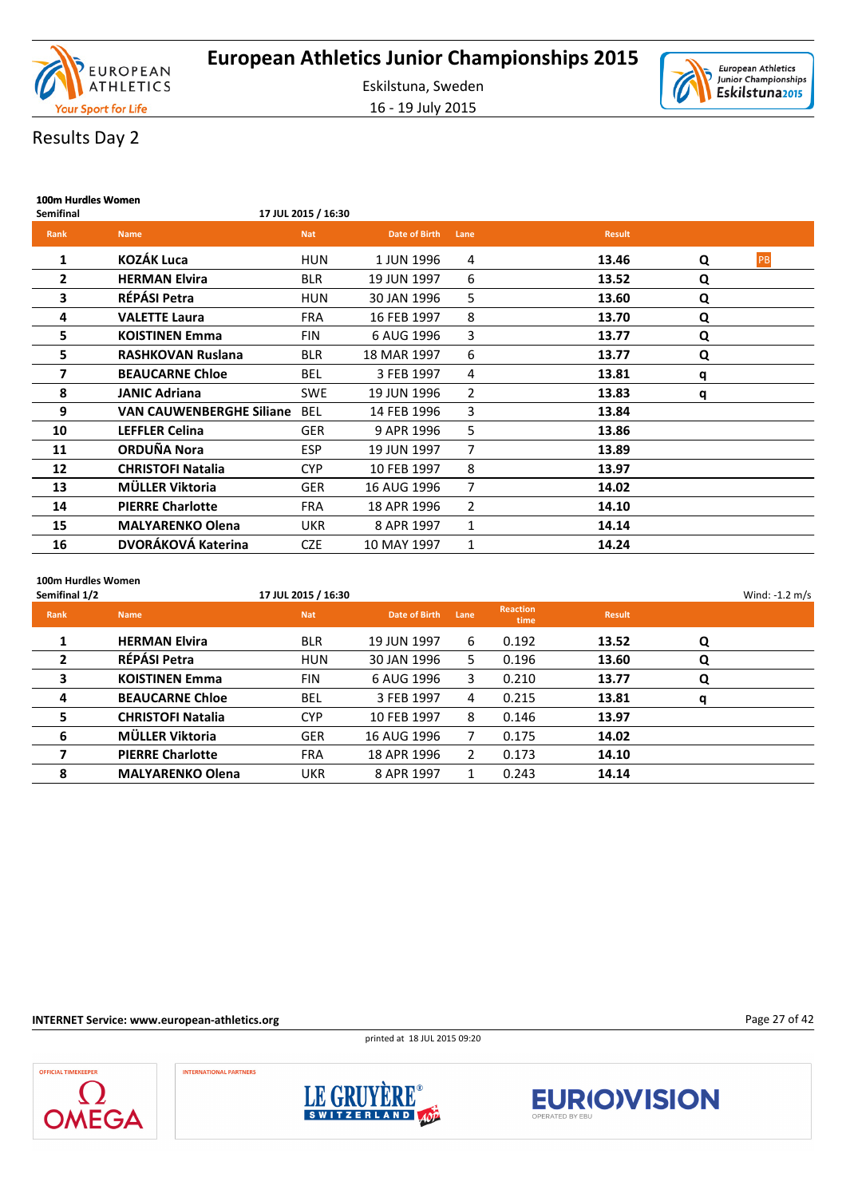# European Athletics Junior Championships 2015

Eskilstuna, Sweden

16 - 19 July 2015

## Results Day 2

### 100m Hurdles Women

**Semifinal** — 17 JUL 2015 / 16:30

| Rank | Name | Nat | Date of Birth | Lane | Result | | |
|---|---|---|---|---|---|---|---|
| 1 | **KOZÁK Luca** | HUN | 1 JUN 1996 | 4 | **13.46** | **Q** | PB |
| 2 | **HERMAN Elvira** | BLR | 19 JUN 1997 | 6 | **13.52** | **Q** | |
| 3 | **RÉPÁSI Petra** | HUN | 30 JAN 1996 | 5 | **13.60** | **Q** | |
| 4 | **VALETTE Laura** | FRA | 16 FEB 1997 | 8 | **13.70** | **Q** | |
| 5 | **KOISTINEN Emma** | FIN | 6 AUG 1996 | 3 | **13.77** | **Q** | |
| 5 | **RASHKOVAN Ruslana** | BLR | 18 MAR 1997 | 6 | **13.77** | **Q** | |
| 7 | **BEAUCARNE Chloe** | BEL | 3 FEB 1997 | 4 | **13.81** | **q** | |
| 8 | **JANIC Adriana** | SWE | 19 JUN 1996 | 2 | **13.83** | **q** | |
| 9 | **VAN CAUWENBERGHE Siliane** | BEL | 14 FEB 1996 | 3 | **13.84** | | |
| 10 | **LEFFLER Celina** | GER | 9 APR 1996 | 5 | **13.86** | | |
| 11 | **ORDUÑA Nora** | ESP | 19 JUN 1997 | 7 | **13.89** | | |
| 12 | **CHRISTOFI Natalia** | CYP | 10 FEB 1997 | 8 | **13.97** | | |
| 13 | **MÜLLER Viktoria** | GER | 16 AUG 1996 | 7 | **14.02** | | |
| 14 | **PIERRE Charlotte** | FRA | 18 APR 1996 | 2 | **14.10** | | |
| 15 | **MALYARENKO Olena** | UKR | 8 APR 1997 | 1 | **14.14** | | |
| 16 | **DVORÁKOVÁ Katerina** | CZE | 10 MAY 1997 | 1 | **14.24** | | |

### 100m Hurdles Women

**Semifinal 1/2** — 17 JUL 2015 / 16:30 — Wind: -1.2 m/s

| Rank | Name | Nat | Date of Birth | Lane | Reaction time | Result | |
|---|---|---|---|---|---|---|---|
| 1 | **HERMAN Elvira** | BLR | 19 JUN 1997 | 6 | 0.192 | **13.52** | **Q** |
| 2 | **RÉPÁSI Petra** | HUN | 30 JAN 1996 | 5 | 0.196 | **13.60** | **Q** |
| 3 | **KOISTINEN Emma** | FIN | 6 AUG 1996 | 3 | 0.210 | **13.77** | **Q** |
| 4 | **BEAUCARNE Chloe** | BEL | 3 FEB 1997 | 4 | 0.215 | **13.81** | **q** |
| 5 | **CHRISTOFI Natalia** | CYP | 10 FEB 1997 | 8 | 0.146 | **13.97** | |
| 6 | **MÜLLER Viktoria** | GER | 16 AUG 1996 | 7 | 0.175 | **14.02** | |
| 7 | **PIERRE Charlotte** | FRA | 18 APR 1996 | 2 | 0.173 | **14.10** | |
| 8 | **MALYARENKO Olena** | UKR | 8 APR 1997 | 1 | 0.243 | **14.14** | |

INTERNET Service: www.european-athletics.org

printed at 18 JUL 2015 09:20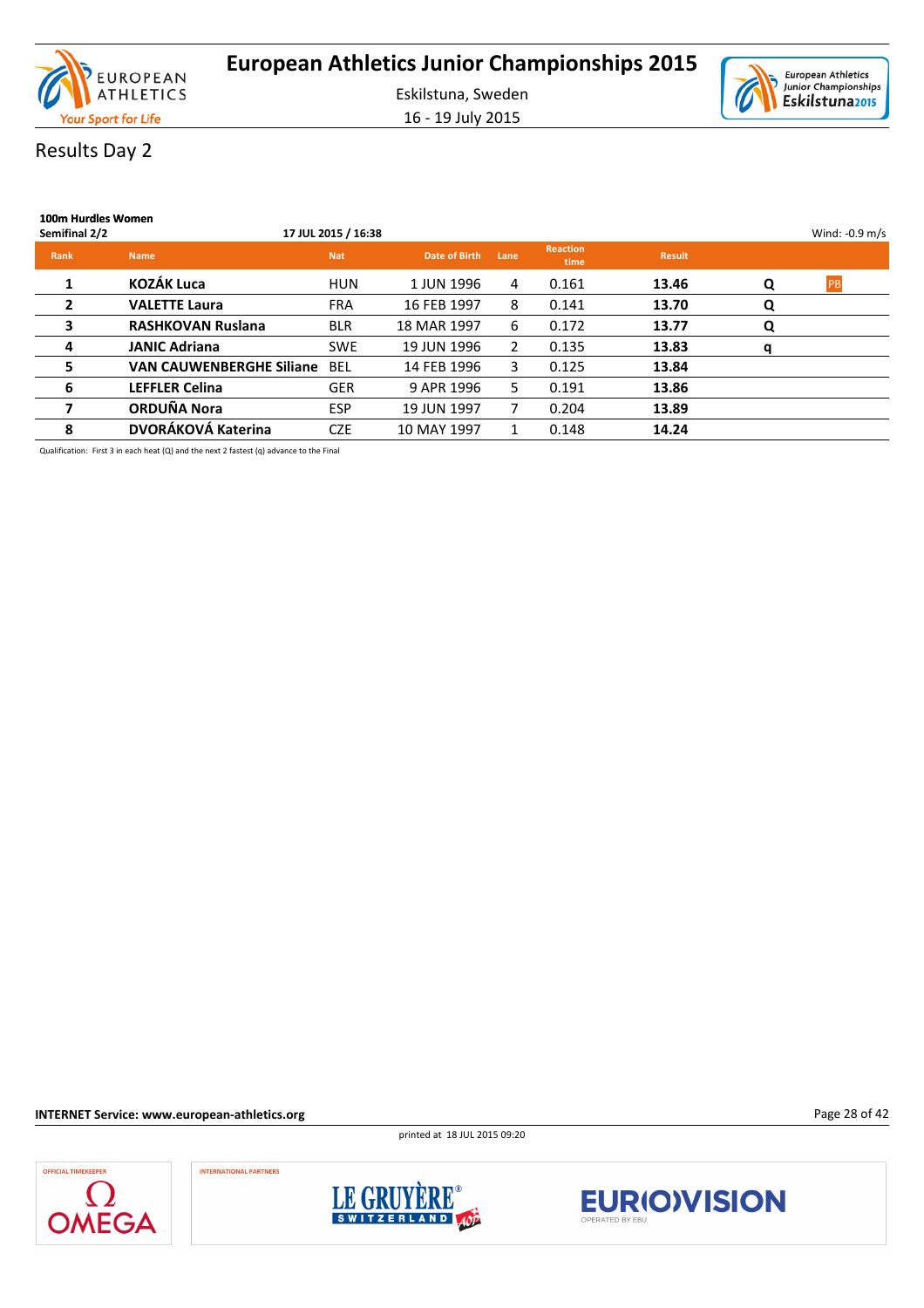# European Athletics Junior Championships 2015

Eskilstuna, Sweden

16 - 19 July 2015

## Results Day 2

### 100m Hurdles Women

Semifinal 2/2 — 17 JUL 2015 / 16:38 — Wind: -0.9 m/s

| Rank | Name | Nat | Date of Birth | Lane | Reaction time | Result | | |
|---|---|---|---|---|---|---|---|---|
| 1 | **KOZÁK Luca** | HUN | 1 JUN 1996 | 4 | 0.161 | **13.46** | **Q** | PB |
| 2 | **VALETTE Laura** | FRA | 16 FEB 1997 | 8 | 0.141 | **13.70** | **Q** | |
| 3 | **RASHKOVAN Ruslana** | BLR | 18 MAR 1997 | 6 | 0.172 | **13.77** | **Q** | |
| 4 | **JANIC Adriana** | SWE | 19 JUN 1996 | 2 | 0.135 | **13.83** | **q** | |
| 5 | **VAN CAUWENBERGHE Siliane** | BEL | 14 FEB 1996 | 3 | 0.125 | **13.84** | | |
| 6 | **LEFFLER Celina** | GER | 9 APR 1996 | 5 | 0.191 | **13.86** | | |
| 7 | **ORDUÑA Nora** | ESP | 19 JUN 1997 | 7 | 0.204 | **13.89** | | |
| 8 | **DVORÁKOVÁ Katerina** | CZE | 10 MAY 1997 | 1 | 0.148 | **14.24** | | |

Qualification: First 3 in each heat (Q) and the next 2 fastest (q) advance to the Final

**INTERNET Service: www.european-athletics.org**

printed at 18 JUL 2015 09:20

OFFICIAL TIMEKEEPER — OMEGA

INTERNATIONAL PARTNERS — LE GRUYÈRE SWITZERLAND — EUROVISION OPERATED BY EBU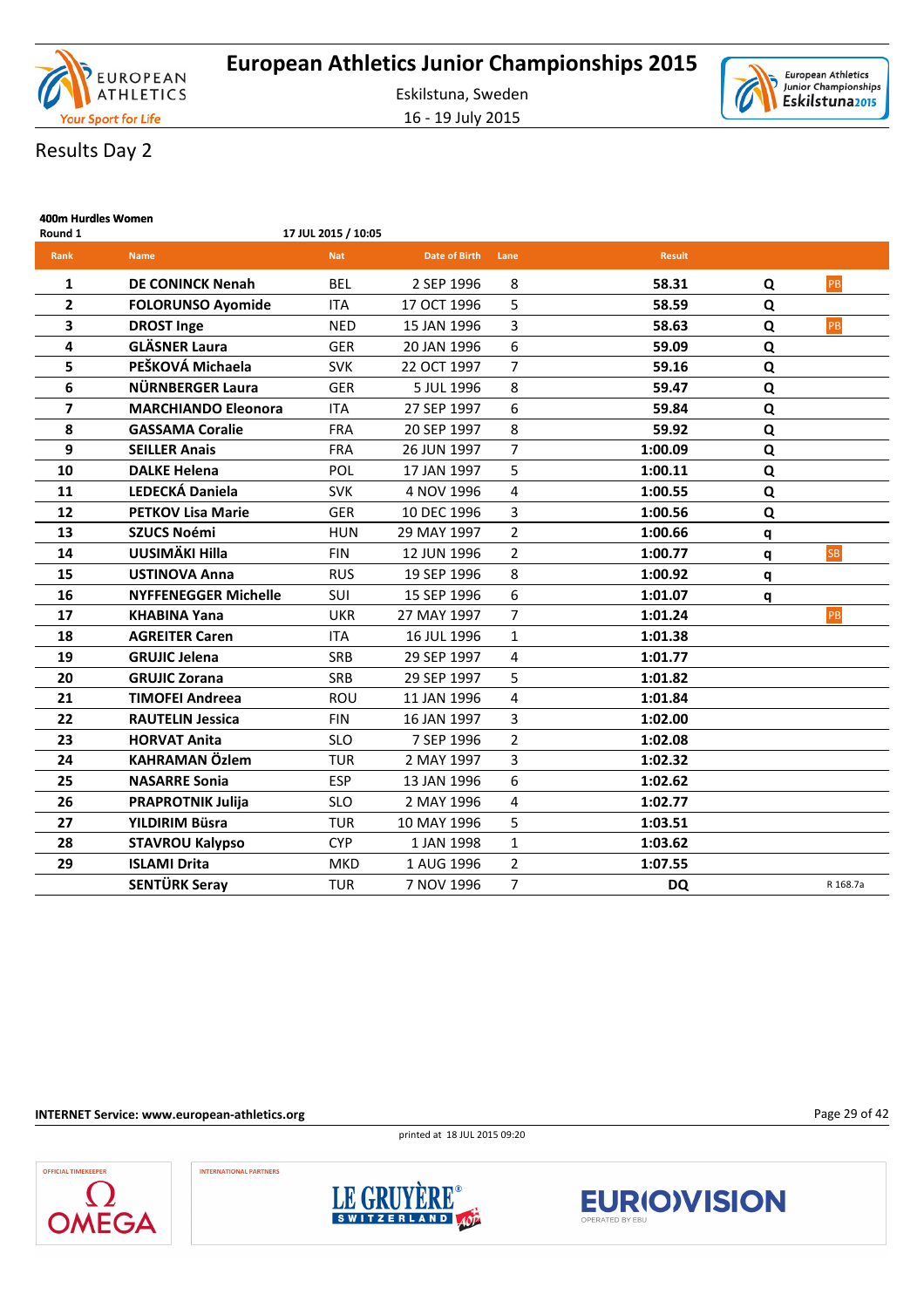# European Athletics Junior Championships 2015

Eskilstuna, Sweden

16 - 19 July 2015

## Results Day 2

### 400m Hurdles Women

Round 1 — 17 JUL 2015 / 10:05

| Rank | Name | Nat | Date of Birth | Lane | Result | | |
|---|---|---|---|---|---|---|---|
| 1 | **DE CONINCK Nenah** | BEL | 2 SEP 1996 | 8 | **58.31** | Q | PB |
| 2 | **FOLORUNSO Ayomide** | ITA | 17 OCT 1996 | 5 | **58.59** | Q | |
| 3 | **DROST Inge** | NED | 15 JAN 1996 | 3 | **58.63** | Q | PB |
| 4 | **GLÄSNER Laura** | GER | 20 JAN 1996 | 6 | **59.09** | Q | |
| 5 | **PEŠKOVÁ Michaela** | SVK | 22 OCT 1997 | 7 | **59.16** | Q | |
| 6 | **NÜRNBERGER Laura** | GER | 5 JUL 1996 | 8 | **59.47** | Q | |
| 7 | **MARCHIANDO Eleonora** | ITA | 27 SEP 1997 | 6 | **59.84** | Q | |
| 8 | **GASSAMA Coralie** | FRA | 20 SEP 1997 | 8 | **59.92** | Q | |
| 9 | **SEILLER Anais** | FRA | 26 JUN 1997 | 7 | **1:00.09** | Q | |
| 10 | **DALKE Helena** | POL | 17 JAN 1997 | 5 | **1:00.11** | Q | |
| 11 | **LEDECKÁ Daniela** | SVK | 4 NOV 1996 | 4 | **1:00.55** | Q | |
| 12 | **PETKOV Lisa Marie** | GER | 10 DEC 1996 | 3 | **1:00.56** | Q | |
| 13 | **SZUCS Noémi** | HUN | 29 MAY 1997 | 2 | **1:00.66** | q | |
| 14 | **UUSIMÄKI Hilla** | FIN | 12 JUN 1996 | 2 | **1:00.77** | q | SB |
| 15 | **USTINOVA Anna** | RUS | 19 SEP 1996 | 8 | **1:00.92** | q | |
| 16 | **NYFFENEGGER Michelle** | SUI | 15 SEP 1996 | 6 | **1:01.07** | q | |
| 17 | **KHABINA Yana** | UKR | 27 MAY 1997 | 7 | **1:01.24** | | PB |
| 18 | **AGREITER Caren** | ITA | 16 JUL 1996 | 1 | **1:01.38** | | |
| 19 | **GRUJIC Jelena** | SRB | 29 SEP 1997 | 4 | **1:01.77** | | |
| 20 | **GRUJIC Zorana** | SRB | 29 SEP 1997 | 5 | **1:01.82** | | |
| 21 | **TIMOFEI Andreea** | ROU | 11 JAN 1996 | 4 | **1:01.84** | | |
| 22 | **RAUTELIN Jessica** | FIN | 16 JAN 1997 | 3 | **1:02.00** | | |
| 23 | **HORVAT Anita** | SLO | 7 SEP 1996 | 2 | **1:02.08** | | |
| 24 | **KAHRAMAN Özlem** | TUR | 2 MAY 1997 | 3 | **1:02.32** | | |
| 25 | **NASARRE Sonia** | ESP | 13 JAN 1996 | 6 | **1:02.62** | | |
| 26 | **PRAPROTNIK Julija** | SLO | 2 MAY 1996 | 4 | **1:02.77** | | |
| 27 | **YILDIRIM Büsra** | TUR | 10 MAY 1996 | 5 | **1:03.51** | | |
| 28 | **STAVROU Kalypso** | CYP | 1 JAN 1998 | 1 | **1:03.62** | | |
| 29 | **ISLAMI Drita** | MKD | 1 AUG 1996 | 2 | **1:07.55** | | |
| | **SENTÜRK Seray** | TUR | 7 NOV 1996 | 7 | **DQ** | | R 168.7a |

**INTERNET Service: www.european-athletics.org**

printed at 18 JUL 2015 09:20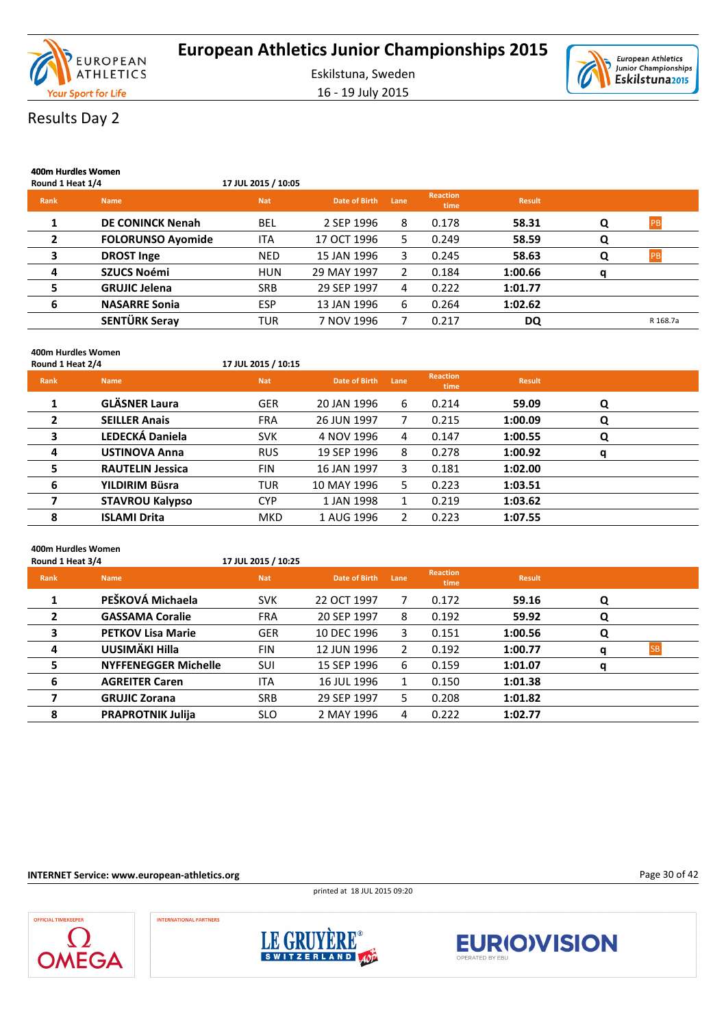# European Athletics Junior Championships 2015

Eskilstuna, Sweden

16 - 19 July 2015

## Results Day 2

### 400m Hurdles Women

Round 1 Heat 1/4 — 17 JUL 2015 / 10:05

| Rank | Name | Nat | Date of Birth | Lane | Reaction time | Result | | |
|---|---|---|---|---|---|---|---|---|
| 1 | DE CONINCK Nenah | BEL | 2 SEP 1996 | 8 | 0.178 | 58.31 | Q | PB |
| 2 | FOLORUNSO Ayomide | ITA | 17 OCT 1996 | 5 | 0.249 | 58.59 | Q | |
| 3 | DROST Inge | NED | 15 JAN 1996 | 3 | 0.245 | 58.63 | Q | PB |
| 4 | SZUCS Noémi | HUN | 29 MAY 1997 | 2 | 0.184 | 1:00.66 | q | |
| 5 | GRUJIC Jelena | SRB | 29 SEP 1997 | 4 | 0.222 | 1:01.77 | | |
| 6 | NASARRE Sonia | ESP | 13 JAN 1996 | 6 | 0.264 | 1:02.62 | | |
| | SENTÜRK Seray | TUR | 7 NOV 1996 | 7 | 0.217 | DQ | | R 168.7a |

### 400m Hurdles Women

Round 1 Heat 2/4 — 17 JUL 2015 / 10:15

| Rank | Name | Nat | Date of Birth | Lane | Reaction time | Result | | |
|---|---|---|---|---|---|---|---|---|
| 1 | GLÄSNER Laura | GER | 20 JAN 1996 | 6 | 0.214 | 59.09 | Q | |
| 2 | SEILLER Anais | FRA | 26 JUN 1997 | 7 | 0.215 | 1:00.09 | Q | |
| 3 | LEDECKÁ Daniela | SVK | 4 NOV 1996 | 4 | 0.147 | 1:00.55 | Q | |
| 4 | USTINOVA Anna | RUS | 19 SEP 1996 | 8 | 0.278 | 1:00.92 | q | |
| 5 | RAUTELIN Jessica | FIN | 16 JAN 1997 | 3 | 0.181 | 1:02.00 | | |
| 6 | YILDIRIM Büsra | TUR | 10 MAY 1996 | 5 | 0.223 | 1:03.51 | | |
| 7 | STAVROU Kalypso | CYP | 1 JAN 1998 | 1 | 0.219 | 1:03.62 | | |
| 8 | ISLAMI Drita | MKD | 1 AUG 1996 | 2 | 0.223 | 1:07.55 | | |

### 400m Hurdles Women

Round 1 Heat 3/4 — 17 JUL 2015 / 10:25

| Rank | Name | Nat | Date of Birth | Lane | Reaction time | Result | | |
|---|---|---|---|---|---|---|---|---|
| 1 | PEŠKOVÁ Michaela | SVK | 22 OCT 1997 | 7 | 0.172 | 59.16 | Q | |
| 2 | GASSAMA Coralie | FRA | 20 SEP 1997 | 8 | 0.192 | 59.92 | Q | |
| 3 | PETKOV Lisa Marie | GER | 10 DEC 1996 | 3 | 0.151 | 1:00.56 | Q | |
| 4 | UUSIMÄKI Hilla | FIN | 12 JUN 1996 | 2 | 0.192 | 1:00.77 | q | SB |
| 5 | NYFFENEGGER Michelle | SUI | 15 SEP 1996 | 6 | 0.159 | 1:01.07 | q | |
| 6 | AGREITER Caren | ITA | 16 JUL 1996 | 1 | 0.150 | 1:01.38 | | |
| 7 | GRUJIC Zorana | SRB | 29 SEP 1997 | 5 | 0.208 | 1:01.82 | | |
| 8 | PRAPROTNIK Julija | SLO | 2 MAY 1996 | 4 | 0.222 | 1:02.77 | | |

INTERNET Service: www.european-athletics.org

printed at 18 JUL 2015 09:20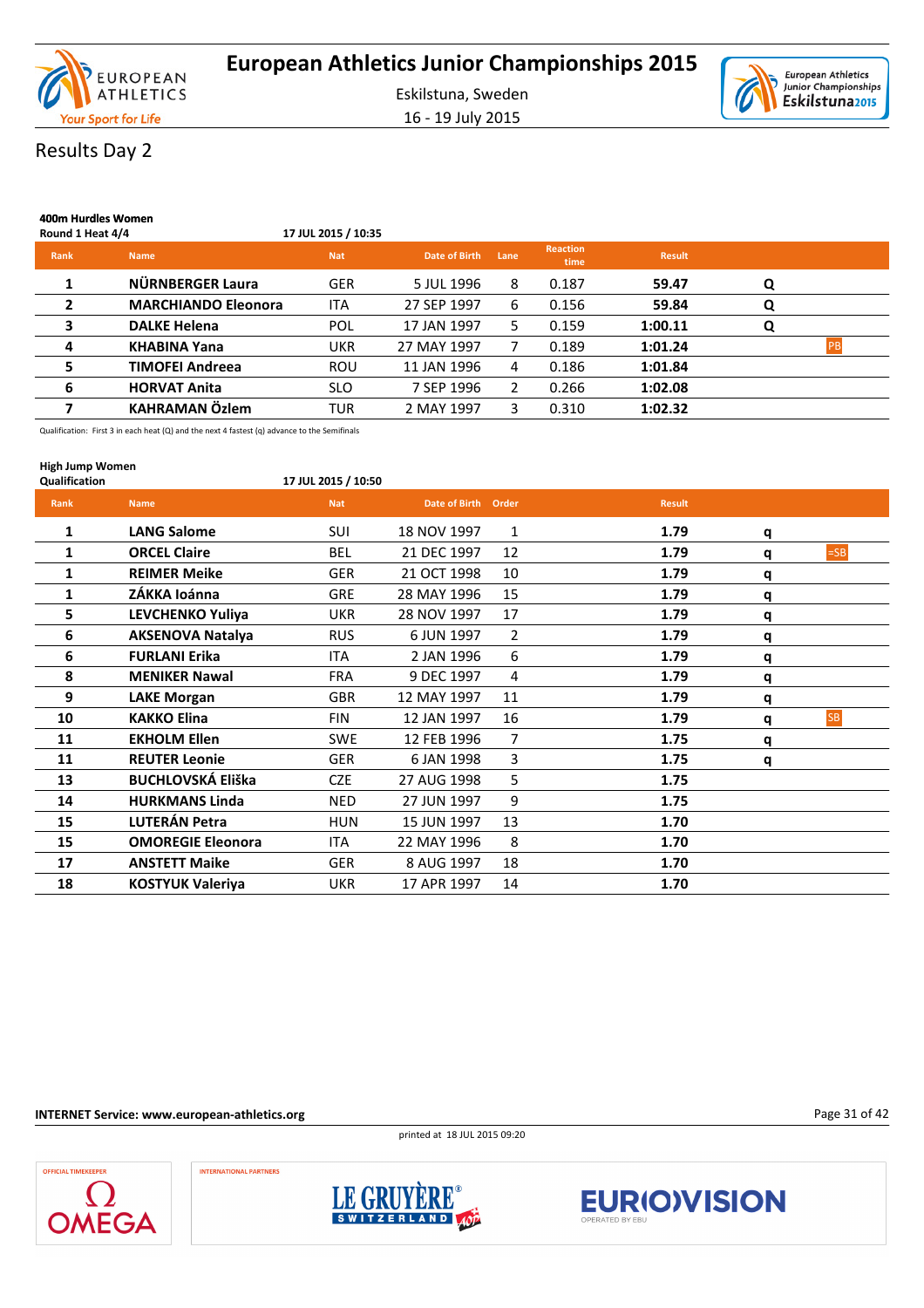# European Athletics Junior Championships 2015

Eskilstuna, Sweden

16 - 19 July 2015

## Results Day 2

### 400m Hurdles Women

Round 1 Heat 4/4 — 17 JUL 2015 / 10:35

| Rank | Name | Nat | Date of Birth | Lane | Reaction time | Result | | |
|---|---|---|---|---|---|---|---|---|
| 1 | **NÜRNBERGER Laura** | GER | 5 JUL 1996 | 8 | 0.187 | **59.47** | **Q** | |
| 2 | **MARCHIANDO Eleonora** | ITA | 27 SEP 1997 | 6 | 0.156 | **59.84** | **Q** | |
| 3 | **DALKE Helena** | POL | 17 JAN 1997 | 5 | 0.159 | **1:00.11** | **Q** | |
| 4 | **KHABINA Yana** | UKR | 27 MAY 1997 | 7 | 0.189 | **1:01.24** | | PB |
| 5 | **TIMOFEI Andreea** | ROU | 11 JAN 1996 | 4 | 0.186 | **1:01.84** | | |
| 6 | **HORVAT Anita** | SLO | 7 SEP 1996 | 2 | 0.266 | **1:02.08** | | |
| 7 | **KAHRAMAN Özlem** | TUR | 2 MAY 1997 | 3 | 0.310 | **1:02.32** | | |

Qualification: First 3 in each heat (Q) and the next 4 fastest (q) advance to the Semifinals

### High Jump Women

Qualification — 17 JUL 2015 / 10:50

| Rank | Name | Nat | Date of Birth | Order | Result | | |
|---|---|---|---|---|---|---|---|
| 1 | **LANG Salome** | SUI | 18 NOV 1997 | 1 | **1.79** | **q** | |
| 1 | **ORCEL Claire** | BEL | 21 DEC 1997 | 12 | **1.79** | **q** | =SB |
| 1 | **REIMER Meike** | GER | 21 OCT 1998 | 10 | **1.79** | **q** | |
| 1 | **ZÁKKA Ioánna** | GRE | 28 MAY 1996 | 15 | **1.79** | **q** | |
| 5 | **LEVCHENKO Yuliya** | UKR | 28 NOV 1997 | 17 | **1.79** | **q** | |
| 6 | **AKSENOVA Natalya** | RUS | 6 JUN 1997 | 2 | **1.79** | **q** | |
| 6 | **FURLANI Erika** | ITA | 2 JAN 1996 | 6 | **1.79** | **q** | |
| 8 | **MENIKER Nawal** | FRA | 9 DEC 1997 | 4 | **1.79** | **q** | |
| 9 | **LAKE Morgan** | GBR | 12 MAY 1997 | 11 | **1.79** | **q** | |
| 10 | **KAKKO Elina** | FIN | 12 JAN 1997 | 16 | **1.79** | **q** | SB |
| 11 | **EKHOLM Ellen** | SWE | 12 FEB 1996 | 7 | **1.75** | **q** | |
| 11 | **REUTER Leonie** | GER | 6 JAN 1998 | 3 | **1.75** | **q** | |
| 13 | **BUCHLOVSKÁ Eliška** | CZE | 27 AUG 1998 | 5 | **1.75** | | |
| 14 | **HURKMANS Linda** | NED | 27 JUN 1997 | 9 | **1.75** | | |
| 15 | **LUTERÁN Petra** | HUN | 15 JUN 1997 | 13 | **1.70** | | |
| 15 | **OMOREGIE Eleonora** | ITA | 22 MAY 1996 | 8 | **1.70** | | |
| 17 | **ANSTETT Maike** | GER | 8 AUG 1997 | 18 | **1.70** | | |
| 18 | **KOSTYUK Valeriya** | UKR | 17 APR 1997 | 14 | **1.70** | | |

INTERNET Service: www.european-athletics.org

printed at 18 JUL 2015 09:20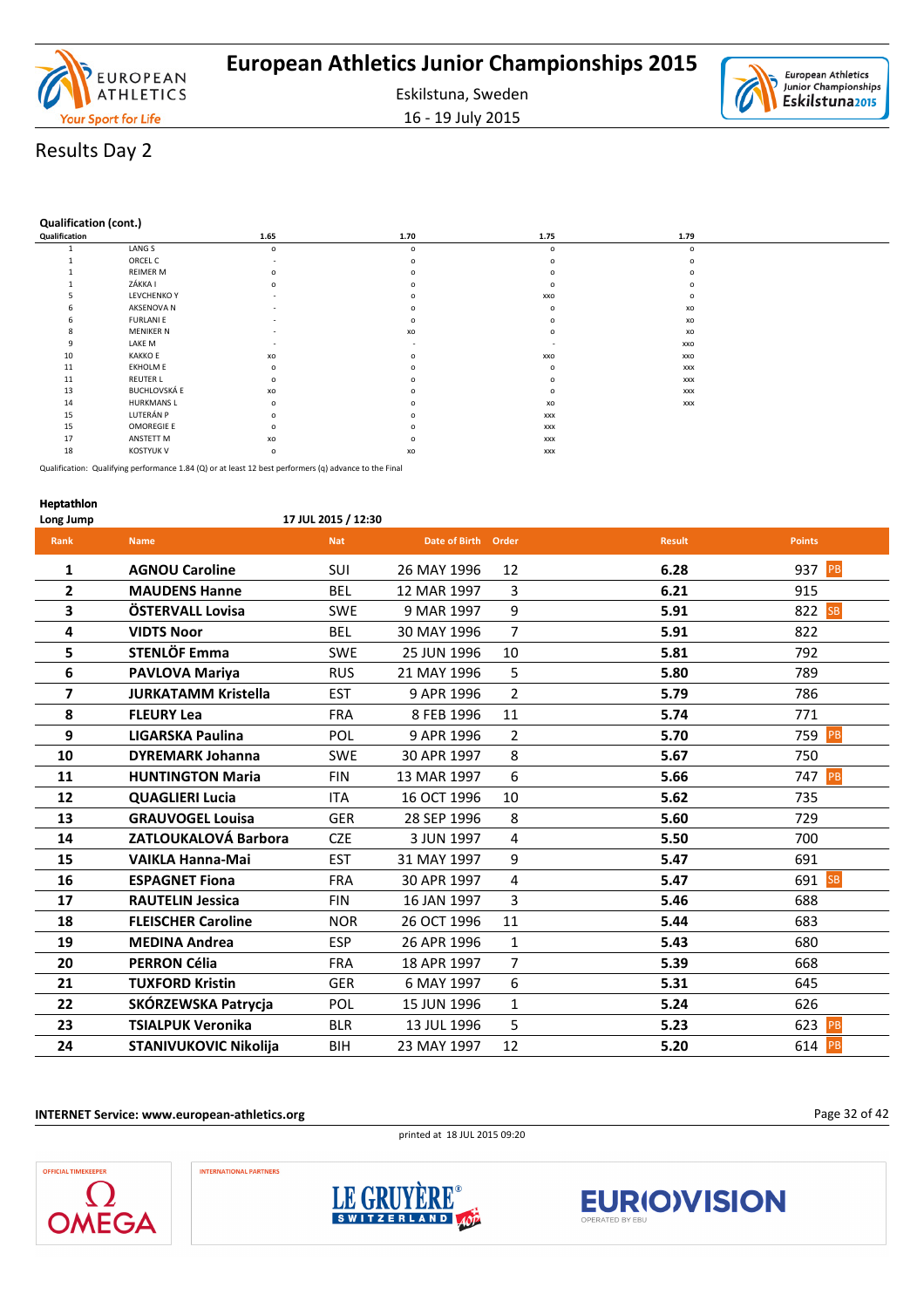# Results Day 2

### Qualification (cont.)

| Qualification | | 1.65 | 1.70 | 1.75 | 1.79 |
|---|---|---|---|---|---|
| 1 | LANG S | o | o | o | o |
| 1 | ORCEL C | - | o | o | o |
| 1 | REIMER M | o | o | o | o |
| 1 | ZÁKKA I | o | o | o | o |
| 5 | LEVCHENKO Y | - | o | xxo | o |
| 6 | AKSENOVA N | - | o | o | xo |
| 6 | FURLANI E | - | o | o | xo |
| 8 | MENIKER N | - | xo | o | xo |
| 9 | LAKE M | - | - | - | xxo |
| 10 | KAKKO E | xo | o | xxo | xxo |
| 11 | EKHOLM E | o | o | o | xxx |
| 11 | REUTER L | o | o | o | xxx |
| 13 | BUCHLOVSKÁ E | xo | o | o | xxx |
| 14 | HURKMANS L | o | o | xo | xxx |
| 15 | LUTERÁN P | o | o | xxx | |
| 15 | OMOREGIE E | o | o | xxx | |
| 17 | ANSTETT M | xo | o | xxx | |
| 18 | KOSTYUK V | o | xo | xxx | |

Qualification: Qualifying performance 1.84 (Q) or at least 12 best performers (q) advance to the Final

### Heptathlon

**Long Jump** 17 JUL 2015 / 12:30

| Rank | Name | Nat | Date of Birth | Order | Result | Points |
|---|---|---|---|---|---|---|
| 1 | **AGNOU Caroline** | SUI | 26 MAY 1996 | 12 | **6.28** | 937 PB |
| 2 | **MAUDENS Hanne** | BEL | 12 MAR 1997 | 3 | **6.21** | 915 |
| 3 | **ÖSTERVALL Lovisa** | SWE | 9 MAR 1997 | 9 | **5.91** | 822 SB |
| 4 | **VIDTS Noor** | BEL | 30 MAY 1996 | 7 | **5.91** | 822 |
| 5 | **STENLÖF Emma** | SWE | 25 JUN 1996 | 10 | **5.81** | 792 |
| 6 | **PAVLOVA Mariya** | RUS | 21 MAY 1996 | 5 | **5.80** | 789 |
| 7 | **JURKATAMM Kristella** | EST | 9 APR 1996 | 2 | **5.79** | 786 |
| 8 | **FLEURY Lea** | FRA | 8 FEB 1996 | 11 | **5.74** | 771 |
| 9 | **LIGARSKA Paulina** | POL | 9 APR 1996 | 2 | **5.70** | 759 PB |
| 10 | **DYREMARK Johanna** | SWE | 30 APR 1997 | 8 | **5.67** | 750 |
| 11 | **HUNTINGTON Maria** | FIN | 13 MAR 1997 | 6 | **5.66** | 747 PB |
| 12 | **QUAGLIERI Lucia** | ITA | 16 OCT 1996 | 10 | **5.62** | 735 |
| 13 | **GRAUVOGEL Louisa** | GER | 28 SEP 1996 | 8 | **5.60** | 729 |
| 14 | **ZATLOUKALOVÁ Barbora** | CZE | 3 JUN 1997 | 4 | **5.50** | 700 |
| 15 | **VAIKLA Hanna-Mai** | EST | 31 MAY 1997 | 9 | **5.47** | 691 |
| 16 | **ESPAGNET Fiona** | FRA | 30 APR 1997 | 4 | **5.47** | 691 SB |
| 17 | **RAUTELIN Jessica** | FIN | 16 JAN 1997 | 3 | **5.46** | 688 |
| 18 | **FLEISCHER Caroline** | NOR | 26 OCT 1996 | 11 | **5.44** | 683 |
| 19 | **MEDINA Andrea** | ESP | 26 APR 1996 | 1 | **5.43** | 680 |
| 20 | **PERRON Célia** | FRA | 18 APR 1997 | 7 | **5.39** | 668 |
| 21 | **TUXFORD Kristin** | GER | 6 MAY 1997 | 6 | **5.31** | 645 |
| 22 | **SKÓRZEWSKA Patrycja** | POL | 15 JUN 1996 | 1 | **5.24** | 626 |
| 23 | **TSIALPUK Veronika** | BLR | 13 JUL 1996 | 5 | **5.23** | 623 PB |
| 24 | **STANIVUKOVIC Nikolija** | BIH | 23 MAY 1997 | 12 | **5.20** | 614 PB |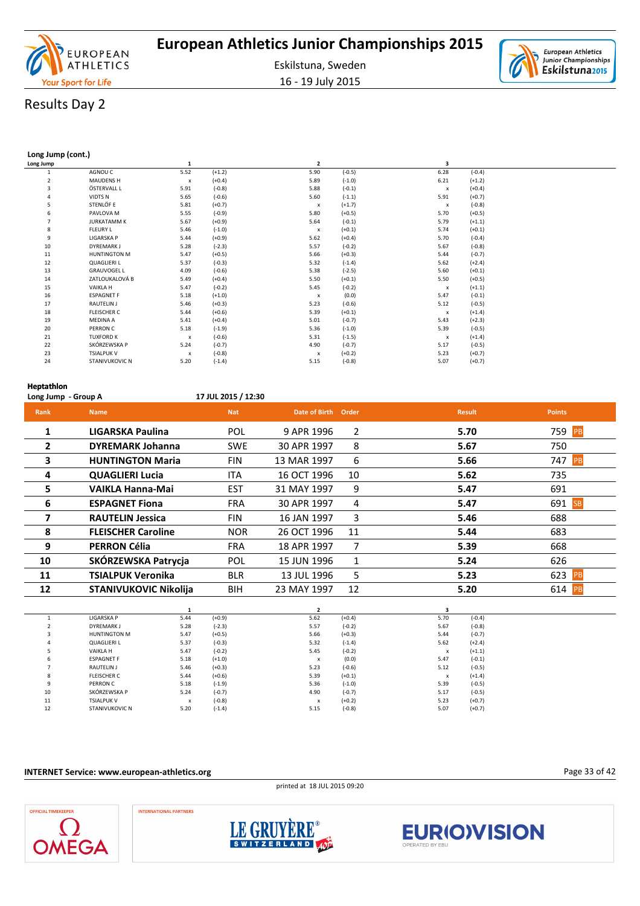# European Athletics Junior Championships 2015

Eskilstuna, Sweden

16 - 19 July 2015

## Results Day 2

### Long Jump (cont.)

| Long Jump | | 1 | | 2 | | 3 | |
|---|---|---|---|---|---|---|---|
| 1 | AGNOU C | 5.52 | (+1.2) | 5.90 | (-0.5) | 6.28 | (-0.4) |
| 2 | MAUDENS H | x | (+0.4) | 5.89 | (-1.0) | 6.21 | (+1.2) |
| 3 | ÖSTERVALL L | 5.91 | (-0.8) | 5.88 | (-0.1) | x | (+0.4) |
| 4 | VIDTS N | 5.65 | (-0.6) | 5.60 | (-1.1) | 5.91 | (+0.7) |
| 5 | STENLÖF E | 5.81 | (+0.7) | x | (+1.7) | x | (-0.8) |
| 6 | PAVLOVA M | 5.55 | (-0.9) | 5.80 | (+0.5) | 5.70 | (+0.5) |
| 7 | JURKATAMM K | 5.67 | (+0.9) | 5.64 | (-0.1) | 5.79 | (+1.1) |
| 8 | FLEURY L | 5.46 | (-1.0) | x | (+0.1) | 5.74 | (+0.1) |
| 9 | LIGARSKA P | 5.44 | (+0.9) | 5.62 | (+0.4) | 5.70 | (-0.4) |
| 10 | DYREMARK J | 5.28 | (-2.3) | 5.57 | (-0.2) | 5.67 | (-0.8) |
| 11 | HUNTINGTON M | 5.47 | (+0.5) | 5.66 | (+0.3) | 5.44 | (-0.7) |
| 12 | QUAGLIERI L | 5.37 | (-0.3) | 5.32 | (-1.4) | 5.62 | (+2.4) |
| 13 | GRAUVOGEL L | 4.09 | (-0.6) | 5.38 | (-2.5) | 5.60 | (+0.1) |
| 14 | ZATLOUKALOVÁ B | 5.49 | (+0.4) | 5.50 | (+0.1) | 5.50 | (+0.5) |
| 15 | VAIKLA H | 5.47 | (-0.2) | 5.45 | (-0.2) | x | (+1.1) |
| 16 | ESPAGNET F | 5.18 | (+1.0) | x | (0.0) | 5.47 | (-0.1) |
| 17 | RAUTELIN J | 5.46 | (+0.3) | 5.23 | (-0.6) | 5.12 | (-0.5) |
| 18 | FLEISCHER C | 5.44 | (+0.6) | 5.39 | (+0.1) | x | (+1.4) |
| 19 | MEDINA A | 5.41 | (+0.4) | 5.01 | (-0.7) | 5.43 | (+2.3) |
| 20 | PERRON C | 5.18 | (-1.9) | 5.36 | (-1.0) | 5.39 | (-0.5) |
| 21 | TUXFORD K | x | (-0.6) | 5.31 | (-1.5) | x | (+1.4) |
| 22 | SKÓRZEWSKA P | 5.24 | (-0.7) | 4.90 | (-0.7) | 5.17 | (-0.5) |
| 23 | TSIALPUK V | x | (-0.8) | x | (+0.2) | 5.23 | (+0.7) |
| 24 | STANIVUKOVIC N | 5.20 | (-1.4) | 5.15 | (-0.8) | 5.07 | (+0.7) |

### Heptathlon

**Long Jump - Group A** 17 JUL 2015 / 12:30

| Rank | Name | Nat | Date of Birth | Order | Result | Points |
|---|---|---|---|---|---|---|
| 1 | **LIGARSKA Paulina** | POL | 9 APR 1996 | 2 | **5.70** | 759 PB |
| 2 | **DYREMARK Johanna** | SWE | 30 APR 1997 | 8 | **5.67** | 750 |
| 3 | **HUNTINGTON Maria** | FIN | 13 MAR 1997 | 6 | **5.66** | 747 PB |
| 4 | **QUAGLIERI Lucia** | ITA | 16 OCT 1996 | 10 | **5.62** | 735 |
| 5 | **VAIKLA Hanna-Mai** | EST | 31 MAY 1997 | 9 | **5.47** | 691 |
| 6 | **ESPAGNET Fiona** | FRA | 30 APR 1997 | 4 | **5.47** | 691 SB |
| 7 | **RAUTELIN Jessica** | FIN | 16 JAN 1997 | 3 | **5.46** | 688 |
| 8 | **FLEISCHER Caroline** | NOR | 26 OCT 1996 | 11 | **5.44** | 683 |
| 9 | **PERRON Célia** | FRA | 18 APR 1997 | 7 | **5.39** | 668 |
| 10 | **SKÓRZEWSKA Patrycja** | POL | 15 JUN 1996 | 1 | **5.24** | 626 |
| 11 | **TSIALPUK Veronika** | BLR | 13 JUL 1996 | 5 | **5.23** | 623 PB |
| 12 | **STANIVUKOVIC Nikolija** | BIH | 23 MAY 1997 | 12 | **5.20** | 614 PB |

| | | 1 | | 2 | | 3 | |
|---|---|---|---|---|---|---|---|
| 1 | LIGARSKA P | 5.44 | (+0.9) | 5.62 | (+0.4) | 5.70 | (-0.4) |
| 2 | DYREMARK J | 5.28 | (-2.3) | 5.57 | (-0.2) | 5.67 | (-0.8) |
| 3 | HUNTINGTON M | 5.47 | (+0.5) | 5.66 | (+0.3) | 5.44 | (-0.7) |
| 4 | QUAGLIERI L | 5.37 | (-0.3) | 5.32 | (-1.4) | 5.62 | (+2.4) |
| 5 | VAIKLA H | 5.47 | (-0.2) | 5.45 | (-0.2) | x | (+1.1) |
| 6 | ESPAGNET F | 5.18 | (+1.0) | x | (0.0) | 5.47 | (-0.1) |
| 7 | RAUTELIN J | 5.46 | (+0.3) | 5.23 | (-0.6) | 5.12 | (-0.5) |
| 8 | FLEISCHER C | 5.44 | (+0.6) | 5.39 | (+0.1) | x | (+1.4) |
| 9 | PERRON C | 5.18 | (-1.9) | 5.36 | (-1.0) | 5.39 | (-0.5) |
| 10 | SKÓRZEWSKA P | 5.24 | (-0.7) | 4.90 | (-0.7) | 5.17 | (-0.5) |
| 11 | TSIALPUK V | x | (-0.8) | x | (+0.2) | 5.23 | (+0.7) |
| 12 | STANIVUKOVIC N | 5.20 | (-1.4) | 5.15 | (-0.8) | 5.07 | (+0.7) |

**INTERNET Service: www.european-athletics.org**

printed at 18 JUL 2015 09:20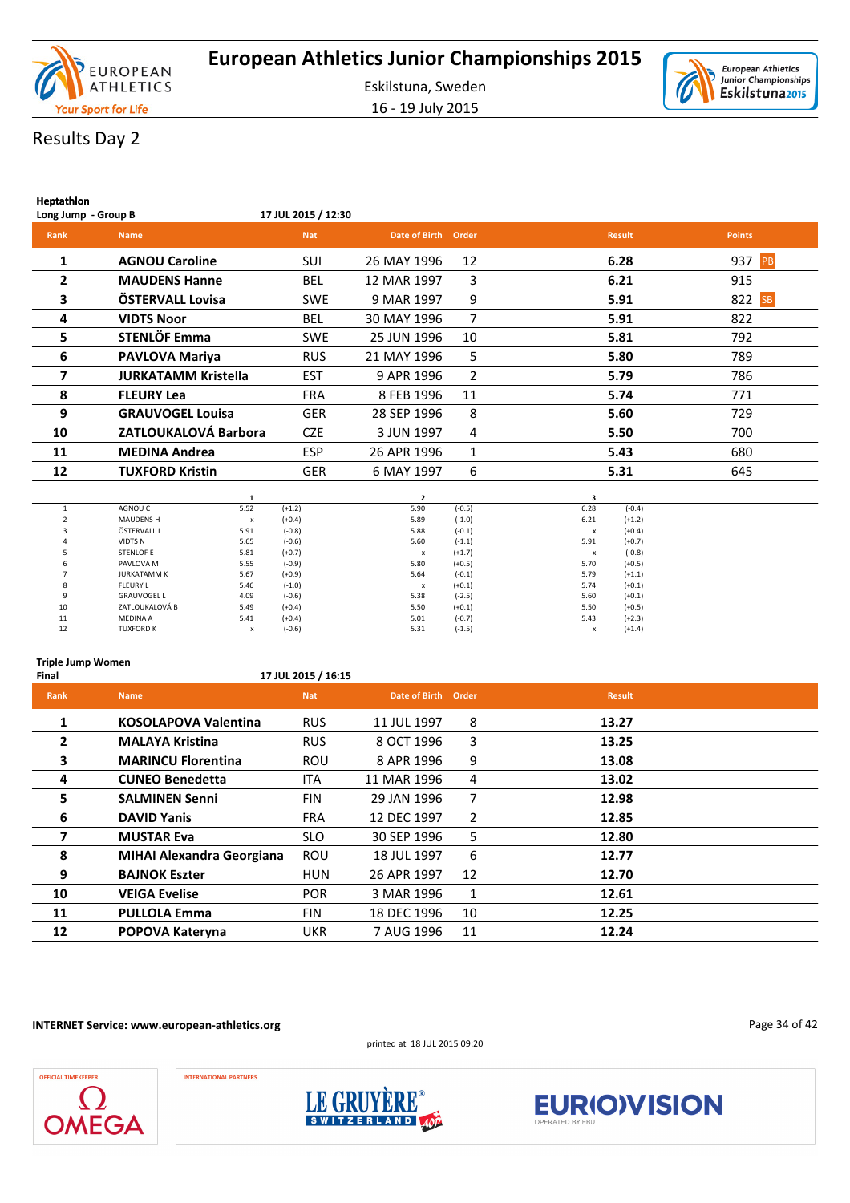# European Athletics Junior Championships 2015

Eskilstuna, Sweden

16 - 19 July 2015

## Results Day 2

### Heptathlon

**Long Jump - Group B** 17 JUL 2015 / 12:30

| Rank | Name | Nat | Date of Birth | Order | Result | Points |
|---|---|---|---|---|---|---|
| 1 | **AGNOU Caroline** | SUI | 26 MAY 1996 | 12 | **6.28** | 937 PB |
| 2 | **MAUDENS Hanne** | BEL | 12 MAR 1997 | 3 | **6.21** | 915 |
| 3 | **ÖSTERVALL Lovisa** | SWE | 9 MAR 1997 | 9 | **5.91** | 822 SB |
| 4 | **VIDTS Noor** | BEL | 30 MAY 1996 | 7 | **5.91** | 822 |
| 5 | **STENLÖF Emma** | SWE | 25 JUN 1996 | 10 | **5.81** | 792 |
| 6 | **PAVLOVA Mariya** | RUS | 21 MAY 1996 | 5 | **5.80** | 789 |
| 7 | **JURKATAMM Kristella** | EST | 9 APR 1996 | 2 | **5.79** | 786 |
| 8 | **FLEURY Lea** | FRA | 8 FEB 1996 | 11 | **5.74** | 771 |
| 9 | **GRAUVOGEL Louisa** | GER | 28 SEP 1996 | 8 | **5.60** | 729 |
| 10 | **ZATLOUKALOVÁ Barbora** | CZE | 3 JUN 1997 | 4 | **5.50** | 700 |
| 11 | **MEDINA Andrea** | ESP | 26 APR 1996 | 1 | **5.43** | 680 |
| 12 | **TUXFORD Kristin** | GER | 6 MAY 1997 | 6 | **5.31** | 645 |

| | | 1 | | 2 | | 3 | |
|---|---|---|---|---|---|---|---|
| 1 | AGNOU C | 5.52 | (+1.2) | 5.90 | (-0.5) | 6.28 | (-0.4) |
| 2 | MAUDENS H | x | (+0.4) | 5.89 | (-1.0) | 6.21 | (+1.2) |
| 3 | ÖSTERVALL L | 5.91 | (-0.8) | 5.88 | (-0.1) | x | (+0.4) |
| 4 | VIDTS N | 5.65 | (-0.6) | 5.60 | (-1.1) | 5.91 | (+0.7) |
| 5 | STENLÖF E | 5.81 | (+0.7) | x | (+1.7) | x | (-0.8) |
| 6 | PAVLOVA M | 5.55 | (-0.9) | 5.80 | (+0.5) | 5.70 | (+0.5) |
| 7 | JURKATAMM K | 5.67 | (+0.9) | 5.64 | (-0.1) | 5.79 | (+1.1) |
| 8 | FLEURY L | 5.46 | (-1.0) | x | (+0.1) | 5.74 | (+0.1) |
| 9 | GRAUVOGEL L | 4.09 | (-0.6) | 5.38 | (-2.5) | 5.60 | (+0.1) |
| 10 | ZATLOUKALOVÁ B | 5.49 | (+0.4) | 5.50 | (+0.1) | 5.50 | (+0.5) |
| 11 | MEDINA A | 5.41 | (+0.4) | 5.01 | (-0.7) | 5.43 | (+2.3) |
| 12 | TUXFORD K | x | (-0.6) | 5.31 | (-1.5) | x | (+1.4) |

### Triple Jump Women

**Final** 17 JUL 2015 / 16:15

| Rank | Name | Nat | Date of Birth | Order | Result |
|---|---|---|---|---|---|
| 1 | **KOSOLAPOVA Valentina** | RUS | 11 JUL 1997 | 8 | **13.27** |
| 2 | **MALAYA Kristina** | RUS | 8 OCT 1996 | 3 | **13.25** |
| 3 | **MARINCU Florentina** | ROU | 8 APR 1996 | 9 | **13.08** |
| 4 | **CUNEO Benedetta** | ITA | 11 MAR 1996 | 4 | **13.02** |
| 5 | **SALMINEN Senni** | FIN | 29 JAN 1996 | 7 | **12.98** |
| 6 | **DAVID Yanis** | FRA | 12 DEC 1997 | 2 | **12.85** |
| 7 | **MUSTAR Eva** | SLO | 30 SEP 1996 | 5 | **12.80** |
| 8 | **MIHAI Alexandra Georgiana** | ROU | 18 JUL 1997 | 6 | **12.77** |
| 9 | **BAJNOK Eszter** | HUN | 26 APR 1997 | 12 | **12.70** |
| 10 | **VEIGA Evelise** | POR | 3 MAR 1996 | 1 | **12.61** |
| 11 | **PULLOLA Emma** | FIN | 18 DEC 1996 | 10 | **12.25** |
| 12 | **POPOVA Kateryna** | UKR | 7 AUG 1996 | 11 | **12.24** |

**INTERNET Service: www.european-athletics.org**

printed at 18 JUL 2015 09:20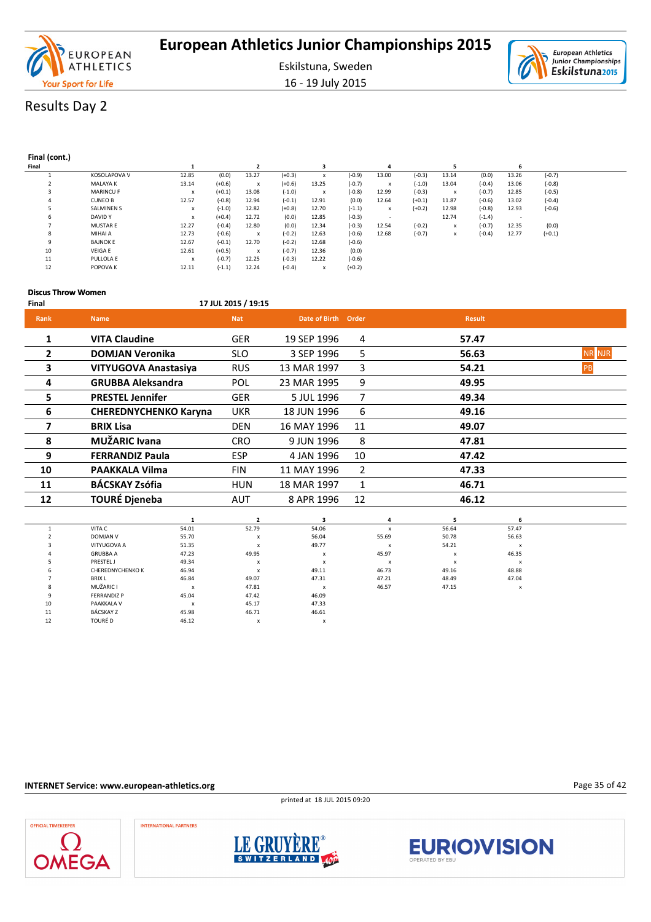## Results Day 2

**Final (cont.)**

| Final | | 1 | | 2 | | 3 | | 4 | | 5 | | 6 | |
|---|---|---|---|---|---|---|---|---|---|---|---|---|---|
| 1 | KOSOLAPOVA V | 12.85 | (0.0) | 13.27 | (+0.3) | x | (-0.9) | 13.00 | (-0.3) | 13.14 | (0.0) | 13.26 | (-0.7) |
| 2 | MALAYA K | 13.14 | (+0.6) | x | (+0.6) | 13.25 | (-0.7) | x | (-1.0) | 13.04 | (-0.4) | 13.06 | (-0.8) |
| 3 | MARINCU F | x | (+0.1) | 13.08 | (-1.0) | x | (-0.8) | 12.99 | (-0.3) | x | (-0.7) | 12.85 | (-0.5) |
| 4 | CUNEO B | 12.57 | (-0.8) | 12.94 | (-0.1) | 12.91 | (0.0) | 12.64 | (+0.1) | 11.87 | (-0.6) | 13.02 | (-0.4) |
| 5 | SALMINEN S | x | (-1.0) | 12.82 | (+0.8) | 12.70 | (-1.1) | x | (+0.2) | 12.98 | (-0.8) | 12.93 | (-0.6) |
| 6 | DAVID Y | x | (+0.4) | 12.72 | (0.0) | 12.85 | (-0.3) | - | | 12.74 | (-1.4) | - | |
| 7 | MUSTAR E | 12.27 | (-0.4) | 12.80 | (0.0) | 12.34 | (-0.3) | 12.54 | (-0.2) | x | (-0.7) | 12.35 | (0.0) |
| 8 | MIHAI A | 12.73 | (-0.6) | x | (-0.2) | 12.63 | (-0.6) | 12.68 | (-0.7) | x | (-0.4) | 12.77 | (+0.1) |
| 9 | BAJNOK E | 12.67 | (-0.1) | 12.70 | (-0.2) | 12.68 | (-0.6) | | | | | | |
| 10 | VEIGA E | 12.61 | (+0.5) | x | (-0.7) | 12.36 | (0.0) | | | | | | |
| 11 | PULLOLA E | x | (-0.7) | 12.25 | (-0.3) | 12.22 | (-0.6) | | | | | | |
| 12 | POPOVA K | 12.11 | (-1.1) | 12.24 | (-0.4) | x | (+0.2) | | | | | | |

### Discus Throw Women

**Final** 17 JUL 2015 / 19:15

| Rank | Name | Nat | Date of Birth | Order | Result | |
|---|---|---|---|---|---|---|
| 1 | **VITA Claudine** | GER | 19 SEP 1996 | 4 | **57.47** | |
| 2 | **DOMJAN Veronika** | SLO | 3 SEP 1996 | 5 | **56.63** | NR NJR |
| 3 | **VITYUGOVA Anastasiya** | RUS | 13 MAR 1997 | 3 | **54.21** | PB |
| 4 | **GRUBBA Aleksandra** | POL | 23 MAR 1995 | 9 | **49.95** | |
| 5 | **PRESTEL Jennifer** | GER | 5 JUL 1996 | 7 | **49.34** | |
| 6 | **CHEREDNYCHENKO Karyna** | UKR | 18 JUN 1996 | 6 | **49.16** | |
| 7 | **BRIX Lisa** | DEN | 16 MAY 1996 | 11 | **49.07** | |
| 8 | **MUŽARIC Ivana** | CRO | 9 JUN 1996 | 8 | **47.81** | |
| 9 | **FERRANDIZ Paula** | ESP | 4 JAN 1996 | 10 | **47.42** | |
| 10 | **PAAKKALA Vilma** | FIN | 11 MAY 1996 | 2 | **47.33** | |
| 11 | **BÁCSKAY Zsófia** | HUN | 18 MAR 1997 | 1 | **46.71** | |
| 12 | **TOURÉ Djeneba** | AUT | 8 APR 1996 | 12 | **46.12** | |

| | | 1 | 2 | 3 | 4 | 5 | 6 |
|---|---|---|---|---|---|---|---|
| 1 | VITA C | 54.01 | 52.79 | 54.06 | x | 56.64 | 57.47 |
| 2 | DOMJAN V | 55.70 | x | 56.04 | 55.69 | 50.78 | 56.63 |
| 3 | VITYUGOVA A | 51.35 | x | 49.77 | x | 54.21 | x |
| 4 | GRUBBA A | 47.23 | 49.95 | x | 45.97 | x | 46.35 |
| 5 | PRESTEL J | 49.34 | x | x | x | x | x |
| 6 | CHEREDNYCHENKO K | 46.94 | x | 49.11 | 46.73 | 49.16 | 48.88 |
| 7 | BRIX L | 46.84 | 49.07 | 47.31 | 47.21 | 48.49 | 47.04 |
| 8 | MUŽARIC I | x | 47.81 | x | 46.57 | 47.15 | x |
| 9 | FERRANDIZ P | 45.04 | 47.42 | 46.09 | | | |
| 10 | PAAKKALA V | x | 45.17 | 47.33 | | | |
| 11 | BÁCSKAY Z | 45.98 | 46.71 | 46.61 | | | |
| 12 | TOURÉ D | 46.12 | x | x | | | |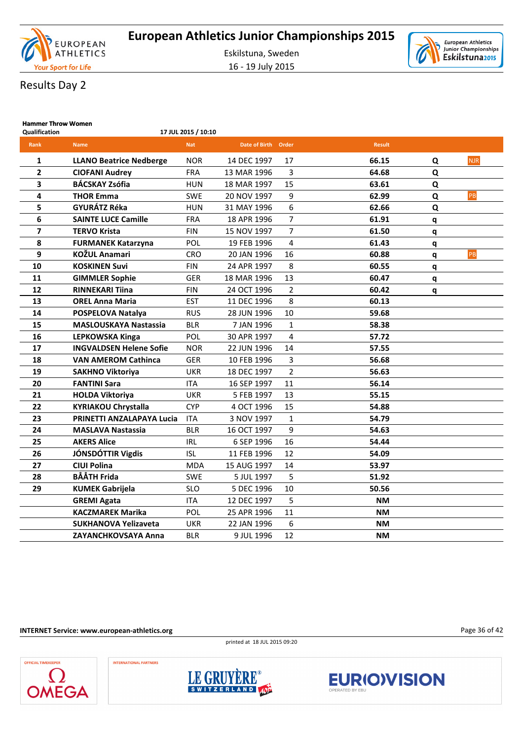# European Athletics Junior Championships 2015

Eskilstuna, Sweden

16 - 19 July 2015

## Results Day 2

**Hammer Throw Women**

**Qualification** 17 JUL 2015 / 10:10

| Rank | Name | Nat | Date of Birth | Order | Result | | |
|---|---|---|---|---|---|---|---|
| 1 | **LLANO Beatrice Nedberge** | NOR | 14 DEC 1997 | 17 | **66.15** | **Q** | NJR |
| 2 | **CIOFANI Audrey** | FRA | 13 MAR 1996 | 3 | **64.68** | **Q** | |
| 3 | **BÁCSKAY Zsófia** | HUN | 18 MAR 1997 | 15 | **63.61** | **Q** | |
| 4 | **THOR Emma** | SWE | 20 NOV 1997 | 9 | **62.99** | **Q** | PB |
| 5 | **GYURÁTZ Réka** | HUN | 31 MAY 1996 | 6 | **62.66** | **Q** | |
| 6 | **SAINTE LUCE Camille** | FRA | 18 APR 1996 | 7 | **61.91** | **q** | |
| 7 | **TERVO Krista** | FIN | 15 NOV 1997 | 7 | **61.50** | **q** | |
| 8 | **FURMANEK Katarzyna** | POL | 19 FEB 1996 | 4 | **61.43** | **q** | |
| 9 | **KOŽUL Anamari** | CRO | 20 JAN 1996 | 16 | **60.88** | **q** | PB |
| 10 | **KOSKINEN Suvi** | FIN | 24 APR 1997 | 8 | **60.55** | **q** | |
| 11 | **GIMMLER Sophie** | GER | 18 MAR 1996 | 13 | **60.47** | **q** | |
| 12 | **RINNEKARI Tiina** | FIN | 24 OCT 1996 | 2 | **60.42** | **q** | |
| 13 | **OREL Anna Maria** | EST | 11 DEC 1996 | 8 | **60.13** | | |
| 14 | **POSPELOVA Natalya** | RUS | 28 JUN 1996 | 10 | **59.68** | | |
| 15 | **MASLOUSKAYA Nastassia** | BLR | 7 JAN 1996 | 1 | **58.38** | | |
| 16 | **LEPKOWSKA Kinga** | POL | 30 APR 1997 | 4 | **57.72** | | |
| 17 | **INGVALDSEN Helene Sofie** | NOR | 22 JUN 1996 | 14 | **57.55** | | |
| 18 | **VAN AMEROM Cathinca** | GER | 10 FEB 1996 | 3 | **56.68** | | |
| 19 | **SAKHNO Viktoriya** | UKR | 18 DEC 1997 | 2 | **56.63** | | |
| 20 | **FANTINI Sara** | ITA | 16 SEP 1997 | 11 | **56.14** | | |
| 21 | **HOLDA Viktoriya** | UKR | 5 FEB 1997 | 13 | **55.15** | | |
| 22 | **KYRIAKOU Chrystalla** | CYP | 4 OCT 1996 | 15 | **54.88** | | |
| 23 | **PRINETTI ANZALAPAYA Lucia** | ITA | 3 NOV 1997 | 1 | **54.79** | | |
| 24 | **MASLAVA Nastassia** | BLR | 16 OCT 1997 | 9 | **54.63** | | |
| 25 | **AKERS Alice** | IRL | 6 SEP 1996 | 16 | **54.44** | | |
| 26 | **JÓNSDÓTTIR Vigdis** | ISL | 11 FEB 1996 | 12 | **54.09** | | |
| 27 | **CIUI Polina** | MDA | 15 AUG 1997 | 14 | **53.97** | | |
| 28 | **BÅÅTH Frida** | SWE | 5 JUL 1997 | 5 | **51.92** | | |
| 29 | **KUMEK Gabrijela** | SLO | 5 DEC 1996 | 10 | **50.56** | | |
| | **GREMI Agata** | ITA | 12 DEC 1997 | 5 | **NM** | | |
| | **KACZMAREK Marika** | POL | 25 APR 1996 | 11 | **NM** | | |
| | **SUKHANOVA Yelizaveta** | UKR | 22 JAN 1996 | 6 | **NM** | | |
| | **ZAYANCHKOVSAYA Anna** | BLR | 9 JUL 1996 | 12 | **NM** | | |

**INTERNET Service: www.european-athletics.org**

printed at 18 JUL 2015 09:20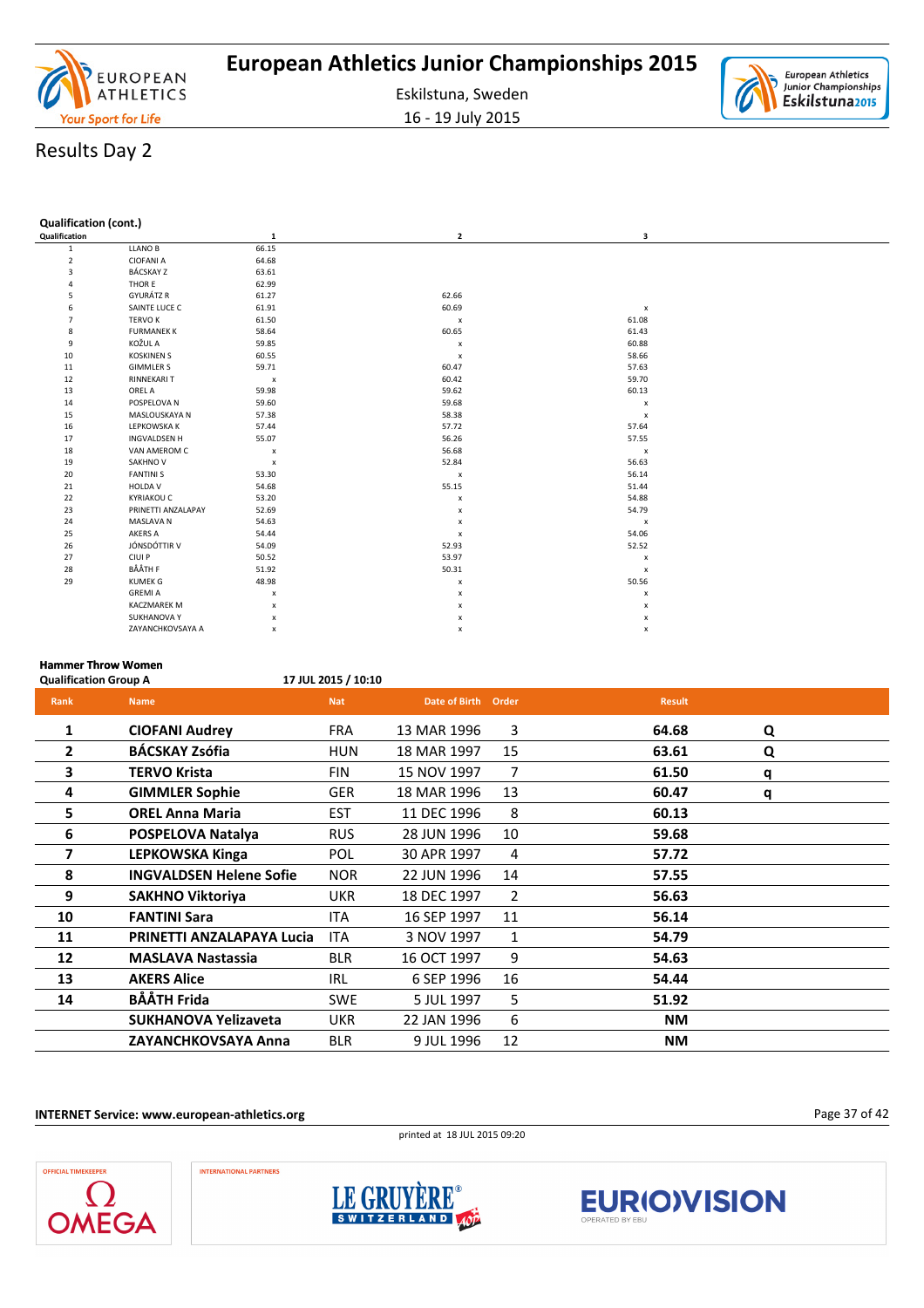## Results Day 2

### Qualification (cont.)

| Qualification | | 1 | 2 | 3 |
|---|---|---|---|---|
| 1 | LLANO B | 66.15 | | |
| 2 | CIOFANI A | 64.68 | | |
| 3 | BÁCSKAY Z | 63.61 | | |
| 4 | THOR E | 62.99 | | |
| 5 | GYURÁTZ R | 61.27 | 62.66 | |
| 6 | SAINTE LUCE C | 61.91 | 60.69 | x |
| 7 | TERVO K | 61.50 | x | 61.08 |
| 8 | FURMANEK K | 58.64 | 60.65 | 61.43 |
| 9 | KOŽUL A | 59.85 | x | 60.88 |
| 10 | KOSKINEN S | 60.55 | x | 58.66 |
| 11 | GIMMLER S | 59.71 | 60.47 | 57.63 |
| 12 | RINNEKARI T | x | 60.42 | 59.70 |
| 13 | OREL A | 59.98 | 59.62 | 60.13 |
| 14 | POSPELOVA N | 59.60 | 59.68 | x |
| 15 | MASLOUSKAYA N | 57.38 | 58.38 | x |
| 16 | LEPKOWSKA K | 57.44 | 57.72 | 57.64 |
| 17 | INGVALDSEN H | 55.07 | 56.26 | 57.55 |
| 18 | VAN AMEROM C | x | 56.68 | x |
| 19 | SAKHNO V | x | 52.84 | 56.63 |
| 20 | FANTINI S | 53.30 | x | 56.14 |
| 21 | HOLDA V | 54.68 | 55.15 | 51.44 |
| 22 | KYRIAKOU C | 53.20 | x | 54.88 |
| 23 | PRINETTI ANZALAPAY | 52.69 | x | 54.79 |
| 24 | MASLAVA N | 54.63 | x | x |
| 25 | AKERS A | 54.44 | x | 54.06 |
| 26 | JÓNSDÓTTIR V | 54.09 | 52.93 | 52.52 |
| 27 | CIUI P | 50.52 | 53.97 | x |
| 28 | BÅÅTH F | 51.92 | 50.31 | x |
| 29 | KUMEK G | 48.98 | x | 50.56 |
| | GREMI A | x | x | x |
| | KACZMAREK M | x | x | x |
| | SUKHANOVA Y | x | x | x |
| | ZAYANCHKOVSAYA A | x | x | x |

### Hammer Throw Women

**Qualification Group A** — **17 JUL 2015 / 10:10**

| Rank | Name | Nat | Date of Birth | Order | Result | |
|---|---|---|---|---|---|---|
| 1 | **CIOFANI Audrey** | FRA | 13 MAR 1996 | 3 | **64.68** | **Q** |
| 2 | **BÁCSKAY Zsófia** | HUN | 18 MAR 1997 | 15 | **63.61** | **Q** |
| 3 | **TERVO Krista** | FIN | 15 NOV 1997 | 7 | **61.50** | **q** |
| 4 | **GIMMLER Sophie** | GER | 18 MAR 1996 | 13 | **60.47** | **q** |
| 5 | **OREL Anna Maria** | EST | 11 DEC 1996 | 8 | **60.13** | |
| 6 | **POSPELOVA Natalya** | RUS | 28 JUN 1996 | 10 | **59.68** | |
| 7 | **LEPKOWSKA Kinga** | POL | 30 APR 1997 | 4 | **57.72** | |
| 8 | **INGVALDSEN Helene Sofie** | NOR | 22 JUN 1996 | 14 | **57.55** | |
| 9 | **SAKHNO Viktoriya** | UKR | 18 DEC 1997 | 2 | **56.63** | |
| 10 | **FANTINI Sara** | ITA | 16 SEP 1997 | 11 | **56.14** | |
| 11 | **PRINETTI ANZALAPAYA Lucia** | ITA | 3 NOV 1997 | 1 | **54.79** | |
| 12 | **MASLAVA Nastassia** | BLR | 16 OCT 1997 | 9 | **54.63** | |
| 13 | **AKERS Alice** | IRL | 6 SEP 1996 | 16 | **54.44** | |
| 14 | **BÅÅTH Frida** | SWE | 5 JUL 1997 | 5 | **51.92** | |
| | **SUKHANOVA Yelizaveta** | UKR | 22 JAN 1996 | 6 | **NM** | |
| | **ZAYANCHKOVSAYA Anna** | BLR | 9 JUL 1996 | 12 | **NM** | |

**INTERNET Service: www.european-athletics.org**

printed at 18 JUL 2015 09:20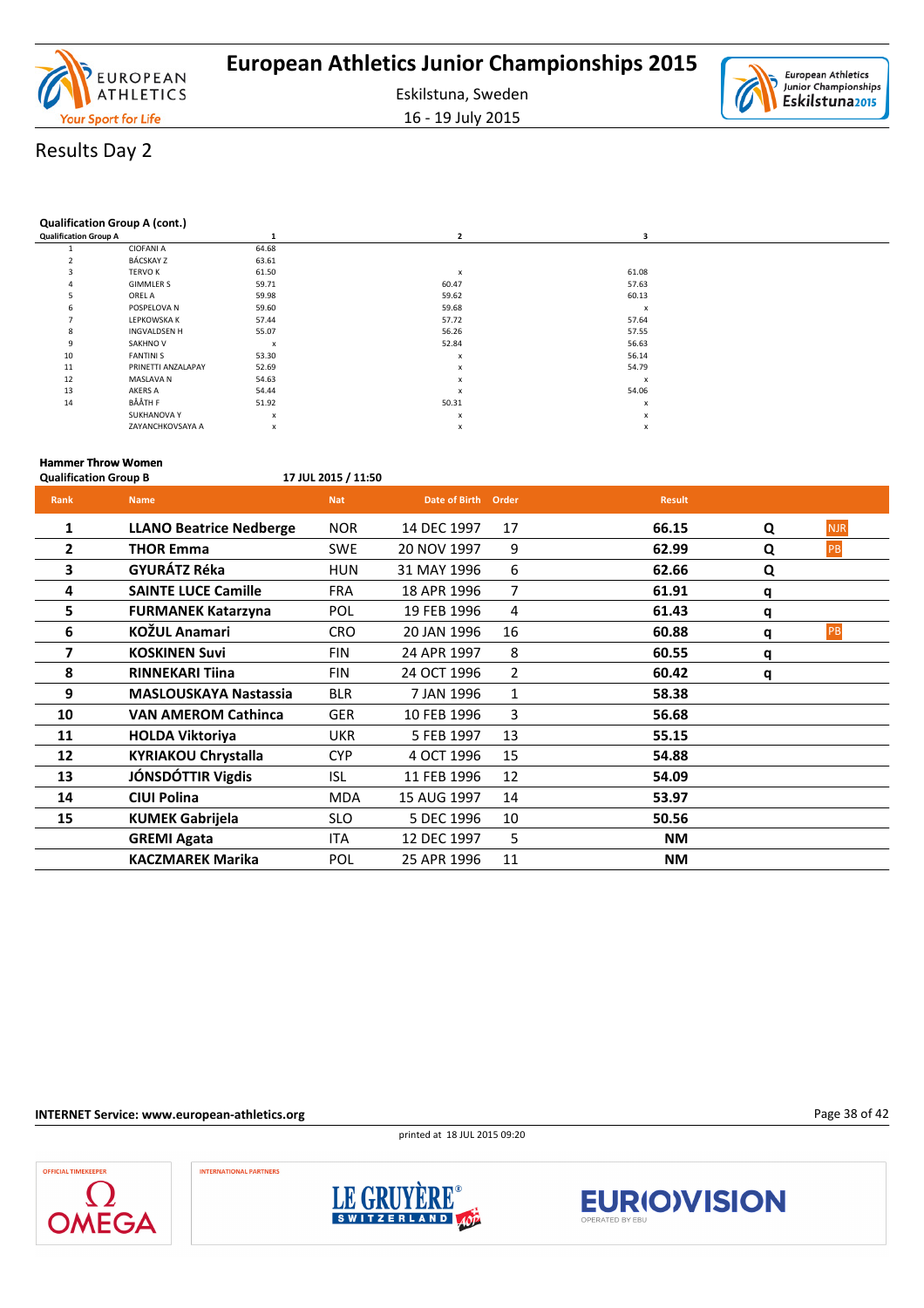# European Athletics Junior Championships 2015

Eskilstuna, Sweden

16 - 19 July 2015

## Results Day 2

### Qualification Group A (cont.)

| Qualification Group A | | 1 | 2 | 3 |
|---|---|---|---|---|
| 1 | CIOFANI A | 64.68 | | |
| 2 | BÁCSKAY Z | 63.61 | | |
| 3 | TERVO K | 61.50 | x | 61.08 |
| 4 | GIMMLER S | 59.71 | 60.47 | 57.63 |
| 5 | OREL A | 59.98 | 59.62 | 60.13 |
| 6 | POSPELOVA N | 59.60 | 59.68 | x |
| 7 | LEPKOWSKA K | 57.44 | 57.72 | 57.64 |
| 8 | INGVALDSEN H | 55.07 | 56.26 | 57.55 |
| 9 | SAKHNO V | x | 52.84 | 56.63 |
| 10 | FANTINI S | 53.30 | x | 56.14 |
| 11 | PRINETTI ANZALAPAY | 52.69 | x | 54.79 |
| 12 | MASLAVA N | 54.63 | x | x |
| 13 | AKERS A | 54.44 | x | 54.06 |
| 14 | BÅÅTH F | 51.92 | 50.31 | x |
| | SUKHANOVA Y | x | x | x |
| | ZAYANCHKOVSAYA A | x | x | x |

### Hammer Throw Women

**Qualification Group B** 17 JUL 2015 / 11:50

| Rank | Name | Nat | Date of Birth | Order | Result | | |
|---|---|---|---|---|---|---|---|
| 1 | **LLANO Beatrice Nedberge** | NOR | 14 DEC 1997 | 17 | **66.15** | **Q** | NJR |
| 2 | **THOR Emma** | SWE | 20 NOV 1997 | 9 | **62.99** | **Q** | PB |
| 3 | **GYURÁTZ Réka** | HUN | 31 MAY 1996 | 6 | **62.66** | **Q** | |
| 4 | **SAINTE LUCE Camille** | FRA | 18 APR 1996 | 7 | **61.91** | **q** | |
| 5 | **FURMANEK Katarzyna** | POL | 19 FEB 1996 | 4 | **61.43** | **q** | |
| 6 | **KOŽUL Anamari** | CRO | 20 JAN 1996 | 16 | **60.88** | **q** | PB |
| 7 | **KOSKINEN Suvi** | FIN | 24 APR 1997 | 8 | **60.55** | **q** | |
| 8 | **RINNEKARI Tiina** | FIN | 24 OCT 1996 | 2 | **60.42** | **q** | |
| 9 | **MASLOUSKAYA Nastassia** | BLR | 7 JAN 1996 | 1 | **58.38** | | |
| 10 | **VAN AMEROM Cathinca** | GER | 10 FEB 1996 | 3 | **56.68** | | |
| 11 | **HOLDA Viktoriya** | UKR | 5 FEB 1997 | 13 | **55.15** | | |
| 12 | **KYRIAKOU Chrystalla** | CYP | 4 OCT 1996 | 15 | **54.88** | | |
| 13 | **JÓNSDÓTTIR Vigdis** | ISL | 11 FEB 1996 | 12 | **54.09** | | |
| 14 | **CIUI Polina** | MDA | 15 AUG 1997 | 14 | **53.97** | | |
| 15 | **KUMEK Gabrijela** | SLO | 5 DEC 1996 | 10 | **50.56** | | |
| | **GREMI Agata** | ITA | 12 DEC 1997 | 5 | **NM** | | |
| | **KACZMAREK Marika** | POL | 25 APR 1996 | 11 | **NM** | | |

**INTERNET Service: www.european-athletics.org**

printed at 18 JUL 2015 09:20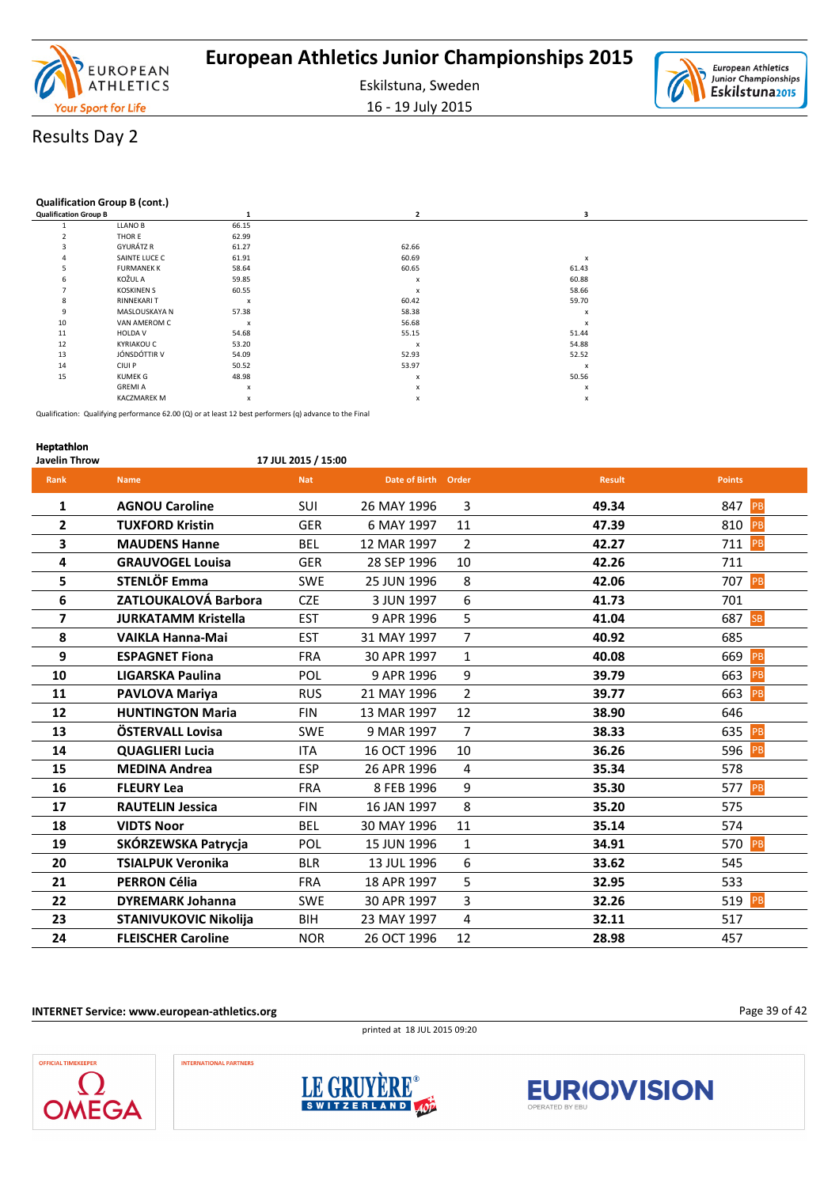# European Athletics Junior Championships 2015

Eskilstuna, Sweden

16 - 19 July 2015

## Results Day 2

### Qualification Group B (cont.)

| Qualification Group B | | 1 | 2 | 3 |
|---|---|---|---|---|
| 1 | LLANO B | 66.15 | | |
| 2 | THOR E | 62.99 | | |
| 3 | GYURÁTZ R | 61.27 | 62.66 | |
| 4 | SAINTE LUCE C | 61.91 | 60.69 | x |
| 5 | FURMANEK K | 58.64 | 60.65 | 61.43 |
| 6 | KOŽUL A | 59.85 | x | 60.88 |
| 7 | KOSKINEN S | 60.55 | x | 58.66 |
| 8 | RINNEKARI T | x | 60.42 | 59.70 |
| 9 | MASLOUSKAYA N | 57.38 | 58.38 | x |
| 10 | VAN AMEROM C | x | 56.68 | x |
| 11 | HOLDA V | 54.68 | 55.15 | 51.44 |
| 12 | KYRIAKOU C | 53.20 | x | 54.88 |
| 13 | JÓNSDÓTTIR V | 54.09 | 52.93 | 52.52 |
| 14 | CIUI P | 50.52 | 53.97 | x |
| 15 | KUMEK G | 48.98 | x | 50.56 |
| | GREMI A | x | x | x |
| | KACZMAREK M | x | x | x |

Qualification: Qualifying performance 62.00 (Q) or at least 12 best performers (q) advance to the Final

### Heptathlon

**Javelin Throw** 17 JUL 2015 / 15:00

| Rank | Name | Nat | Date of Birth | Order | Result | Points |
|---|---|---|---|---|---|---|
| 1 | **AGNOU Caroline** | SUI | 26 MAY 1996 | 3 | **49.34** | 847 PB |
| 2 | **TUXFORD Kristin** | GER | 6 MAY 1997 | 11 | **47.39** | 810 PB |
| 3 | **MAUDENS Hanne** | BEL | 12 MAR 1997 | 2 | **42.27** | 711 PB |
| 4 | **GRAUVOGEL Louisa** | GER | 28 SEP 1996 | 10 | **42.26** | 711 |
| 5 | **STENLÖF Emma** | SWE | 25 JUN 1996 | 8 | **42.06** | 707 PB |
| 6 | **ZATLOUKALOVÁ Barbora** | CZE | 3 JUN 1997 | 6 | **41.73** | 701 |
| 7 | **JURKATAMM Kristella** | EST | 9 APR 1996 | 5 | **41.04** | 687 SB |
| 8 | **VAIKLA Hanna-Mai** | EST | 31 MAY 1997 | 7 | **40.92** | 685 |
| 9 | **ESPAGNET Fiona** | FRA | 30 APR 1997 | 1 | **40.08** | 669 PB |
| 10 | **LIGARSKA Paulina** | POL | 9 APR 1996 | 9 | **39.79** | 663 PB |
| 11 | **PAVLOVA Mariya** | RUS | 21 MAY 1996 | 2 | **39.77** | 663 PB |
| 12 | **HUNTINGTON Maria** | FIN | 13 MAR 1997 | 12 | **38.90** | 646 |
| 13 | **ÖSTERVALL Lovisa** | SWE | 9 MAR 1997 | 7 | **38.33** | 635 PB |
| 14 | **QUAGLIERI Lucia** | ITA | 16 OCT 1996 | 10 | **36.26** | 596 PB |
| 15 | **MEDINA Andrea** | ESP | 26 APR 1996 | 4 | **35.34** | 578 |
| 16 | **FLEURY Lea** | FRA | 8 FEB 1996 | 9 | **35.30** | 577 PB |
| 17 | **RAUTELIN Jessica** | FIN | 16 JAN 1997 | 8 | **35.20** | 575 |
| 18 | **VIDTS Noor** | BEL | 30 MAY 1996 | 11 | **35.14** | 574 |
| 19 | **SKÓRZEWSKA Patrycja** | POL | 15 JUN 1996 | 1 | **34.91** | 570 PB |
| 20 | **TSIALPUK Veronika** | BLR | 13 JUL 1996 | 6 | **33.62** | 545 |
| 21 | **PERRON Célia** | FRA | 18 APR 1997 | 5 | **32.95** | 533 |
| 22 | **DYREMARK Johanna** | SWE | 30 APR 1997 | 3 | **32.26** | 519 PB |
| 23 | **STANIVUKOVIC Nikolija** | BIH | 23 MAY 1997 | 4 | **32.11** | 517 |
| 24 | **FLEISCHER Caroline** | NOR | 26 OCT 1996 | 12 | **28.98** | 457 |

**INTERNET Service: www.european-athletics.org**

printed at 18 JUL 2015 09:20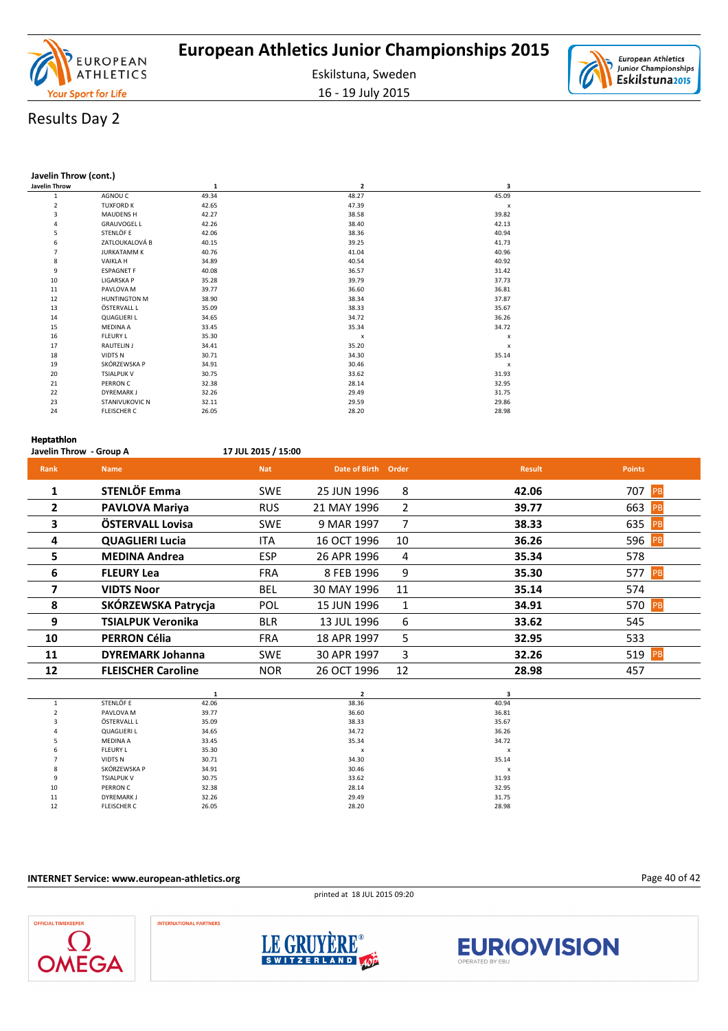## Results Day 2

### Javelin Throw (cont.)

| Javelin Throw | | 1 | 2 | 3 |
|---|---|---|---|---|
| 1 | AGNOU C | 49.34 | 48.27 | 45.09 |
| 2 | TUXFORD K | 42.65 | 47.39 | x |
| 3 | MAUDENS H | 42.27 | 38.58 | 39.82 |
| 4 | GRAUVOGEL L | 42.26 | 38.40 | 42.13 |
| 5 | STENLÖF E | 42.06 | 38.36 | 40.94 |
| 6 | ZATLOUKALOVÁ B | 40.15 | 39.25 | 41.73 |
| 7 | JURKATAMM K | 40.76 | 41.04 | 40.96 |
| 8 | VAIKLA H | 34.89 | 40.54 | 40.92 |
| 9 | ESPAGNET F | 40.08 | 36.57 | 31.42 |
| 10 | LIGARSKA P | 35.28 | 39.79 | 37.73 |
| 11 | PAVLOVA M | 39.77 | 36.60 | 36.81 |
| 12 | HUNTINGTON M | 38.90 | 38.34 | 37.87 |
| 13 | ÖSTERVALL L | 35.09 | 38.33 | 35.67 |
| 14 | QUAGLIERI L | 34.65 | 34.72 | 36.26 |
| 15 | MEDINA A | 33.45 | 35.34 | 34.72 |
| 16 | FLEURY L | 35.30 | x | x |
| 17 | RAUTELIN J | 34.41 | 35.20 | x |
| 18 | VIDTS N | 30.71 | 34.30 | 35.14 |
| 19 | SKÓRZEWSKA P | 34.91 | 30.46 | x |
| 20 | TSIALPUK V | 30.75 | 33.62 | 31.93 |
| 21 | PERRON C | 32.38 | 28.14 | 32.95 |
| 22 | DYREMARK J | 32.26 | 29.49 | 31.75 |
| 23 | STANIVUKOVIC N | 32.11 | 29.59 | 29.86 |
| 24 | FLEISCHER C | 26.05 | 28.20 | 28.98 |

### Heptathlon

**Javelin Throw - Group A** 17 JUL 2015 / 15:00

| Rank | Name | Nat | Date of Birth | Order | Result | Points |
|---|---|---|---|---|---|---|
| 1 | **STENLÖF Emma** | SWE | 25 JUN 1996 | 8 | **42.06** | 707 PB |
| 2 | **PAVLOVA Mariya** | RUS | 21 MAY 1996 | 2 | **39.77** | 663 PB |
| 3 | **ÖSTERVALL Lovisa** | SWE | 9 MAR 1997 | 7 | **38.33** | 635 PB |
| 4 | **QUAGLIERI Lucia** | ITA | 16 OCT 1996 | 10 | **36.26** | 596 PB |
| 5 | **MEDINA Andrea** | ESP | 26 APR 1996 | 4 | **35.34** | 578 |
| 6 | **FLEURY Lea** | FRA | 8 FEB 1996 | 9 | **35.30** | 577 PB |
| 7 | **VIDTS Noor** | BEL | 30 MAY 1996 | 11 | **35.14** | 574 |
| 8 | **SKÓRZEWSKA Patrycja** | POL | 15 JUN 1996 | 1 | **34.91** | 570 PB |
| 9 | **TSIALPUK Veronika** | BLR | 13 JUL 1996 | 6 | **33.62** | 545 |
| 10 | **PERRON Célia** | FRA | 18 APR 1997 | 5 | **32.95** | 533 |
| 11 | **DYREMARK Johanna** | SWE | 30 APR 1997 | 3 | **32.26** | 519 PB |
| 12 | **FLEISCHER Caroline** | NOR | 26 OCT 1996 | 12 | **28.98** | 457 |

| | | 1 | 2 | 3 |
|---|---|---|---|---|
| 1 | STENLÖF E | 42.06 | 38.36 | 40.94 |
| 2 | PAVLOVA M | 39.77 | 36.60 | 36.81 |
| 3 | ÖSTERVALL L | 35.09 | 38.33 | 35.67 |
| 4 | QUAGLIERI L | 34.65 | 34.72 | 36.26 |
| 5 | MEDINA A | 33.45 | 35.34 | 34.72 |
| 6 | FLEURY L | 35.30 | x | x |
| 7 | VIDTS N | 30.71 | 34.30 | 35.14 |
| 8 | SKÓRZEWSKA P | 34.91 | 30.46 | x |
| 9 | TSIALPUK V | 30.75 | 33.62 | 31.93 |
| 10 | PERRON C | 32.38 | 28.14 | 32.95 |
| 11 | DYREMARK J | 32.26 | 29.49 | 31.75 |
| 12 | FLEISCHER C | 26.05 | 28.20 | 28.98 |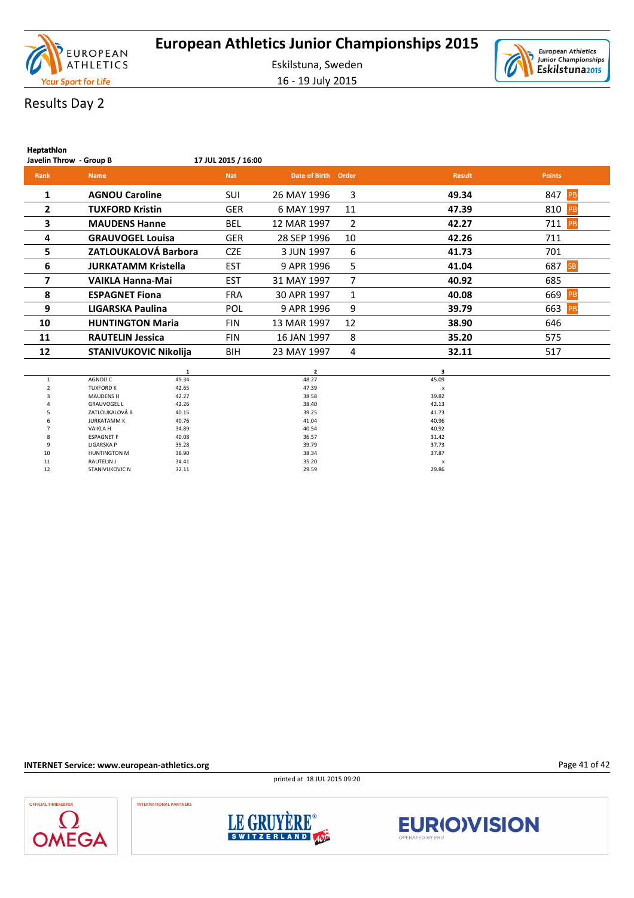# European Athletics Junior Championships 2015

Eskilstuna, Sweden

16 - 19 July 2015

## Results Day 2

**Heptathlon**

**Javelin Throw - Group B** **17 JUL 2015 / 16:00**

| Rank | Name | Nat | Date of Birth | Order | Result | Points |
|---|---|---|---|---|---|---|
| 1 | **AGNOU Caroline** | SUI | 26 MAY 1996 | 3 | **49.34** | 847 PB |
| 2 | **TUXFORD Kristin** | GER | 6 MAY 1997 | 11 | **47.39** | 810 PB |
| 3 | **MAUDENS Hanne** | BEL | 12 MAR 1997 | 2 | **42.27** | 711 PB |
| 4 | **GRAUVOGEL Louisa** | GER | 28 SEP 1996 | 10 | **42.26** | 711 |
| 5 | **ZATLOUKALOVÁ Barbora** | CZE | 3 JUN 1997 | 6 | **41.73** | 701 |
| 6 | **JURKATAMM Kristella** | EST | 9 APR 1996 | 5 | **41.04** | 687 SB |
| 7 | **VAIKLA Hanna-Mai** | EST | 31 MAY 1997 | 7 | **40.92** | 685 |
| 8 | **ESPAGNET Fiona** | FRA | 30 APR 1997 | 1 | **40.08** | 669 PB |
| 9 | **LIGARSKA Paulina** | POL | 9 APR 1996 | 9 | **39.79** | 663 PB |
| 10 | **HUNTINGTON Maria** | FIN | 13 MAR 1997 | 12 | **38.90** | 646 |
| 11 | **RAUTELIN Jessica** | FIN | 16 JAN 1997 | 8 | **35.20** | 575 |
| 12 | **STANIVUKOVIC Nikolija** | BIH | 23 MAY 1997 | 4 | **32.11** | 517 |

| | | 1 | 2 | 3 |
|---|---|---|---|---|
| 1 | AGNOU C | 49.34 | 48.27 | 45.09 |
| 2 | TUXFORD K | 42.65 | 47.39 | x |
| 3 | MAUDENS H | 42.27 | 38.58 | 39.82 |
| 4 | GRAUVOGEL L | 42.26 | 38.40 | 42.13 |
| 5 | ZATLOUKALOVÁ B | 40.15 | 39.25 | 41.73 |
| 6 | JURKATAMM K | 40.76 | 41.04 | 40.96 |
| 7 | VAIKLA H | 34.89 | 40.54 | 40.92 |
| 8 | ESPAGNET F | 40.08 | 36.57 | 31.42 |
| 9 | LIGARSKA P | 35.28 | 39.79 | 37.73 |
| 10 | HUNTINGTON M | 38.90 | 38.34 | 37.87 |
| 11 | RAUTELIN J | 34.41 | 35.20 | x |
| 12 | STANIVUKOVIC N | 32.11 | 29.59 | 29.86 |

**INTERNET Service: www.european-athletics.org**

printed at 18 JUL 2015 09:20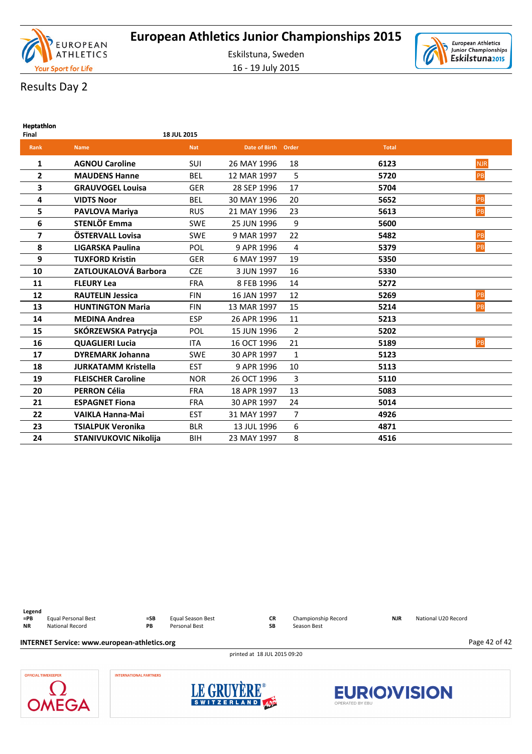# European Athletics Junior Championships 2015

Eskilstuna, Sweden

16 - 19 July 2015

## Results Day 2

**Heptathlon**

**Final** 18 JUL 2015

| Rank | Name | Nat | Date of Birth | Order | Total | |
|---|---|---|---|---|---|---|
| 1 | **AGNOU Caroline** | SUI | 26 MAY 1996 | 18 | **6123** | NJR |
| 2 | **MAUDENS Hanne** | BEL | 12 MAR 1997 | 5 | **5720** | PB |
| 3 | **GRAUVOGEL Louisa** | GER | 28 SEP 1996 | 17 | **5704** | |
| 4 | **VIDTS Noor** | BEL | 30 MAY 1996 | 20 | **5652** | PB |
| 5 | **PAVLOVA Mariya** | RUS | 21 MAY 1996 | 23 | **5613** | PB |
| 6 | **STENLÖF Emma** | SWE | 25 JUN 1996 | 9 | **5600** | |
| 7 | **ÖSTERVALL Lovisa** | SWE | 9 MAR 1997 | 22 | **5482** | PB |
| 8 | **LIGARSKA Paulina** | POL | 9 APR 1996 | 4 | **5379** | PB |
| 9 | **TUXFORD Kristin** | GER | 6 MAY 1997 | 19 | **5350** | |
| 10 | **ZATLOUKALOVÁ Barbora** | CZE | 3 JUN 1997 | 16 | **5330** | |
| 11 | **FLEURY Lea** | FRA | 8 FEB 1996 | 14 | **5272** | |
| 12 | **RAUTELIN Jessica** | FIN | 16 JAN 1997 | 12 | **5269** | PB |
| 13 | **HUNTINGTON Maria** | FIN | 13 MAR 1997 | 15 | **5214** | PB |
| 14 | **MEDINA Andrea** | ESP | 26 APR 1996 | 11 | **5213** | |
| 15 | **SKÓRZEWSKA Patrycja** | POL | 15 JUN 1996 | 2 | **5202** | |
| 16 | **QUAGLIERI Lucia** | ITA | 16 OCT 1996 | 21 | **5189** | PB |
| 17 | **DYREMARK Johanna** | SWE | 30 APR 1997 | 1 | **5123** | |
| 18 | **JURKATAMM Kristella** | EST | 9 APR 1996 | 10 | **5113** | |
| 19 | **FLEISCHER Caroline** | NOR | 26 OCT 1996 | 3 | **5110** | |
| 20 | **PERRON Célia** | FRA | 18 APR 1997 | 13 | **5083** | |
| 21 | **ESPAGNET Fiona** | FRA | 30 APR 1997 | 24 | **5014** | |
| 22 | **VAIKLA Hanna-Mai** | EST | 31 MAY 1997 | 7 | **4926** | |
| 23 | **TSIALPUK Veronika** | BLR | 13 JUL 1996 | 6 | **4871** | |
| 24 | **STANIVUKOVIC Nikolija** | BIH | 23 MAY 1997 | 8 | **4516** | |

**Legend**

| | | | | | | | |
|---|---|---|---|---|---|---|---|
| =PB | Equal Personal Best | =SB | Equal Season Best | CR | Championship Record | NJR | National U20 Record |
| NR | National Record | PB | Personal Best | SB | Season Best | | |

**INTERNET Service: www.european-athletics.org**

printed at 18 JUL 2015 09:20

OFFICIAL TIMEKEEPER OMEGA

INTERNATIONAL PARTNERS LE GRUYÈRE SWITZERLAND AOP — EUROVISION OPERATED BY EBU